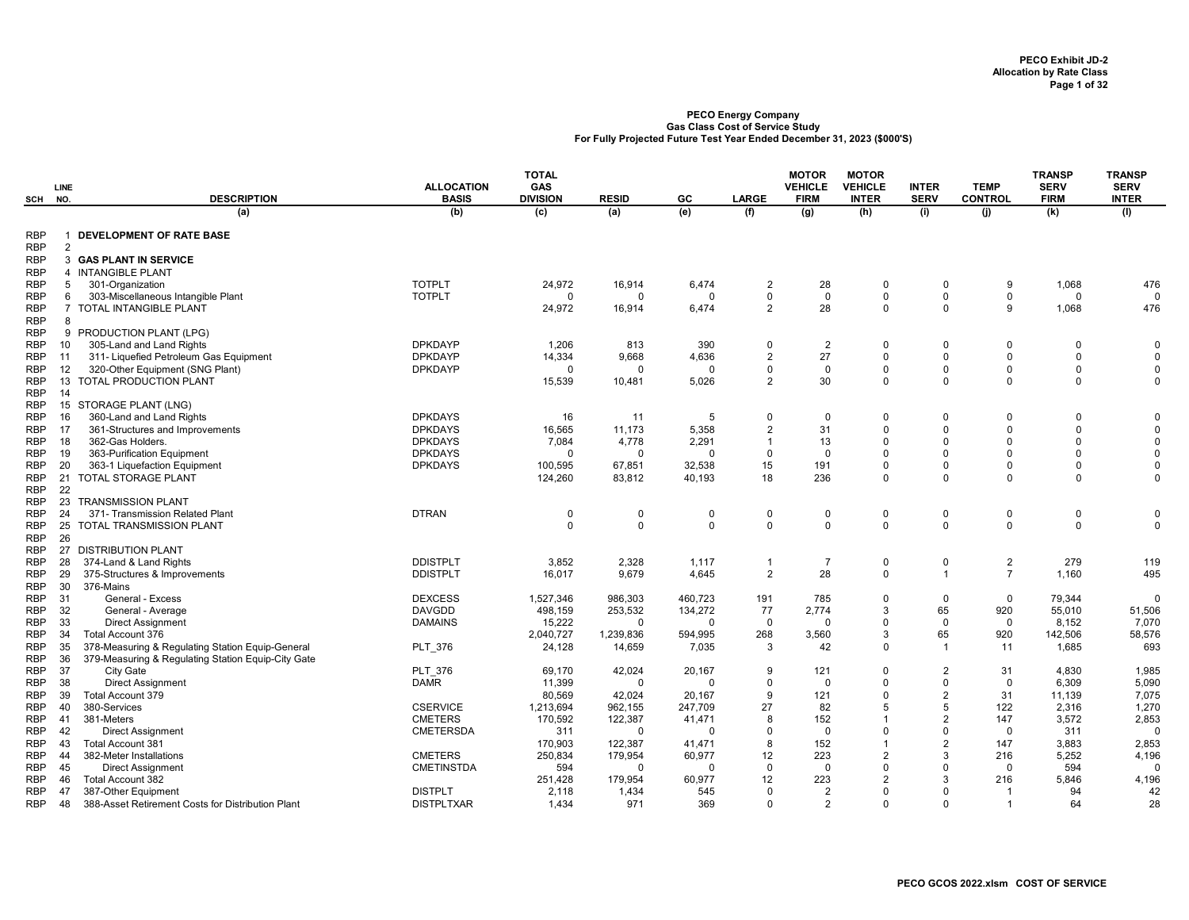**PECO Exhibit JD-2**
**Allocation by Rate Class**

**PECO Energy Company**
**Gas Class Cost of Service Study**
**For Fully Projected Future Test Year Ended December 31, 2023 ($000'S)**

| SCH | LINE NO. | DESCRIPTION | ALLOCATION BASIS | TOTAL GAS DIVISION | RESID | GC | LARGE | MOTOR VEHICLE FIRM | MOTOR VEHICLE INTER | INTER SERV | TEMP CONTROL | TRANSP SERV FIRM | TRANSP SERV INTER |
|---|---|---|---|---|---|---|---|---|---|---|---|---|---|
| | | (a) | (b) | (c) | (a) | (e) | (f) | (g) | (h) | (i) | (j) | (k) | (l) |
| RBP | 1 | **DEVELOPMENT OF RATE BASE** | | | | | | | | | | | |
| RBP | 2 | | | | | | | | | | | | |
| RBP | 3 | **GAS PLANT IN SERVICE** | | | | | | | | | | | |
| RBP | 4 | INTANGIBLE PLANT | | | | | | | | | | | |
| RBP | 5 | 301-Organization | TOTPLT | 24,972 | 16,914 | 6,474 | 2 | 28 | 0 | 0 | 9 | 1,068 | 476 |
| RBP | 6 | 303-Miscellaneous Intangible Plant | TOTPLT | 0 | 0 | 0 | 0 | 0 | 0 | 0 | 0 | 0 | 0 |
| RBP | 7 | TOTAL INTANGIBLE PLANT | | 24,972 | 16,914 | 6,474 | 2 | 28 | 0 | 0 | 9 | 1,068 | 476 |
| RBP | 8 | | | | | | | | | | | | |
| RBP | 9 | PRODUCTION PLANT (LPG) | | | | | | | | | | | |
| RBP | 10 | 305-Land and Land Rights | DPKDAYP | 1,206 | 813 | 390 | 0 | 2 | 0 | 0 | 0 | 0 | 0 |
| RBP | 11 | 311- Liquefied Petroleum Gas Equipment | DPKDAYP | 14,334 | 9,668 | 4,636 | 2 | 27 | 0 | 0 | 0 | 0 | 0 |
| RBP | 12 | 320-Other Equipment (SNG Plant) | DPKDAYP | 0 | 0 | 0 | 0 | 0 | 0 | 0 | 0 | 0 | 0 |
| RBP | 13 | TOTAL PRODUCTION PLANT | | 15,539 | 10,481 | 5,026 | 2 | 30 | 0 | 0 | 0 | 0 | 0 |
| RBP | 14 | | | | | | | | | | | | |
| RBP | 15 | STORAGE PLANT (LNG) | | | | | | | | | | | |
| RBP | 16 | 360-Land and Land Rights | DPKDAYS | 16 | 11 | 5 | 0 | 0 | 0 | 0 | 0 | 0 | 0 |
| RBP | 17 | 361-Structures and Improvements | DPKDAYS | 16,565 | 11,173 | 5,358 | 2 | 31 | 0 | 0 | 0 | 0 | 0 |
| RBP | 18 | 362-Gas Holders. | DPKDAYS | 7,084 | 4,778 | 2,291 | 1 | 13 | 0 | 0 | 0 | 0 | 0 |
| RBP | 19 | 363-Purification Equipment | DPKDAYS | 0 | 0 | 0 | 0 | 0 | 0 | 0 | 0 | 0 | 0 |
| RBP | 20 | 363-1 Liquefaction Equipment | DPKDAYS | 100,595 | 67,851 | 32,538 | 15 | 191 | 0 | 0 | 0 | 0 | 0 |
| RBP | 21 | TOTAL STORAGE PLANT | | 124,260 | 83,812 | 40,193 | 18 | 236 | 0 | 0 | 0 | 0 | 0 |
| RBP | 22 | | | | | | | | | | | | |
| RBP | 23 | TRANSMISSION PLANT | | | | | | | | | | | |
| RBP | 24 | 371- Transmission Related Plant | DTRAN | 0 | 0 | 0 | 0 | 0 | 0 | 0 | 0 | 0 | 0 |
| RBP | 25 | TOTAL TRANSMISSION PLANT | | 0 | 0 | 0 | 0 | 0 | 0 | 0 | 0 | 0 | 0 |
| RBP | 26 | | | | | | | | | | | | |
| RBP | 27 | DISTRIBUTION PLANT | | | | | | | | | | | |
| RBP | 28 | 374-Land & Land Rights | DDISTPLT | 3,852 | 2,328 | 1,117 | 1 | 7 | 0 | 0 | 2 | 279 | 119 |
| RBP | 29 | 375-Structures & Improvements | DDISTPLT | 16,017 | 9,679 | 4,645 | 2 | 28 | 0 | 1 | 7 | 1,160 | 495 |
| RBP | 30 | 376-Mains | | | | | | | | | | | |
| RBP | 31 | General - Excess | DEXCESS | 1,527,346 | 986,303 | 460,723 | 191 | 785 | 0 | 0 | 0 | 79,344 | 0 |
| RBP | 32 | General - Average | DAVGDD | 498,159 | 253,532 | 134,272 | 77 | 2,774 | 3 | 65 | 920 | 55,010 | 51,506 |
| RBP | 33 | Direct Assignment | DAMAINS | 15,222 | 0 | 0 | 0 | 0 | 0 | 0 | 0 | 8,152 | 7,070 |
| RBP | 34 | Total Account 376 | | 2,040,727 | 1,239,836 | 594,995 | 268 | 3,560 | 3 | 65 | 920 | 142,506 | 58,576 |
| RBP | 35 | 378-Measuring & Regulating Station Equip-General | PLT_376 | 24,128 | 14,659 | 7,035 | 3 | 42 | 0 | 1 | 11 | 1,685 | 693 |
| RBP | 36 | 379-Measuring & Regulating Station Equip-City Gate | | | | | | | | | | | |
| RBP | 37 | City Gate | PLT_376 | 69,170 | 42,024 | 20,167 | 9 | 121 | 0 | 2 | 31 | 4,830 | 1,985 |
| RBP | 38 | Direct Assignment | DAMR | 11,399 | 0 | 0 | 0 | 0 | 0 | 0 | 0 | 6,309 | 5,090 |
| RBP | 39 | Total Account 379 | | 80,569 | 42,024 | 20,167 | 9 | 121 | 0 | 2 | 31 | 11,139 | 7,075 |
| RBP | 40 | 380-Services | CSERVICE | 1,213,694 | 962,155 | 247,709 | 27 | 82 | 5 | 5 | 122 | 2,316 | 1,270 |
| RBP | 41 | 381-Meters | CMETERS | 170,592 | 122,387 | 41,471 | 8 | 152 | 1 | 2 | 147 | 3,572 | 2,853 |
| RBP | 42 | Direct Assignment | CMETERSDA | 311 | 0 | 0 | 0 | 0 | 0 | 0 | 0 | 311 | 0 |
| RBP | 43 | Total Account 381 | | 170,903 | 122,387 | 41,471 | 8 | 152 | 1 | 2 | 147 | 3,883 | 2,853 |
| RBP | 44 | 382-Meter Installations | CMETERS | 250,834 | 179,954 | 60,977 | 12 | 223 | 2 | 3 | 216 | 5,252 | 4,196 |
| RBP | 45 | Direct Assignment | CMETINSTDA | 594 | 0 | 0 | 0 | 0 | 0 | 0 | 0 | 594 | 0 |
| RBP | 46 | Total Account 382 | | 251,428 | 179,954 | 60,977 | 12 | 223 | 2 | 3 | 216 | 5,846 | 4,196 |
| RBP | 47 | 387-Other Equipment | DISTPLT | 2,118 | 1,434 | 545 | 0 | 2 | 0 | 0 | 1 | 94 | 42 |
| RBP | 48 | 388-Asset Retirement Costs for Distribution Plant | DISTPLTXAR | 1,434 | 971 | 369 | 0 | 2 | 0 | 0 | 1 | 64 | 28 |

PECO GCOS 2022.xlsm COST OF SERVICE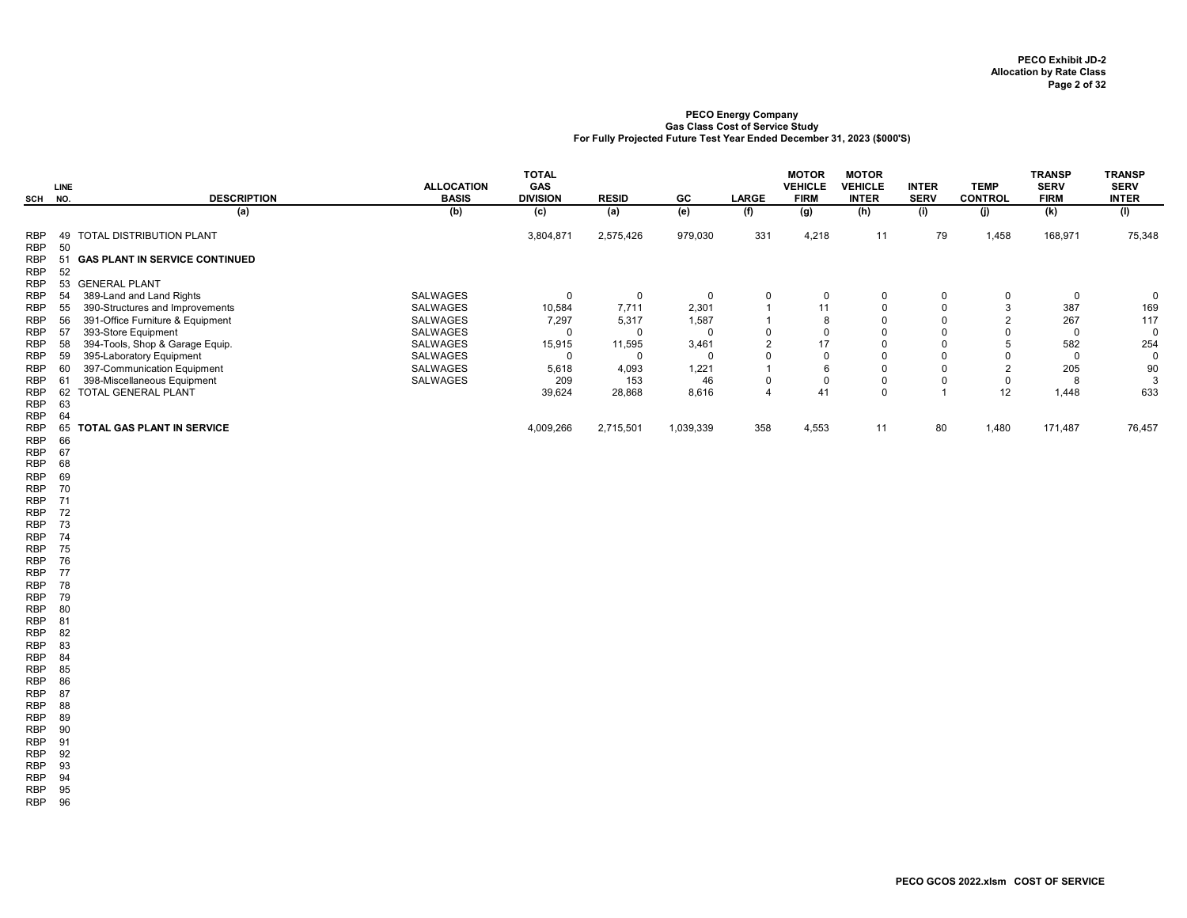PECO Exhibit JD-2
Allocation by Rate Class
Page 2 of 32

**PECO Energy Company**
**Gas Class Cost of Service Study**
**For Fully Projected Future Test Year Ended December 31, 2023 ($000'S)**

| SCH | LINE NO. | DESCRIPTION | ALLOCATION BASIS | TOTAL GAS DIVISION | RESID | GC | LARGE | MOTOR VEHICLE FIRM | MOTOR VEHICLE INTER | INTER SERV | TEMP CONTROL | TRANSP SERV FIRM | TRANSP SERV INTER |
|---|---|---|---|---|---|---|---|---|---|---|---|---|---|
| | | (a) | (b) | (c) | (a) | (e) | (f) | (g) | (h) | (i) | (j) | (k) | (l) |
| RBP | 49 | TOTAL DISTRIBUTION PLANT | | 3,804,871 | 2,575,426 | 979,030 | 331 | 4,218 | 11 | 79 | 1,458 | 168,971 | 75,348 |
| RBP | 50 | | | | | | | | | | | | |
| RBP | 51 | **GAS PLANT IN SERVICE CONTINUED** | | | | | | | | | | | |
| RBP | 52 | | | | | | | | | | | | |
| RBP | 53 | GENERAL PLANT | | | | | | | | | | | |
| RBP | 54 | 389-Land and Land Rights | SALWAGES | 0 | 0 | 0 | 0 | 0 | 0 | 0 | 0 | 0 | 0 |
| RBP | 55 | 390-Structures and Improvements | SALWAGES | 10,584 | 7,711 | 2,301 | 1 | 11 | 0 | 0 | 3 | 387 | 169 |
| RBP | 56 | 391-Office Furniture & Equipment | SALWAGES | 7,297 | 5,317 | 1,587 | 1 | 8 | 0 | 0 | 2 | 267 | 117 |
| RBP | 57 | 393-Store Equipment | SALWAGES | 0 | 0 | 0 | 0 | 0 | 0 | 0 | 0 | 0 | 0 |
| RBP | 58 | 394-Tools, Shop & Garage Equip. | SALWAGES | 15,915 | 11,595 | 3,461 | 2 | 17 | 0 | 0 | 5 | 582 | 254 |
| RBP | 59 | 395-Laboratory Equipment | SALWAGES | 0 | 0 | 0 | 0 | 0 | 0 | 0 | 0 | 0 | 0 |
| RBP | 60 | 397-Communication Equipment | SALWAGES | 5,618 | 4,093 | 1,221 | 1 | 6 | 0 | 0 | 2 | 205 | 90 |
| RBP | 61 | 398-Miscellaneous Equipment | SALWAGES | 209 | 153 | 46 | 0 | 0 | 0 | 0 | 0 | 8 | 3 |
| RBP | 62 | TOTAL GENERAL PLANT | | 39,624 | 28,868 | 8,616 | 4 | 41 | 0 | 1 | 12 | 1,448 | 633 |
| RBP | 63 | | | | | | | | | | | | |
| RBP | 64 | | | | | | | | | | | | |
| RBP | 65 | **TOTAL GAS PLANT IN SERVICE** | | 4,009,266 | 2,715,501 | 1,039,339 | 358 | 4,553 | 11 | 80 | 1,480 | 171,487 | 76,457 |
| RBP | 66 | | | | | | | | | | | | |
| RBP | 67 | | | | | | | | | | | | |
| RBP | 68 | | | | | | | | | | | | |
| RBP | 69 | | | | | | | | | | | | |
| RBP | 70 | | | | | | | | | | | | |
| RBP | 71 | | | | | | | | | | | | |
| RBP | 72 | | | | | | | | | | | | |
| RBP | 73 | | | | | | | | | | | | |
| RBP | 74 | | | | | | | | | | | | |
| RBP | 75 | | | | | | | | | | | | |
| RBP | 76 | | | | | | | | | | | | |
| RBP | 77 | | | | | | | | | | | | |
| RBP | 78 | | | | | | | | | | | | |
| RBP | 79 | | | | | | | | | | | | |
| RBP | 80 | | | | | | | | | | | | |
| RBP | 81 | | | | | | | | | | | | |
| RBP | 82 | | | | | | | | | | | | |
| RBP | 83 | | | | | | | | | | | | |
| RBP | 84 | | | | | | | | | | | | |
| RBP | 85 | | | | | | | | | | | | |
| RBP | 86 | | | | | | | | | | | | |
| RBP | 87 | | | | | | | | | | | | |
| RBP | 88 | | | | | | | | | | | | |
| RBP | 89 | | | | | | | | | | | | |
| RBP | 90 | | | | | | | | | | | | |
| RBP | 91 | | | | | | | | | | | | |
| RBP | 92 | | | | | | | | | | | | |
| RBP | 93 | | | | | | | | | | | | |
| RBP | 94 | | | | | | | | | | | | |
| RBP | 95 | | | | | | | | | | | | |
| RBP | 96 | | | | | | | | | | | | |

PECO GCOS 2022.xlsm COST OF SERVICE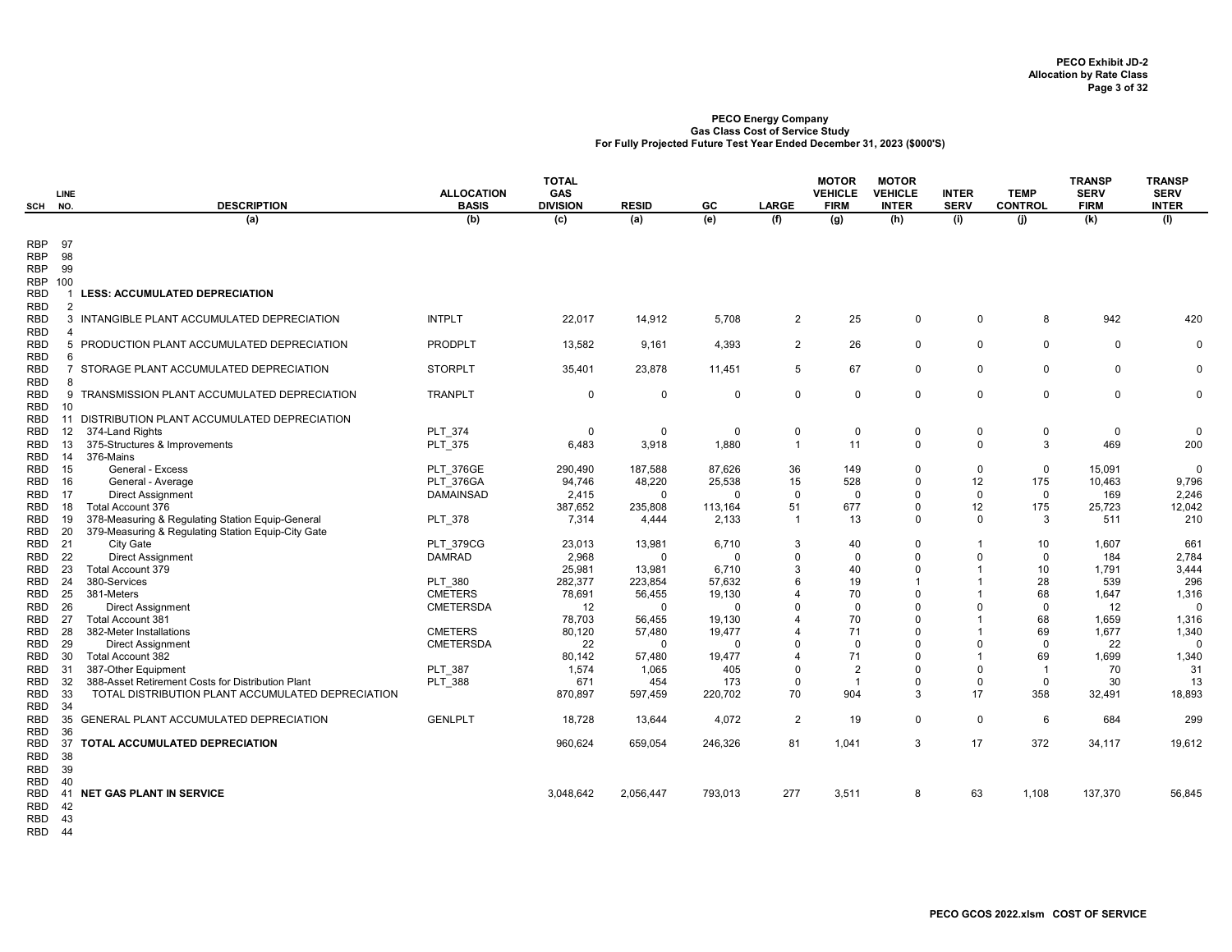**PECO Exhibit JD-2**
**Allocation by Rate Class**

**PECO Energy Company**
**Gas Class Cost of Service Study**
**For Fully Projected Future Test Year Ended December 31, 2023 ($000'S)**

| SCH | LINE NO. | DESCRIPTION | ALLOCATION BASIS | TOTAL GAS DIVISION | RESID | GC | LARGE | MOTOR VEHICLE FIRM | MOTOR VEHICLE INTER | INTER SERV | TEMP CONTROL | TRANSP SERV FIRM | TRANSP SERV INTER |
|---|---|---|---|---|---|---|---|---|---|---|---|---|---|
| | | (a) | (b) | (c) | (a) | (e) | (f) | (g) | (h) | (i) | (j) | (k) | (l) |
| RBP | 97 | | | | | | | | | | | | |
| RBP | 98 | | | | | | | | | | | | |
| RBP | 99 | | | | | | | | | | | | |
| RBP | 100 | | | | | | | | | | | | |
| RBD | 1 | **LESS: ACCUMULATED DEPRECIATION** | | | | | | | | | | | |
| RBD | 2 | | | | | | | | | | | | |
| RBD | 3 | INTANGIBLE PLANT ACCUMULATED DEPRECIATION | INTPLT | 22,017 | 14,912 | 5,708 | 2 | 25 | 0 | 0 | 8 | 942 | 420 |
| RBD | 4 | | | | | | | | | | | | |
| RBD | 5 | PRODUCTION PLANT ACCUMULATED DEPRECIATION | PRODPLT | 13,582 | 9,161 | 4,393 | 2 | 26 | 0 | 0 | 0 | 0 | 0 |
| RBD | 6 | | | | | | | | | | | | |
| RBD | 7 | STORAGE PLANT ACCUMULATED DEPRECIATION | STORPLT | 35,401 | 23,878 | 11,451 | 5 | 67 | 0 | 0 | 0 | 0 | 0 |
| RBD | 8 | | | | | | | | | | | | |
| RBD | 9 | TRANSMISSION PLANT ACCUMULATED DEPRECIATION | TRANPLT | 0 | 0 | 0 | 0 | 0 | 0 | 0 | 0 | 0 | 0 |
| RBD | 10 | | | | | | | | | | | | |
| RBD | 11 | DISTRIBUTION PLANT ACCUMULATED DEPRECIATION | | | | | | | | | | | |
| RBD | 12 | 374-Land Rights | PLT_374 | 0 | 0 | 0 | 0 | 0 | 0 | 0 | 0 | 0 | 0 |
| RBD | 13 | 375-Structures & Improvements | PLT_375 | 6,483 | 3,918 | 1,880 | 1 | 11 | 0 | 0 | 3 | 469 | 200 |
| RBD | 14 | 376-Mains | | | | | | | | | | | |
| RBD | 15 | General - Excess | PLT_376GE | 290,490 | 187,588 | 87,626 | 36 | 149 | 0 | 0 | 0 | 15,091 | 0 |
| RBD | 16 | General - Average | PLT_376GA | 94,746 | 48,220 | 25,538 | 15 | 528 | 0 | 12 | 175 | 10,463 | 9,796 |
| RBD | 17 | Direct Assignment | DAMAINSAD | 2,415 | 0 | 0 | 0 | 0 | 0 | 0 | 0 | 169 | 2,246 |
| RBD | 18 | Total Account 376 | | 387,652 | 235,808 | 113,164 | 51 | 677 | 0 | 12 | 175 | 25,723 | 12,042 |
| RBD | 19 | 378-Measuring & Regulating Station Equip-General | PLT_378 | 7,314 | 4,444 | 2,133 | 1 | 13 | 0 | 0 | 3 | 511 | 210 |
| RBD | 20 | 379-Measuring & Regulating Station Equip-City Gate | | | | | | | | | | | |
| RBD | 21 | City Gate | PLT_379CG | 23,013 | 13,981 | 6,710 | 3 | 40 | 0 | 1 | 10 | 1,607 | 661 |
| RBD | 22 | Direct Assignment | DAMRAD | 2,968 | 0 | 0 | 0 | 0 | 0 | 0 | 0 | 184 | 2,784 |
| RBD | 23 | Total Account 379 | | 25,981 | 13,981 | 6,710 | 3 | 40 | 0 | 1 | 10 | 1,791 | 3,444 |
| RBD | 24 | 380-Services | PLT_380 | 282,377 | 223,854 | 57,632 | 6 | 19 | 1 | 1 | 28 | 539 | 296 |
| RBD | 25 | 381-Meters | CMETERS | 78,691 | 56,455 | 19,130 | 4 | 70 | 0 | 1 | 68 | 1,647 | 1,316 |
| RBD | 26 | Direct Assignment | CMETERSDA | 12 | 0 | 0 | 0 | 0 | 0 | 0 | 0 | 12 | 0 |
| RBD | 27 | Total Account 381 | | 78,703 | 56,455 | 19,130 | 4 | 70 | 0 | 1 | 68 | 1,659 | 1,316 |
| RBD | 28 | 382-Meter Installations | CMETERS | 80,120 | 57,480 | 19,477 | 4 | 71 | 0 | 1 | 69 | 1,677 | 1,340 |
| RBD | 29 | Direct Assignment | CMETERSDA | 22 | 0 | 0 | 0 | 0 | 0 | 0 | 0 | 22 | 0 |
| RBD | 30 | Total Account 382 | | 80,142 | 57,480 | 19,477 | 4 | 71 | 0 | 1 | 69 | 1,699 | 1,340 |
| RBD | 31 | 387-Other Equipment | PLT_387 | 1,574 | 1,065 | 405 | 0 | 2 | 0 | 0 | 1 | 70 | 31 |
| RBD | 32 | 388-Asset Retirement Costs for Distribution Plant | PLT_388 | 671 | 454 | 173 | 0 | 1 | 0 | 0 | 0 | 30 | 13 |
| RBD | 33 | TOTAL DISTRIBUTION PLANT ACCUMULATED DEPRECIATION | | 870,897 | 597,459 | 220,702 | 70 | 904 | 3 | 17 | 358 | 32,491 | 18,893 |
| RBD | 34 | | | | | | | | | | | | |
| RBD | 35 | GENERAL PLANT ACCUMULATED DEPRECIATION | GENLPLT | 18,728 | 13,644 | 4,072 | 2 | 19 | 0 | 0 | 6 | 684 | 299 |
| RBD | 36 | | | | | | | | | | | | |
| RBD | 37 | **TOTAL ACCUMULATED DEPRECIATION** | | 960,624 | 659,054 | 246,326 | 81 | 1,041 | 3 | 17 | 372 | 34,117 | 19,612 |
| RBD | 38 | | | | | | | | | | | | |
| RBD | 39 | | | | | | | | | | | | |
| RBD | 40 | | | | | | | | | | | | |
| RBD | 41 | **NET GAS PLANT IN SERVICE** | | 3,048,642 | 2,056,447 | 793,013 | 277 | 3,511 | 8 | 63 | 1,108 | 137,370 | 56,845 |
| RBD | 42 | | | | | | | | | | | | |
| RBD | 43 | | | | | | | | | | | | |
| RBD | 44 | | | | | | | | | | | | |

PECO GCOS 2022.xlsm COST OF SERVICE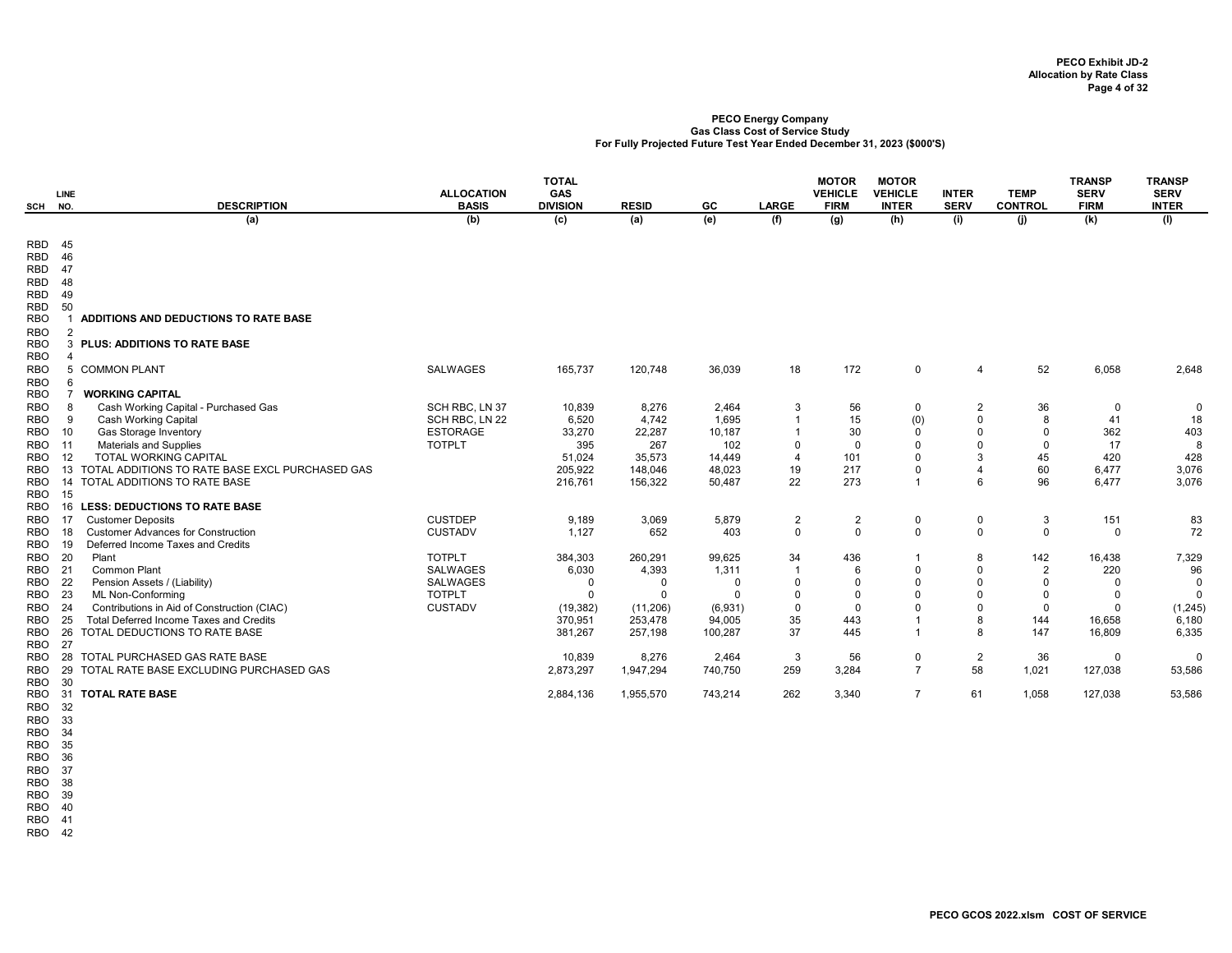PECO Exhibit JD-2
Allocation by Rate Class

**PECO Energy Company**
**Gas Class Cost of Service Study**
**For Fully Projected Future Test Year Ended December 31, 2023 ($000'S)**

| SCH | LINE NO. | DESCRIPTION | ALLOCATION BASIS | TOTAL GAS DIVISION | RESID | GC | LARGE | MOTOR VEHICLE FIRM | MOTOR VEHICLE INTER | INTER SERV | TEMP CONTROL | TRANSP SERV FIRM | TRANSP SERV INTER |
|---|---|---|---|---|---|---|---|---|---|---|---|---|---|
| | | (a) | (b) | (c) | (a) | (e) | (f) | (g) | (h) | (i) | (j) | (k) | (l) |
| RBD | 45 | | | | | | | | | | | | |
| RBD | 46 | | | | | | | | | | | | |
| RBD | 47 | | | | | | | | | | | | |
| RBD | 48 | | | | | | | | | | | | |
| RBD | 49 | | | | | | | | | | | | |
| RBD | 50 | | | | | | | | | | | | |
| RBO | 1 | **ADDITIONS AND DEDUCTIONS TO RATE BASE** | | | | | | | | | | | |
| RBO | 2 | | | | | | | | | | | | |
| RBO | 3 | **PLUS: ADDITIONS TO RATE BASE** | | | | | | | | | | | |
| RBO | 4 | | | | | | | | | | | | |
| RBO | 5 | COMMON PLANT | SALWAGES | 165,737 | 120,748 | 36,039 | 18 | 172 | 0 | 4 | 52 | 6,058 | 2,648 |
| RBO | 6 | | | | | | | | | | | | |
| RBO | 7 | **WORKING CAPITAL** | | | | | | | | | | | |
| RBO | 8 | Cash Working Capital - Purchased Gas | SCH RBC, LN 37 | 10,839 | 8,276 | 2,464 | 3 | 56 | 0 | 2 | 36 | 0 | 0 |
| RBO | 9 | Cash Working Capital | SCH RBC, LN 22 | 6,520 | 4,742 | 1,695 | 1 | 15 | (0) | 0 | 8 | 41 | 18 |
| RBO | 10 | Gas Storage Inventory | ESTORAGE | 33,270 | 22,287 | 10,187 | 1 | 30 | 0 | 0 | 0 | 362 | 403 |
| RBO | 11 | Materials and Supplies | TOTPLT | 395 | 267 | 102 | 0 | 0 | 0 | 0 | 0 | 17 | 8 |
| RBO | 12 | TOTAL WORKING CAPITAL | | 51,024 | 35,573 | 14,449 | 4 | 101 | 0 | 3 | 45 | 420 | 428 |
| RBO | 13 | TOTAL ADDITIONS TO RATE BASE EXCL PURCHASED GAS | | 205,922 | 148,046 | 48,023 | 19 | 217 | 0 | 4 | 60 | 6,477 | 3,076 |
| RBO | 14 | TOTAL ADDITIONS TO RATE BASE | | 216,761 | 156,322 | 50,487 | 22 | 273 | 1 | 6 | 96 | 6,477 | 3,076 |
| RBO | 15 | | | | | | | | | | | | |
| RBO | 16 | **LESS: DEDUCTIONS TO RATE BASE** | | | | | | | | | | | |
| RBO | 17 | Customer Deposits | CUSTDEP | 9,189 | 3,069 | 5,879 | 2 | 2 | 0 | 0 | 3 | 151 | 83 |
| RBO | 18 | Customer Advances for Construction | CUSTADV | 1,127 | 652 | 403 | 0 | 0 | 0 | 0 | 0 | 0 | 72 |
| RBO | 19 | Deferred Income Taxes and Credits | | | | | | | | | | | |
| RBO | 20 | Plant | TOTPLT | 384,303 | 260,291 | 99,625 | 34 | 436 | 1 | 8 | 142 | 16,438 | 7,329 |
| RBO | 21 | Common Plant | SALWAGES | 6,030 | 4,393 | 1,311 | 1 | 6 | 0 | 0 | 2 | 220 | 96 |
| RBO | 22 | Pension Assets / (Liability) | SALWAGES | 0 | 0 | 0 | 0 | 0 | 0 | 0 | 0 | 0 | 0 |
| RBO | 23 | ML Non-Conforming | TOTPLT | 0 | 0 | 0 | 0 | 0 | 0 | 0 | 0 | 0 | 0 |
| RBO | 24 | Contributions in Aid of Construction (CIAC) | CUSTADV | (19,382) | (11,206) | (6,931) | 0 | 0 | 0 | 0 | 0 | 0 | (1,245) |
| RBO | 25 | Total Deferred Income Taxes and Credits | | 370,951 | 253,478 | 94,005 | 35 | 443 | 1 | 8 | 144 | 16,658 | 6,180 |
| RBO | 26 | TOTAL DEDUCTIONS TO RATE BASE | | 381,267 | 257,198 | 100,287 | 37 | 445 | 1 | 8 | 147 | 16,809 | 6,335 |
| RBO | 27 | | | | | | | | | | | | |
| RBO | 28 | TOTAL PURCHASED GAS RATE BASE | | 10,839 | 8,276 | 2,464 | 3 | 56 | 0 | 2 | 36 | 0 | 0 |
| RBO | 29 | TOTAL RATE BASE EXCLUDING PURCHASED GAS | | 2,873,297 | 1,947,294 | 740,750 | 259 | 3,284 | 7 | 58 | 1,021 | 127,038 | 53,586 |
| RBO | 30 | | | | | | | | | | | | |
| RBO | 31 | **TOTAL RATE BASE** | | 2,884,136 | 1,955,570 | 743,214 | 262 | 3,340 | 7 | 61 | 1,058 | 127,038 | 53,586 |
| RBO | 32 | | | | | | | | | | | | |
| RBO | 33 | | | | | | | | | | | | |
| RBO | 34 | | | | | | | | | | | | |
| RBO | 35 | | | | | | | | | | | | |
| RBO | 36 | | | | | | | | | | | | |
| RBO | 37 | | | | | | | | | | | | |
| RBO | 38 | | | | | | | | | | | | |
| RBO | 39 | | | | | | | | | | | | |
| RBO | 40 | | | | | | | | | | | | |
| RBO | 41 | | | | | | | | | | | | |
| RBO | 42 | | | | | | | | | | | | |

PECO GCOS 2022.xlsm COST OF SERVICE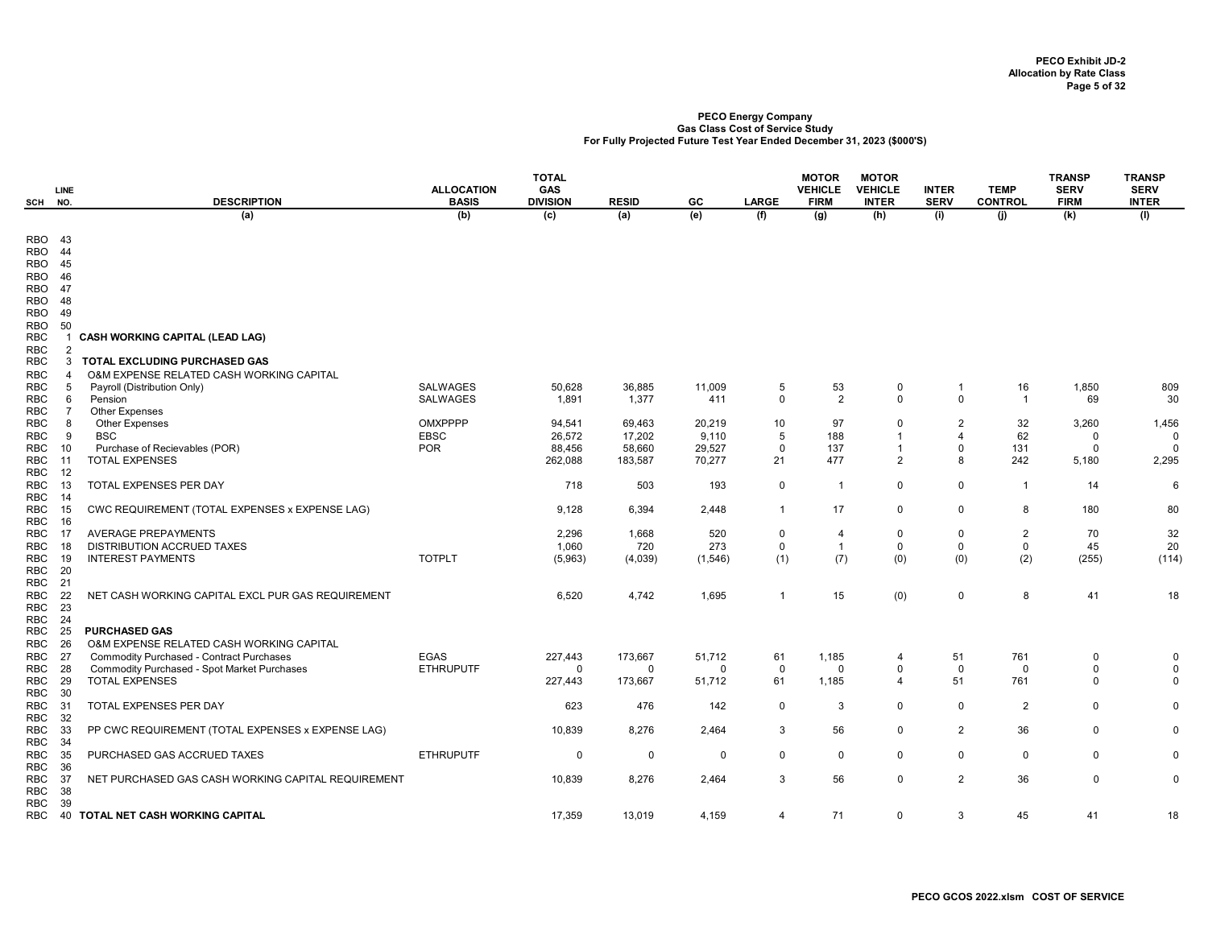**PECO Exhibit JD-2**
**Allocation by Rate Class**

**PECO Energy Company**
**Gas Class Cost of Service Study**
**For Fully Projected Future Test Year Ended December 31, 2023 ($000'S)**

| SCH | LINE NO. | DESCRIPTION | ALLOCATION BASIS | TOTAL GAS DIVISION | RESID | GC | LARGE | MOTOR VEHICLE FIRM | MOTOR VEHICLE INTER | INTER SERV | TEMP CONTROL | TRANSP SERV FIRM | TRANSP SERV INTER |
|---|---|---|---|---|---|---|---|---|---|---|---|---|---|
| | | (a) | (b) | (c) | (a) | (e) | (f) | (g) | (h) | (i) | (j) | (k) | (l) |
| RBO | 43 | | | | | | | | | | | | |
| RBO | 44 | | | | | | | | | | | | |
| RBO | 45 | | | | | | | | | | | | |
| RBO | 46 | | | | | | | | | | | | |
| RBO | 47 | | | | | | | | | | | | |
| RBO | 48 | | | | | | | | | | | | |
| RBO | 49 | | | | | | | | | | | | |
| RBO | 50 | | | | | | | | | | | | |
| RBC | 1 | **CASH WORKING CAPITAL (LEAD LAG)** | | | | | | | | | | | |
| RBC | 2 | | | | | | | | | | | | |
| RBC | 3 | **TOTAL EXCLUDING PURCHASED GAS** | | | | | | | | | | | |
| RBC | 4 | O&M EXPENSE RELATED CASH WORKING CAPITAL | | | | | | | | | | | |
| RBC | 5 | Payroll (Distribution Only) | SALWAGES | 50,628 | 36,885 | 11,009 | 5 | 53 | 0 | 1 | 16 | 1,850 | 809 |
| RBC | 6 | Pension | SALWAGES | 1,891 | 1,377 | 411 | 0 | 2 | 0 | 0 | 1 | 69 | 30 |
| RBC | 7 | Other Expenses | | | | | | | | | | | |
| RBC | 8 | Other Expenses | OMXPPPP | 94,541 | 69,463 | 20,219 | 10 | 97 | 0 | 2 | 32 | 3,260 | 1,456 |
| RBC | 9 | BSC | EBSC | 26,572 | 17,202 | 9,110 | 5 | 188 | 1 | 4 | 62 | 0 | 0 |
| RBC | 10 | Purchase of Recievables (POR) | POR | 88,456 | 58,660 | 29,527 | 0 | 137 | 1 | 0 | 131 | 0 | 0 |
| RBC | 11 | TOTAL EXPENSES | | 262,088 | 183,587 | 70,277 | 21 | 477 | 2 | 8 | 242 | 5,180 | 2,295 |
| RBC | 12 | | | | | | | | | | | | |
| RBC | 13 | TOTAL EXPENSES PER DAY | | 718 | 503 | 193 | 0 | 1 | 0 | 0 | 1 | 14 | 6 |
| RBC | 14 | | | | | | | | | | | | |
| RBC | 15 | CWC REQUIREMENT (TOTAL EXPENSES x EXPENSE LAG) | | 9,128 | 6,394 | 2,448 | 1 | 17 | 0 | 0 | 8 | 180 | 80 |
| RBC | 16 | | | | | | | | | | | | |
| RBC | 17 | AVERAGE PREPAYMENTS | | 2,296 | 1,668 | 520 | 0 | 4 | 0 | 0 | 2 | 70 | 32 |
| RBC | 18 | DISTRIBUTION ACCRUED TAXES | | 1,060 | 720 | 273 | 0 | 1 | 0 | 0 | 0 | 45 | 20 |
| RBC | 19 | INTEREST PAYMENTS | TOTPLT | (5,963) | (4,039) | (1,546) | (1) | (7) | (0) | (0) | (2) | (255) | (114) |
| RBC | 20 | | | | | | | | | | | | |
| RBC | 21 | | | | | | | | | | | | |
| RBC | 22 | NET CASH WORKING CAPITAL EXCL PUR GAS REQUIREMENT | | 6,520 | 4,742 | 1,695 | 1 | 15 | (0) | 0 | 8 | 41 | 18 |
| RBC | 23 | | | | | | | | | | | | |
| RBC | 24 | | | | | | | | | | | | |
| RBC | 25 | **PURCHASED GAS** | | | | | | | | | | | |
| RBC | 26 | O&M EXPENSE RELATED CASH WORKING CAPITAL | | | | | | | | | | | |
| RBC | 27 | Commodity Purchased - Contract Purchases | EGAS | 227,443 | 173,667 | 51,712 | 61 | 1,185 | 4 | 51 | 761 | 0 | 0 |
| RBC | 28 | Commodity Purchased - Spot Market Purchases | ETHRUPUTF | 0 | 0 | 0 | 0 | 0 | 0 | 0 | 0 | 0 | 0 |
| RBC | 29 | TOTAL EXPENSES | | 227,443 | 173,667 | 51,712 | 61 | 1,185 | 4 | 51 | 761 | 0 | 0 |
| RBC | 30 | | | | | | | | | | | | |
| RBC | 31 | TOTAL EXPENSES PER DAY | | 623 | 476 | 142 | 0 | 3 | 0 | 0 | 2 | 0 | 0 |
| RBC | 32 | | | | | | | | | | | | |
| RBC | 33 | PP CWC REQUIREMENT (TOTAL EXPENSES x EXPENSE LAG) | | 10,839 | 8,276 | 2,464 | 3 | 56 | 0 | 2 | 36 | 0 | 0 |
| RBC | 34 | | | | | | | | | | | | |
| RBC | 35 | PURCHASED GAS ACCRUED TAXES | ETHRUPUTF | 0 | 0 | 0 | 0 | 0 | 0 | 0 | 0 | 0 | 0 |
| RBC | 36 | | | | | | | | | | | | |
| RBC | 37 | NET PURCHASED GAS CASH WORKING CAPITAL REQUIREMENT | | 10,839 | 8,276 | 2,464 | 3 | 56 | 0 | 2 | 36 | 0 | 0 |
| RBC | 38 | | | | | | | | | | | | |
| RBC | 39 | | | | | | | | | | | | |
| RBC | 40 | **TOTAL NET CASH WORKING CAPITAL** | | 17,359 | 13,019 | 4,159 | 4 | 71 | 0 | 3 | 45 | 41 | 18 |

PECO GCOS 2022.xlsm COST OF SERVICE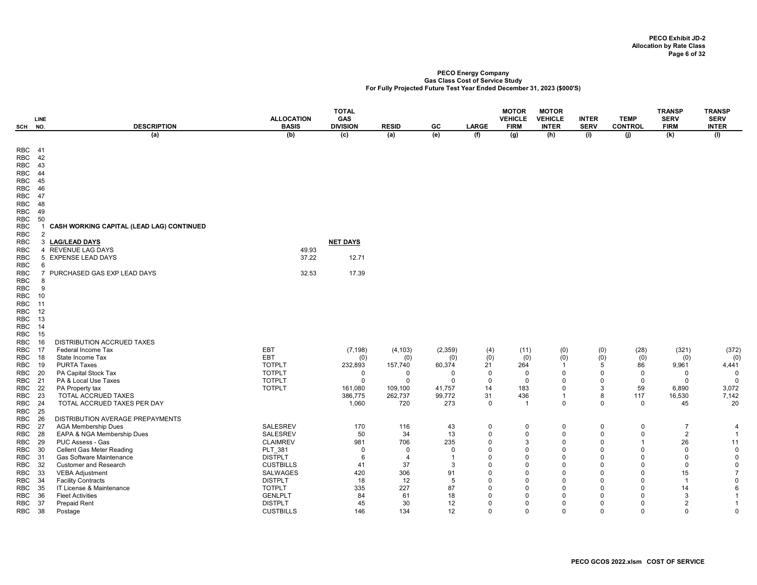**PECO Exhibit JD-2**
**Allocation by Rate Class**

**PECO Energy Company**
**Gas Class Cost of Service Study**
**For Fully Projected Future Test Year Ended December 31, 2023 ($000'S)**

| SCH | LINE NO. | DESCRIPTION | ALLOCATION BASIS | TOTAL GAS DIVISION | RESID | GC | LARGE | MOTOR VEHICLE FIRM | MOTOR VEHICLE INTER | INTER SERV | TEMP CONTROL | TRANSP SERV FIRM | TRANSP SERV INTER |
|---|---|---|---|---|---|---|---|---|---|---|---|---|---|
| | | (a) | (b) | (c) | (a) | (e) | (f) | (g) | (h) | (i) | (j) | (k) | (l) |
| RBC | 41 | | | | | | | | | | | | |
| RBC | 42 | | | | | | | | | | | | |
| RBC | 43 | | | | | | | | | | | | |
| RBC | 44 | | | | | | | | | | | | |
| RBC | 45 | | | | | | | | | | | | |
| RBC | 46 | | | | | | | | | | | | |
| RBC | 47 | | | | | | | | | | | | |
| RBC | 48 | | | | | | | | | | | | |
| RBC | 49 | | | | | | | | | | | | |
| RBC | 50 | | | | | | | | | | | | |
| RBC | 1 | **CASH WORKING CAPITAL (LEAD LAG) CONTINUED** | | | | | | | | | | | |
| RBC | 2 | | | | | | | | | | | | |
| RBC | 3 | **LAG/LEAD DAYS** | | **NET DAYS** | | | | | | | | | |
| RBC | 4 | REVENUE LAG DAYS | 49.93 | | | | | | | | | | |
| RBC | 5 | EXPENSE LEAD DAYS | 37.22 | 12.71 | | | | | | | | | |
| RBC | 6 | | | | | | | | | | | | |
| RBC | 7 | PURCHASED GAS EXP LEAD DAYS | 32.53 | 17.39 | | | | | | | | | |
| RBC | 8 | | | | | | | | | | | | |
| RBC | 9 | | | | | | | | | | | | |
| RBC | 10 | | | | | | | | | | | | |
| RBC | 11 | | | | | | | | | | | | |
| RBC | 12 | | | | | | | | | | | | |
| RBC | 13 | | | | | | | | | | | | |
| RBC | 14 | | | | | | | | | | | | |
| RBC | 15 | | | | | | | | | | | | |
| RBC | 16 | DISTRIBUTION ACCRUED TAXES | | | | | | | | | | | |
| RBC | 17 | Federal Income Tax | EBT | (7,198) | (4,103) | (2,359) | (4) | (11) | (0) | (0) | (28) | (321) | (372) |
| RBC | 18 | State Income Tax | EBT | (0) | (0) | (0) | (0) | (0) | (0) | (0) | (0) | (0) | (0) |
| RBC | 19 | PURTA Taxes | TOTPLT | 232,893 | 157,740 | 60,374 | 21 | 264 | 1 | 5 | 86 | 9,961 | 4,441 |
| RBC | 20 | PA Capital Stock Tax | TOTPLT | 0 | 0 | 0 | 0 | 0 | 0 | 0 | 0 | 0 | 0 |
| RBC | 21 | PA & Local Use Taxes | TOTPLT | 0 | 0 | 0 | 0 | 0 | 0 | 0 | 0 | 0 | 0 |
| RBC | 22 | PA Property tax | TOTPLT | 161,080 | 109,100 | 41,757 | 14 | 183 | 0 | 3 | 59 | 6,890 | 3,072 |
| RBC | 23 | TOTAL ACCRUED TAXES | | 386,775 | 262,737 | 99,772 | 31 | 436 | 1 | 8 | 117 | 16,530 | 7,142 |
| RBC | 24 | TOTAL ACCRUED TAXES PER DAY | | 1,060 | 720 | 273 | 0 | 1 | 0 | 0 | 0 | 45 | 20 |
| RBC | 25 | | | | | | | | | | | | |
| RBC | 26 | DISTRIBUTION AVERAGE PREPAYMENTS | | | | | | | | | | | |
| RBC | 27 | AGA Membership Dues | SALESREV | 170 | 116 | 43 | 0 | 0 | 0 | 0 | 0 | 7 | 4 |
| RBC | 28 | EAPA & NGA Membership Dues | SALESREV | 50 | 34 | 13 | 0 | 0 | 0 | 0 | 0 | 2 | 1 |
| RBC | 29 | PUC Assess - Gas | CLAIMREV | 981 | 706 | 235 | 0 | 3 | 0 | 0 | 1 | 26 | 11 |
| RBC | 30 | Cellent Gas Meter Reading | PLT_381 | 0 | 0 | 0 | 0 | 0 | 0 | 0 | 0 | 0 | 0 |
| RBC | 31 | Gas Software Maintenance | DISTPLT | 6 | 4 | 1 | 0 | 0 | 0 | 0 | 0 | 0 | 0 |
| RBC | 32 | Customer and Research | CUSTBILLS | 41 | 37 | 3 | 0 | 0 | 0 | 0 | 0 | 0 | 0 |
| RBC | 33 | VEBA Adjustment | SALWAGES | 420 | 306 | 91 | 0 | 0 | 0 | 0 | 0 | 15 | 7 |
| RBC | 34 | Facility Contracts | DISTPLT | 18 | 12 | 5 | 0 | 0 | 0 | 0 | 0 | 1 | 0 |
| RBC | 35 | IT License & Maintenance | TOTPLT | 335 | 227 | 87 | 0 | 0 | 0 | 0 | 0 | 14 | 6 |
| RBC | 36 | Fleet Activities | GENLPLT | 84 | 61 | 18 | 0 | 0 | 0 | 0 | 0 | 3 | 1 |
| RBC | 37 | Prepaid Rent | DISTPLT | 45 | 30 | 12 | 0 | 0 | 0 | 0 | 0 | 2 | 1 |
| RBC | 38 | Postage | CUSTBILLS | 146 | 134 | 12 | 0 | 0 | 0 | 0 | 0 | 0 | 0 |

PECO GCOS 2022.xlsm COST OF SERVICE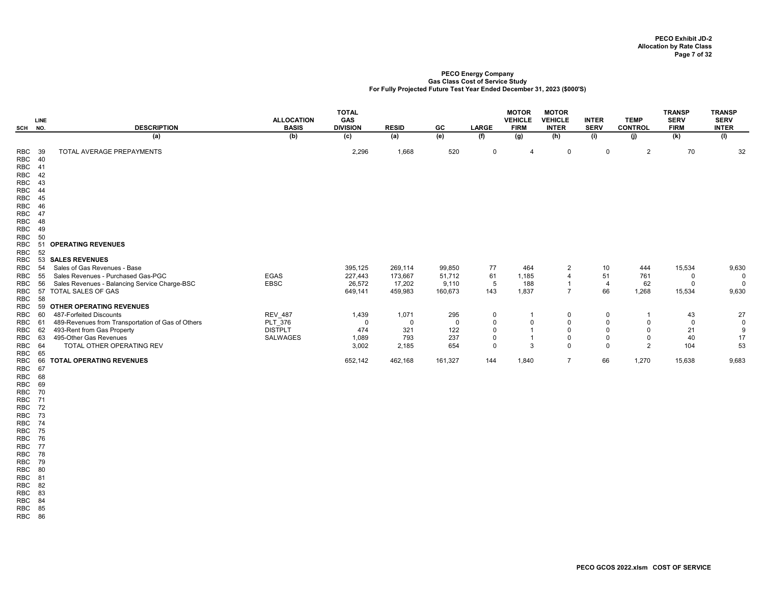PECO Exhibit JD-2
Allocation by Rate Class

**PECO Energy Company**
**Gas Class Cost of Service Study**
**For Fully Projected Future Test Year Ended December 31, 2023 ($000'S)**

| SCH | LINE NO. | DESCRIPTION | ALLOCATION BASIS | TOTAL GAS DIVISION | RESID | GC | LARGE | MOTOR VEHICLE FIRM | MOTOR VEHICLE INTER | INTER SERV | TEMP CONTROL | TRANSP SERV FIRM | TRANSP SERV INTER |
|---|---|---|---|---|---|---|---|---|---|---|---|---|---|
| | | (a) | (b) | (c) | (a) | (e) | (f) | (g) | (h) | (i) | (j) | (k) | (l) |
| RBC | 39 | TOTAL AVERAGE PREPAYMENTS | | 2,296 | 1,668 | 520 | 0 | 4 | 0 | 0 | 2 | 70 | 32 |
| RBC | 40 | | | | | | | | | | | | |
| RBC | 41 | | | | | | | | | | | | |
| RBC | 42 | | | | | | | | | | | | |
| RBC | 43 | | | | | | | | | | | | |
| RBC | 44 | | | | | | | | | | | | |
| RBC | 45 | | | | | | | | | | | | |
| RBC | 46 | | | | | | | | | | | | |
| RBC | 47 | | | | | | | | | | | | |
| RBC | 48 | | | | | | | | | | | | |
| RBC | 49 | | | | | | | | | | | | |
| RBC | 50 | | | | | | | | | | | | |
| RBC | 51 | **OPERATING REVENUES** | | | | | | | | | | | |
| RBC | 52 | | | | | | | | | | | | |
| RBC | 53 | **SALES REVENUES** | | | | | | | | | | | |
| RBC | 54 | Sales of Gas Revenues - Base | | 395,125 | 269,114 | 99,850 | 77 | 464 | 2 | 10 | 444 | 15,534 | 9,630 |
| RBC | 55 | Sales Revenues - Purchased Gas-PGC | EGAS | 227,443 | 173,667 | 51,712 | 61 | 1,185 | 4 | 51 | 761 | 0 | 0 |
| RBC | 56 | Sales Revenues - Balancing Service Charge-BSC | EBSC | 26,572 | 17,202 | 9,110 | 5 | 188 | 1 | 4 | 62 | 0 | 0 |
| RBC | 57 | TOTAL SALES OF GAS | | 649,141 | 459,983 | 160,673 | 143 | 1,837 | 7 | 66 | 1,268 | 15,534 | 9,630 |
| RBC | 58 | | | | | | | | | | | | |
| RBC | 59 | **OTHER OPERATING REVENUES** | | | | | | | | | | | |
| RBC | 60 | 487-Forfeited Discounts | REV_487 | 1,439 | 1,071 | 295 | 0 | 1 | 0 | 0 | 1 | 43 | 27 |
| RBC | 61 | 489-Revenues from Transportation of Gas of Others | PLT_376 | 0 | 0 | 0 | 0 | 0 | 0 | 0 | 0 | 0 | 0 |
| RBC | 62 | 493-Rent from Gas Property | DISTPLT | 474 | 321 | 122 | 0 | 1 | 0 | 0 | 0 | 21 | 9 |
| RBC | 63 | 495-Other Gas Revenues | SALWAGES | 1,089 | 793 | 237 | 0 | 1 | 0 | 0 | 0 | 40 | 17 |
| RBC | 64 | TOTAL OTHER OPERATING REV | | 3,002 | 2,185 | 654 | 0 | 3 | 0 | 0 | 2 | 104 | 53 |
| RBC | 65 | | | | | | | | | | | | |
| RBC | 66 | **TOTAL OPERATING REVENUES** | | 652,142 | 462,168 | 161,327 | 144 | 1,840 | 7 | 66 | 1,270 | 15,638 | 9,683 |
| RBC | 67 | | | | | | | | | | | | |
| RBC | 68 | | | | | | | | | | | | |
| RBC | 69 | | | | | | | | | | | | |
| RBC | 70 | | | | | | | | | | | | |
| RBC | 71 | | | | | | | | | | | | |
| RBC | 72 | | | | | | | | | | | | |
| RBC | 73 | | | | | | | | | | | | |
| RBC | 74 | | | | | | | | | | | | |
| RBC | 75 | | | | | | | | | | | | |
| RBC | 76 | | | | | | | | | | | | |
| RBC | 77 | | | | | | | | | | | | |
| RBC | 78 | | | | | | | | | | | | |
| RBC | 79 | | | | | | | | | | | | |
| RBC | 80 | | | | | | | | | | | | |
| RBC | 81 | | | | | | | | | | | | |
| RBC | 82 | | | | | | | | | | | | |
| RBC | 83 | | | | | | | | | | | | |
| RBC | 84 | | | | | | | | | | | | |
| RBC | 85 | | | | | | | | | | | | |
| RBC | 86 | | | | | | | | | | | | |

PECO GCOS 2022.xlsm COST OF SERVICE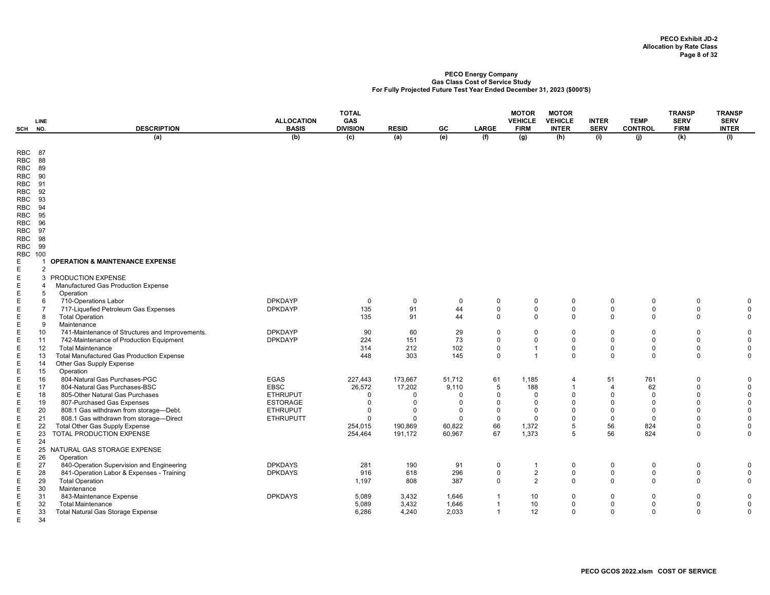**PECO Exhibit JD-2**
**Allocation by Rate Class**

**PECO Energy Company**
**Gas Class Cost of Service Study**
**For Fully Projected Future Test Year Ended December 31, 2023 ($000'S)**

| SCH | LINE NO. | DESCRIPTION | ALLOCATION BASIS | TOTAL GAS DIVISION | RESID | GC | LARGE | MOTOR VEHICLE FIRM | MOTOR VEHICLE INTER | INTER SERV | TEMP CONTROL | TRANSP SERV FIRM | TRANSP SERV INTER |
|---|---|---|---|---|---|---|---|---|---|---|---|---|---|
| | | (a) | (b) | (c) | (a) | (e) | (f) | (g) | (h) | (i) | (j) | (k) | (l) |
| RBC | 87 | | | | | | | | | | | | |
| RBC | 88 | | | | | | | | | | | | |
| RBC | 89 | | | | | | | | | | | | |
| RBC | 90 | | | | | | | | | | | | |
| RBC | 91 | | | | | | | | | | | | |
| RBC | 92 | | | | | | | | | | | | |
| RBC | 93 | | | | | | | | | | | | |
| RBC | 94 | | | | | | | | | | | | |
| RBC | 95 | | | | | | | | | | | | |
| RBC | 96 | | | | | | | | | | | | |
| RBC | 97 | | | | | | | | | | | | |
| RBC | 98 | | | | | | | | | | | | |
| RBC | 99 | | | | | | | | | | | | |
| RBC | 100 | | | | | | | | | | | | |
| E | 1 | **OPERATION & MAINTENANCE EXPENSE** | | | | | | | | | | | |
| E | 2 | | | | | | | | | | | | |
| E | 3 | PRODUCTION EXPENSE | | | | | | | | | | | |
| E | 4 | Manufactured Gas Production Expense | | | | | | | | | | | |
| E | 5 | Operation | | | | | | | | | | | |
| E | 6 | 710-Operations Labor | DPKDAYP | 0 | 0 | 0 | 0 | 0 | 0 | 0 | 0 | 0 | 0 |
| E | 7 | 717-Liquefied Petroleum Gas Expenses | DPKDAYP | 135 | 91 | 44 | 0 | 0 | 0 | 0 | 0 | 0 | 0 |
| E | 8 | Total Operation | | 135 | 91 | 44 | 0 | 0 | 0 | 0 | 0 | 0 | 0 |
| E | 9 | Maintenance | | | | | | | | | | | |
| E | 10 | 741-Maintenance of Structures and Improvements. | DPKDAYP | 90 | 60 | 29 | 0 | 0 | 0 | 0 | 0 | 0 | 0 |
| E | 11 | 742-Maintenance of Production Equipment | DPKDAYP | 224 | 151 | 73 | 0 | 0 | 0 | 0 | 0 | 0 | 0 |
| E | 12 | Total Maintenance | | 314 | 212 | 102 | 0 | 1 | 0 | 0 | 0 | 0 | 0 |
| E | 13 | Total Manufactured Gas Production Expense | | 448 | 303 | 145 | 0 | 1 | 0 | 0 | 0 | 0 | 0 |
| E | 14 | Other Gas Supply Expense | | | | | | | | | | | |
| E | 15 | Operation | | | | | | | | | | | |
| E | 16 | 804-Natural Gas Purchases-PGC | EGAS | 227,443 | 173,667 | 51,712 | 61 | 1,185 | 4 | 51 | 761 | 0 | 0 |
| E | 17 | 804-Natural Gas Purchases-BSC | EBSC | 26,572 | 17,202 | 9,110 | 5 | 188 | 1 | 4 | 62 | 0 | 0 |
| E | 18 | 805-Other Natural Gas Purchases | ETHRUPUT | 0 | 0 | 0 | 0 | 0 | 0 | 0 | 0 | 0 | 0 |
| E | 19 | 807-Purchased Gas Expenses | ESTORAGE | 0 | 0 | 0 | 0 | 0 | 0 | 0 | 0 | 0 | 0 |
| E | 20 | 808.1 Gas withdrawn from storage—Debt. | ETHRUPUT | 0 | 0 | 0 | 0 | 0 | 0 | 0 | 0 | 0 | 0 |
| E | 21 | 808.1 Gas withdrawn from storage—Direct | ETHRUPUTT | 0 | 0 | 0 | 0 | 0 | 0 | 0 | 0 | 0 | 0 |
| E | 22 | Total Other Gas Supply Expense | | 254,015 | 190,869 | 60,822 | 66 | 1,372 | 5 | 56 | 824 | 0 | 0 |
| E | 23 | TOTAL PRODUCTION EXPENSE | | 254,464 | 191,172 | 60,967 | 67 | 1,373 | 5 | 56 | 824 | 0 | 0 |
| E | 24 | | | | | | | | | | | | |
| E | 25 | NATURAL GAS STORAGE EXPENSE | | | | | | | | | | | |
| E | 26 | Operation | | | | | | | | | | | |
| E | 27 | 840-Operation Supervision and Engineering | DPKDAYS | 281 | 190 | 91 | 0 | 1 | 0 | 0 | 0 | 0 | 0 |
| E | 28 | 841-Operation Labor & Expenses - Training | DPKDAYS | 916 | 618 | 296 | 0 | 2 | 0 | 0 | 0 | 0 | 0 |
| E | 29 | Total Operation | | 1,197 | 808 | 387 | 0 | 2 | 0 | 0 | 0 | 0 | 0 |
| E | 30 | Maintenance | | | | | | | | | | | |
| E | 31 | 843-Maintenance Expense | DPKDAYS | 5,089 | 3,432 | 1,646 | 1 | 10 | 0 | 0 | 0 | 0 | 0 |
| E | 32 | Total Maintenance | | 5,089 | 3,432 | 1,646 | 1 | 10 | 0 | 0 | 0 | 0 | 0 |
| E | 33 | Total Natural Gas Storage Expense | | 6,286 | 4,240 | 2,033 | 1 | 12 | 0 | 0 | 0 | 0 | 0 |
| E | 34 | | | | | | | | | | | | |

PECO GCOS 2022.xlsm COST OF SERVICE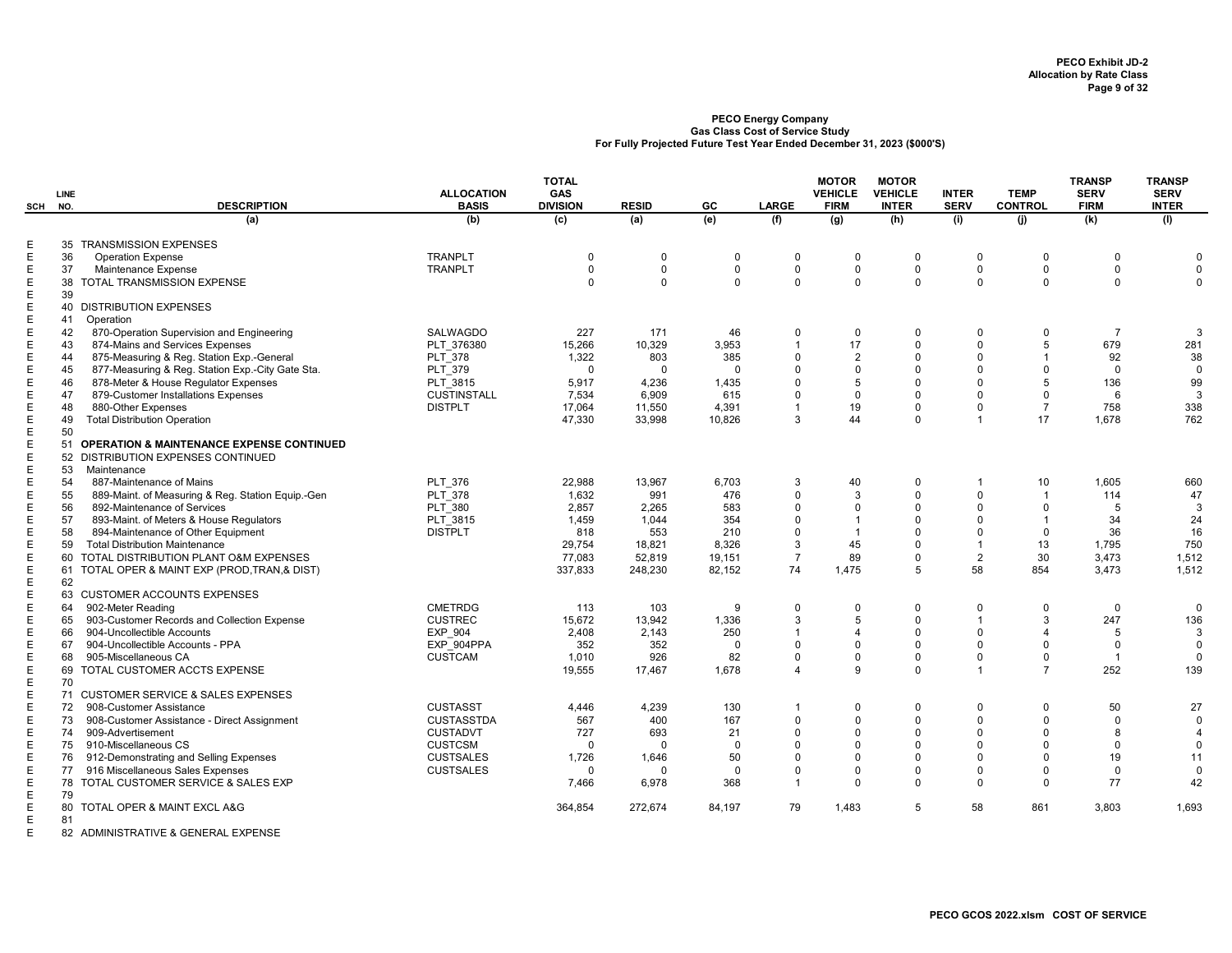**PECO Exhibit JD-2**
**Allocation by Rate Class**

**PECO Energy Company**
**Gas Class Cost of Service Study**
**For Fully Projected Future Test Year Ended December 31, 2023 ($000'S)**

| SCH | LINE NO. | DESCRIPTION | ALLOCATION BASIS | TOTAL GAS DIVISION | RESID | GC | LARGE | MOTOR VEHICLE FIRM | MOTOR VEHICLE INTER | INTER SERV | TEMP CONTROL | TRANSP SERV FIRM | TRANSP SERV INTER |
|---|---|---|---|---|---|---|---|---|---|---|---|---|---|
| | | (a) | (b) | (c) | (a) | (e) | (f) | (g) | (h) | (i) | (j) | (k) | (l) |
| E | 35 | TRANSMISSION EXPENSES | | | | | | | | | | | |
| E | 36 | Operation Expense | TRANPLT | 0 | 0 | 0 | 0 | 0 | 0 | 0 | 0 | 0 | 0 |
| E | 37 | Maintenance Expense | TRANPLT | 0 | 0 | 0 | 0 | 0 | 0 | 0 | 0 | 0 | 0 |
| E | 38 | TOTAL TRANSMISSION EXPENSE | | 0 | 0 | 0 | 0 | 0 | 0 | 0 | 0 | 0 | 0 |
| E | 39 | | | | | | | | | | | | |
| E | 40 | DISTRIBUTION EXPENSES | | | | | | | | | | | |
| E | 41 | Operation | | | | | | | | | | | |
| E | 42 | 870-Operation Supervision and Engineering | SALWAGDO | 227 | 171 | 46 | 0 | 0 | 0 | 0 | 0 | 7 | 3 |
| E | 43 | 874-Mains and Services Expenses | PLT_376380 | 15,266 | 10,329 | 3,953 | 1 | 17 | 0 | 0 | 5 | 679 | 281 |
| E | 44 | 875-Measuring & Reg. Station Exp.-General | PLT_378 | 1,322 | 803 | 385 | 0 | 2 | 0 | 0 | 1 | 92 | 38 |
| E | 45 | 877-Measuring & Reg. Station Exp.-City Gate Sta. | PLT_379 | 0 | 0 | 0 | 0 | 0 | 0 | 0 | 0 | 0 | 0 |
| E | 46 | 878-Meter & House Regulator Expenses | PLT_3815 | 5,917 | 4,236 | 1,435 | 0 | 5 | 0 | 0 | 5 | 136 | 99 |
| E | 47 | 879-Customer Installations Expenses | CUSTINSTALL | 7,534 | 6,909 | 615 | 0 | 0 | 0 | 0 | 0 | 6 | 3 |
| E | 48 | 880-Other Expenses | DISTPLT | 17,064 | 11,550 | 4,391 | 1 | 19 | 0 | 0 | 7 | 758 | 338 |
| E | 49 | Total Distribution Operation | | 47,330 | 33,998 | 10,826 | 3 | 44 | 0 | 1 | 17 | 1,678 | 762 |
| E | 50 | | | | | | | | | | | | |
| E | 51 | **OPERATION & MAINTENANCE EXPENSE CONTINUED** | | | | | | | | | | | |
| E | 52 | DISTRIBUTION EXPENSES CONTINUED | | | | | | | | | | | |
| E | 53 | Maintenance | | | | | | | | | | | |
| E | 54 | 887-Maintenance of Mains | PLT_376 | 22,988 | 13,967 | 6,703 | 3 | 40 | 0 | 1 | 10 | 1,605 | 660 |
| E | 55 | 889-Maint. of Measuring & Reg. Station Equip.-Gen | PLT_378 | 1,632 | 991 | 476 | 0 | 3 | 0 | 0 | 1 | 114 | 47 |
| E | 56 | 892-Maintenance of Services | PLT_380 | 2,857 | 2,265 | 583 | 0 | 0 | 0 | 0 | 0 | 5 | 3 |
| E | 57 | 893-Maint. of Meters & House Regulators | PLT_3815 | 1,459 | 1,044 | 354 | 0 | 1 | 0 | 0 | 1 | 34 | 24 |
| E | 58 | 894-Maintenance of Other Equipment | DISTPLT | 818 | 553 | 210 | 0 | 1 | 0 | 0 | 0 | 36 | 16 |
| E | 59 | Total Distribution Maintenance | | 29,754 | 18,821 | 8,326 | 3 | 45 | 0 | 1 | 13 | 1,795 | 750 |
| E | 60 | TOTAL DISTRIBUTION PLANT O&M EXPENSES | | 77,083 | 52,819 | 19,151 | 7 | 89 | 0 | 2 | 30 | 3,473 | 1,512 |
| E | 61 | TOTAL OPER & MAINT EXP (PROD,TRAN,& DIST) | | 337,833 | 248,230 | 82,152 | 74 | 1,475 | 5 | 58 | 854 | 3,473 | 1,512 |
| E | 62 | | | | | | | | | | | | |
| E | 63 | CUSTOMER ACCOUNTS EXPENSES | | | | | | | | | | | |
| E | 64 | 902-Meter Reading | CMETRDG | 113 | 103 | 9 | 0 | 0 | 0 | 0 | 0 | 0 | 0 |
| E | 65 | 903-Customer Records and Collection Expense | CUSTREC | 15,672 | 13,942 | 1,336 | 3 | 5 | 0 | 1 | 3 | 247 | 136 |
| E | 66 | 904-Uncollectible Accounts | EXP_904 | 2,408 | 2,143 | 250 | 1 | 4 | 0 | 0 | 4 | 5 | 3 |
| E | 67 | 904-Uncollectible Accounts - PPA | EXP_904PPA | 352 | 352 | 0 | 0 | 0 | 0 | 0 | 0 | 0 | 0 |
| E | 68 | 905-Miscellaneous CA | CUSTCAM | 1,010 | 926 | 82 | 0 | 0 | 0 | 0 | 0 | 1 | 0 |
| E | 69 | TOTAL CUSTOMER ACCTS EXPENSE | | 19,555 | 17,467 | 1,678 | 4 | 9 | 0 | 1 | 7 | 252 | 139 |
| E | 70 | | | | | | | | | | | | |
| E | 71 | CUSTOMER SERVICE & SALES EXPENSES | | | | | | | | | | | |
| E | 72 | 908-Customer Assistance | CUSTASST | 4,446 | 4,239 | 130 | 1 | 0 | 0 | 0 | 0 | 50 | 27 |
| E | 73 | 908-Customer Assistance - Direct Assignment | CUSTASSTDA | 567 | 400 | 167 | 0 | 0 | 0 | 0 | 0 | 0 | 0 |
| E | 74 | 909-Advertisement | CUSTADVT | 727 | 693 | 21 | 0 | 0 | 0 | 0 | 0 | 8 | 4 |
| E | 75 | 910-Miscellaneous CS | CUSTCSM | 0 | 0 | 0 | 0 | 0 | 0 | 0 | 0 | 0 | 0 |
| E | 76 | 912-Demonstrating and Selling Expenses | CUSTSALES | 1,726 | 1,646 | 50 | 0 | 0 | 0 | 0 | 0 | 19 | 11 |
| E | 77 | 916 Miscellaneous Sales Expenses | CUSTSALES | 0 | 0 | 0 | 0 | 0 | 0 | 0 | 0 | 0 | 0 |
| E | 78 | TOTAL CUSTOMER SERVICE & SALES EXP | | 7,466 | 6,978 | 368 | 1 | 0 | 0 | 0 | 0 | 77 | 42 |
| E | 79 | | | | | | | | | | | | |
| E | 80 | TOTAL OPER & MAINT EXCL A&G | | 364,854 | 272,674 | 84,197 | 79 | 1,483 | 5 | 58 | 861 | 3,803 | 1,693 |
| E | 81 | | | | | | | | | | | | |
| E | 82 | ADMINISTRATIVE & GENERAL EXPENSE | | | | | | | | | | | |

PECO GCOS 2022.xlsm COST OF SERVICE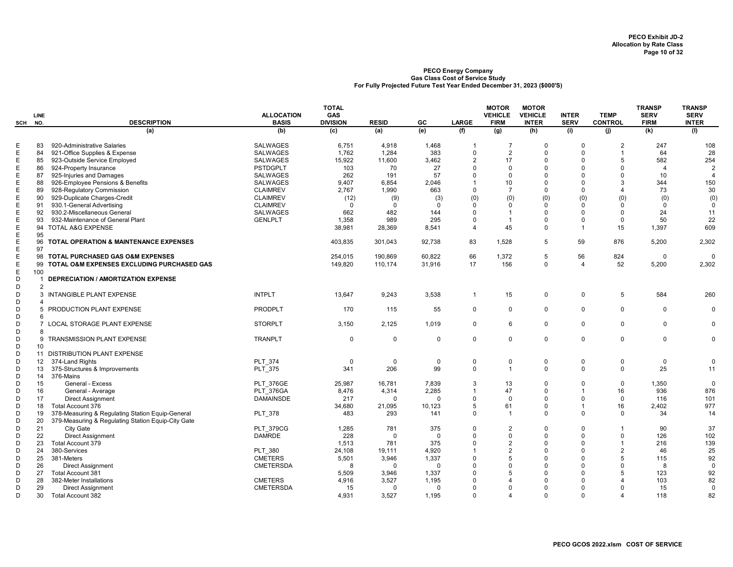PECO Exhibit JD-2
Allocation by Rate Class

**PECO Energy Company**
**Gas Class Cost of Service Study**
**For Fully Projected Future Test Year Ended December 31, 2023 ($000'S)**

| SCH | LINE NO. | DESCRIPTION | ALLOCATION BASIS | TOTAL GAS DIVISION | RESID | GC | LARGE | MOTOR VEHICLE FIRM | MOTOR VEHICLE INTER | INTER SERV | TEMP CONTROL | TRANSP SERV FIRM | TRANSP SERV INTER |
|---|---|---|---|---|---|---|---|---|---|---|---|---|---|
| | | (a) | (b) | (c) | (a) | (e) | (f) | (g) | (h) | (i) | (j) | (k) | (l) |
| E | 83 | 920-Administrative Salaries | SALWAGES | 6,751 | 4,918 | 1,468 | 1 | 7 | 0 | 0 | 2 | 247 | 108 |
| E | 84 | 921-Office Supplies & Expense | SALWAGES | 1,762 | 1,284 | 383 | 0 | 2 | 0 | 0 | 1 | 64 | 28 |
| E | 85 | 923-Outside Service Employed | SALWAGES | 15,922 | 11,600 | 3,462 | 2 | 17 | 0 | 0 | 5 | 582 | 254 |
| E | 86 | 924-Property Insurance | PSTDGPLT | 103 | 70 | 27 | 0 | 0 | 0 | 0 | 0 | 4 | 2 |
| E | 87 | 925-Injuries and Damages | SALWAGES | 262 | 191 | 57 | 0 | 0 | 0 | 0 | 0 | 10 | 4 |
| E | 88 | 926-Employee Pensions & Benefits | SALWAGES | 9,407 | 6,854 | 2,046 | 1 | 10 | 0 | 0 | 3 | 344 | 150 |
| E | 89 | 928-Regulatory Commission | CLAIMREV | 2,767 | 1,990 | 663 | 0 | 7 | 0 | 0 | 4 | 73 | 30 |
| E | 90 | 929-Duplicate Charges-Credit | CLAIMREV | (12) | (9) | (3) | (0) | (0) | (0) | (0) | (0) | (0) | (0) |
| E | 91 | 930.1-General Advertising | CLAIMREV | 0 | 0 | 0 | 0 | 0 | 0 | 0 | 0 | 0 | 0 |
| E | 92 | 930.2-Miscellaneous General | SALWAGES | 662 | 482 | 144 | 0 | 1 | 0 | 0 | 0 | 24 | 11 |
| E | 93 | 932-Maintenance of General Plant | GENLPLT | 1,358 | 989 | 295 | 0 | 1 | 0 | 0 | 0 | 50 | 22 |
| E | 94 | TOTAL A&G EXPENSE | | 38,981 | 28,369 | 8,541 | 4 | 45 | 0 | 1 | 15 | 1,397 | 609 |
| E | 95 | | | | | | | | | | | | |
| E | 96 | **TOTAL OPERATION & MAINTENANCE EXPENSES** | | 403,835 | 301,043 | 92,738 | 83 | 1,528 | 5 | 59 | 876 | 5,200 | 2,302 |
| E | 97 | | | | | | | | | | | | |
| E | 98 | **TOTAL PURCHASED GAS O&M EXPENSES** | | 254,015 | 190,869 | 60,822 | 66 | 1,372 | 5 | 56 | 824 | 0 | 0 |
| E | 99 | **TOTAL O&M EXPENSES EXCLUDING PURCHASED GAS** | | 149,820 | 110,174 | 31,916 | 17 | 156 | 0 | 4 | 52 | 5,200 | 2,302 |
| E | 100 | | | | | | | | | | | | |
| D | 1 | **DEPRECIATION / AMORTIZATION EXPENSE** | | | | | | | | | | | |
| D | 2 | | | | | | | | | | | | |
| D | 3 | INTANGIBLE PLANT EXPENSE | INTPLT | 13,647 | 9,243 | 3,538 | 1 | 15 | 0 | 0 | 5 | 584 | 260 |
| D | 4 | | | | | | | | | | | | |
| D | 5 | PRODUCTION PLANT EXPENSE | PRODPLT | 170 | 115 | 55 | 0 | 0 | 0 | 0 | 0 | 0 | 0 |
| D | 6 | | | | | | | | | | | | |
| D | 7 | LOCAL STORAGE PLANT EXPENSE | STORPLT | 3,150 | 2,125 | 1,019 | 0 | 6 | 0 | 0 | 0 | 0 | 0 |
| D | 8 | | | | | | | | | | | | |
| D | 9 | TRANSMISSION PLANT EXPENSE | TRANPLT | 0 | 0 | 0 | 0 | 0 | 0 | 0 | 0 | 0 | 0 |
| D | 10 | | | | | | | | | | | | |
| D | 11 | DISTRIBUTION PLANT EXPENSE | | | | | | | | | | | |
| D | 12 | 374-Land Rights | PLT_374 | 0 | 0 | 0 | 0 | 0 | 0 | 0 | 0 | 0 | 0 |
| D | 13 | 375-Structures & Improvements | PLT_375 | 341 | 206 | 99 | 0 | 1 | 0 | 0 | 0 | 25 | 11 |
| D | 14 | 376-Mains | | | | | | | | | | | |
| D | 15 | General - Excess | PLT_376GE | 25,987 | 16,781 | 7,839 | 3 | 13 | 0 | 0 | 0 | 1,350 | 0 |
| D | 16 | General - Average | PLT_376GA | 8,476 | 4,314 | 2,285 | 1 | 47 | 0 | 1 | 16 | 936 | 876 |
| D | 17 | Direct Assignment | DAMAINSDE | 217 | 0 | 0 | 0 | 0 | 0 | 0 | 0 | 116 | 101 |
| D | 18 | Total Account 376 | | 34,680 | 21,095 | 10,123 | 5 | 61 | 0 | 1 | 16 | 2,402 | 977 |
| D | 19 | 378-Measuring & Regulating Station Equip-General | PLT_378 | 483 | 293 | 141 | 0 | 1 | 0 | 0 | 0 | 34 | 14 |
| D | 20 | 379-Measuring & Regulating Station Equip-City Gate | | | | | | | | | | | |
| D | 21 | City Gate | PLT_379CG | 1,285 | 781 | 375 | 0 | 2 | 0 | 0 | 1 | 90 | 37 |
| D | 22 | Direct Assignment | DAMRDE | 228 | 0 | 0 | 0 | 0 | 0 | 0 | 0 | 126 | 102 |
| D | 23 | Total Account 379 | | 1,513 | 781 | 375 | 0 | 2 | 0 | 0 | 1 | 216 | 139 |
| D | 24 | 380-Services | PLT_380 | 24,108 | 19,111 | 4,920 | 1 | 2 | 0 | 0 | 2 | 46 | 25 |
| D | 25 | 381-Meters | CMETERS | 5,501 | 3,946 | 1,337 | 0 | 5 | 0 | 0 | 5 | 115 | 92 |
| D | 26 | Direct Assignment | CMETERSDA | 8 | 0 | 0 | 0 | 0 | 0 | 0 | 0 | 8 | 0 |
| D | 27 | Total Account 381 | | 5,509 | 3,946 | 1,337 | 0 | 5 | 0 | 0 | 5 | 123 | 92 |
| D | 28 | 382-Meter Installations | CMETERS | 4,916 | 3,527 | 1,195 | 0 | 4 | 0 | 0 | 4 | 103 | 82 |
| D | 29 | Direct Assignment | CMETERSDA | 15 | 0 | 0 | 0 | 0 | 0 | 0 | 0 | 15 | 0 |
| D | 30 | Total Account 382 | | 4,931 | 3,527 | 1,195 | 0 | 4 | 0 | 0 | 4 | 118 | 82 |

PECO GCOS 2022.xlsm COST OF SERVICE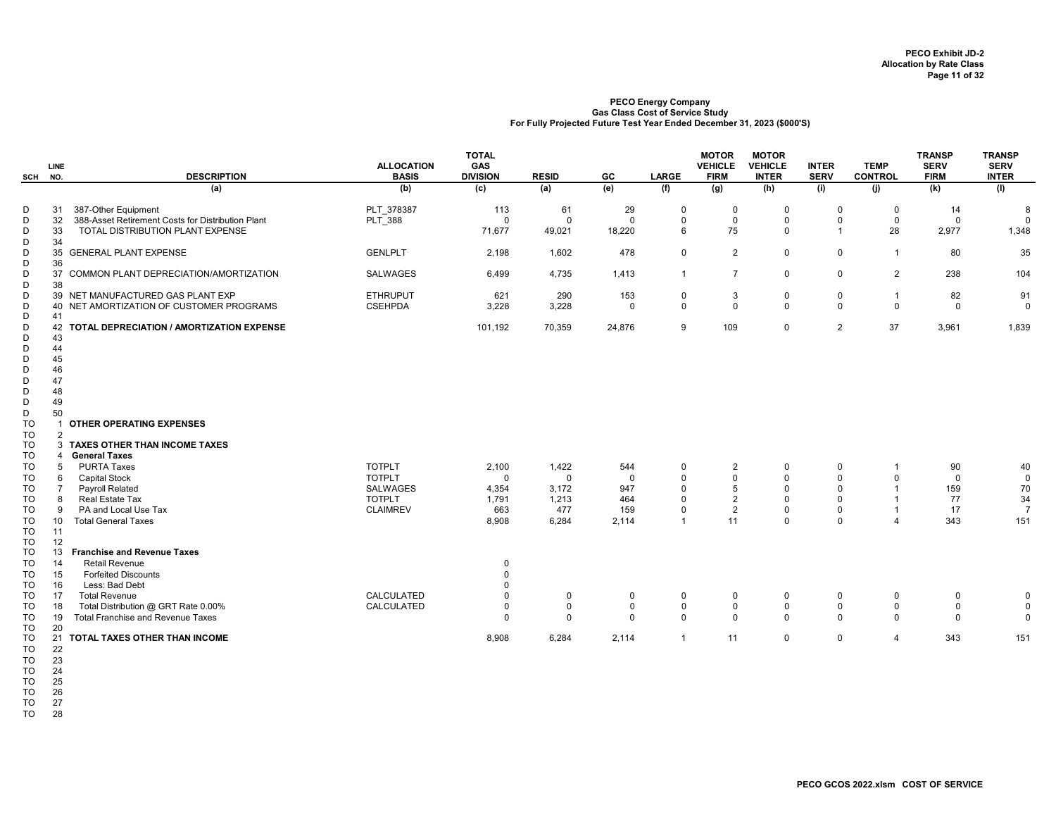**PECO Exhibit JD-2**
**Allocation by Rate Class**

**PECO Energy Company**
**Gas Class Cost of Service Study**
**For Fully Projected Future Test Year Ended December 31, 2023 ($000'S)**

| SCH | LINE NO. | DESCRIPTION | ALLOCATION BASIS | TOTAL GAS DIVISION | RESID | GC | LARGE | MOTOR VEHICLE FIRM | MOTOR VEHICLE INTER | INTER SERV | TEMP CONTROL | TRANSP SERV FIRM | TRANSP SERV INTER |
|---|---|---|---|---|---|---|---|---|---|---|---|---|---|
| | | (a) | (b) | (c) | (a) | (e) | (f) | (g) | (h) | (i) | (j) | (k) | (l) |
| D | 31 | 387-Other Equipment | PLT_378387 | 113 | 61 | 29 | 0 | 0 | 0 | 0 | 0 | 14 | 8 |
| D | 32 | 388-Asset Retirement Costs for Distribution Plant | PLT_388 | 0 | 0 | 0 | 0 | 0 | 0 | 0 | 0 | 0 | 0 |
| D | 33 | TOTAL DISTRIBUTION PLANT EXPENSE | | 71,677 | 49,021 | 18,220 | 6 | 75 | 0 | 1 | 28 | 2,977 | 1,348 |
| D | 34 | | | | | | | | | | | | |
| D | 35 | GENERAL PLANT EXPENSE | GENLPLT | 2,198 | 1,602 | 478 | 0 | 2 | 0 | 0 | 1 | 80 | 35 |
| D | 36 | | | | | | | | | | | | |
| D | 37 | COMMON PLANT DEPRECIATION/AMORTIZATION | SALWAGES | 6,499 | 4,735 | 1,413 | 1 | 7 | 0 | 0 | 2 | 238 | 104 |
| D | 38 | | | | | | | | | | | | |
| D | 39 | NET MANUFACTURED GAS PLANT EXP | ETHRUPUT | 621 | 290 | 153 | 0 | 3 | 0 | 0 | 1 | 82 | 91 |
| D | 40 | NET AMORTIZATION OF CUSTOMER PROGRAMS | CSEHPDA | 3,228 | 3,228 | 0 | 0 | 0 | 0 | 0 | 0 | 0 | 0 |
| D | 41 | | | | | | | | | | | | |
| D | 42 | **TOTAL DEPRECIATION / AMORTIZATION EXPENSE** | | 101,192 | 70,359 | 24,876 | 9 | 109 | 0 | 2 | 37 | 3,961 | 1,839 |
| D | 43 | | | | | | | | | | | | |
| D | 44 | | | | | | | | | | | | |
| D | 45 | | | | | | | | | | | | |
| D | 46 | | | | | | | | | | | | |
| D | 47 | | | | | | | | | | | | |
| D | 48 | | | | | | | | | | | | |
| D | 49 | | | | | | | | | | | | |
| D | 50 | | | | | | | | | | | | |
| TO | 1 | **OTHER OPERATING EXPENSES** | | | | | | | | | | | |
| TO | 2 | | | | | | | | | | | | |
| TO | 3 | **TAXES OTHER THAN INCOME TAXES** | | | | | | | | | | | |
| TO | 4 | **General Taxes** | | | | | | | | | | | |
| TO | 5 | PURTA Taxes | TOTPLT | 2,100 | 1,422 | 544 | 0 | 2 | 0 | 0 | 1 | 90 | 40 |
| TO | 6 | Capital Stock | TOTPLT | 0 | 0 | 0 | 0 | 0 | 0 | 0 | 0 | 0 | 0 |
| TO | 7 | Payroll Related | SALWAGES | 4,354 | 3,172 | 947 | 0 | 5 | 0 | 0 | 1 | 159 | 70 |
| TO | 8 | Real Estate Tax | TOTPLT | 1,791 | 1,213 | 464 | 0 | 2 | 0 | 0 | 1 | 77 | 34 |
| TO | 9 | PA and Local Use Tax | CLAIMREV | 663 | 477 | 159 | 0 | 2 | 0 | 0 | 1 | 17 | 7 |
| TO | 10 | Total General Taxes | | 8,908 | 6,284 | 2,114 | 1 | 11 | 0 | 0 | 4 | 343 | 151 |
| TO | 11 | | | | | | | | | | | | |
| TO | 12 | | | | | | | | | | | | |
| TO | 13 | **Franchise and Revenue Taxes** | | | | | | | | | | | |
| TO | 14 | Retail Revenue | | 0 | | | | | | | | | |
| TO | 15 | Forfeited Discounts | | 0 | | | | | | | | | |
| TO | 16 | Less: Bad Debt | | 0 | | | | | | | | | |
| TO | 17 | Total Revenue | CALCULATED | 0 | 0 | 0 | 0 | 0 | 0 | 0 | 0 | 0 | 0 |
| TO | 18 | Total Distribution @ GRT Rate 0.00% | CALCULATED | 0 | 0 | 0 | 0 | 0 | 0 | 0 | 0 | 0 | 0 |
| TO | 19 | Total Franchise and Revenue Taxes | | 0 | 0 | 0 | 0 | 0 | 0 | 0 | 0 | 0 | 0 |
| TO | 20 | | | | | | | | | | | | |
| TO | 21 | **TOTAL TAXES OTHER THAN INCOME** | | 8,908 | 6,284 | 2,114 | 1 | 11 | 0 | 0 | 4 | 343 | 151 |
| TO | 22 | | | | | | | | | | | | |
| TO | 23 | | | | | | | | | | | | |
| TO | 24 | | | | | | | | | | | | |
| TO | 25 | | | | | | | | | | | | |
| TO | 26 | | | | | | | | | | | | |
| TO | 27 | | | | | | | | | | | | |
| TO | 28 | | | | | | | | | | | | |

PECO GCOS 2022.xlsm COST OF SERVICE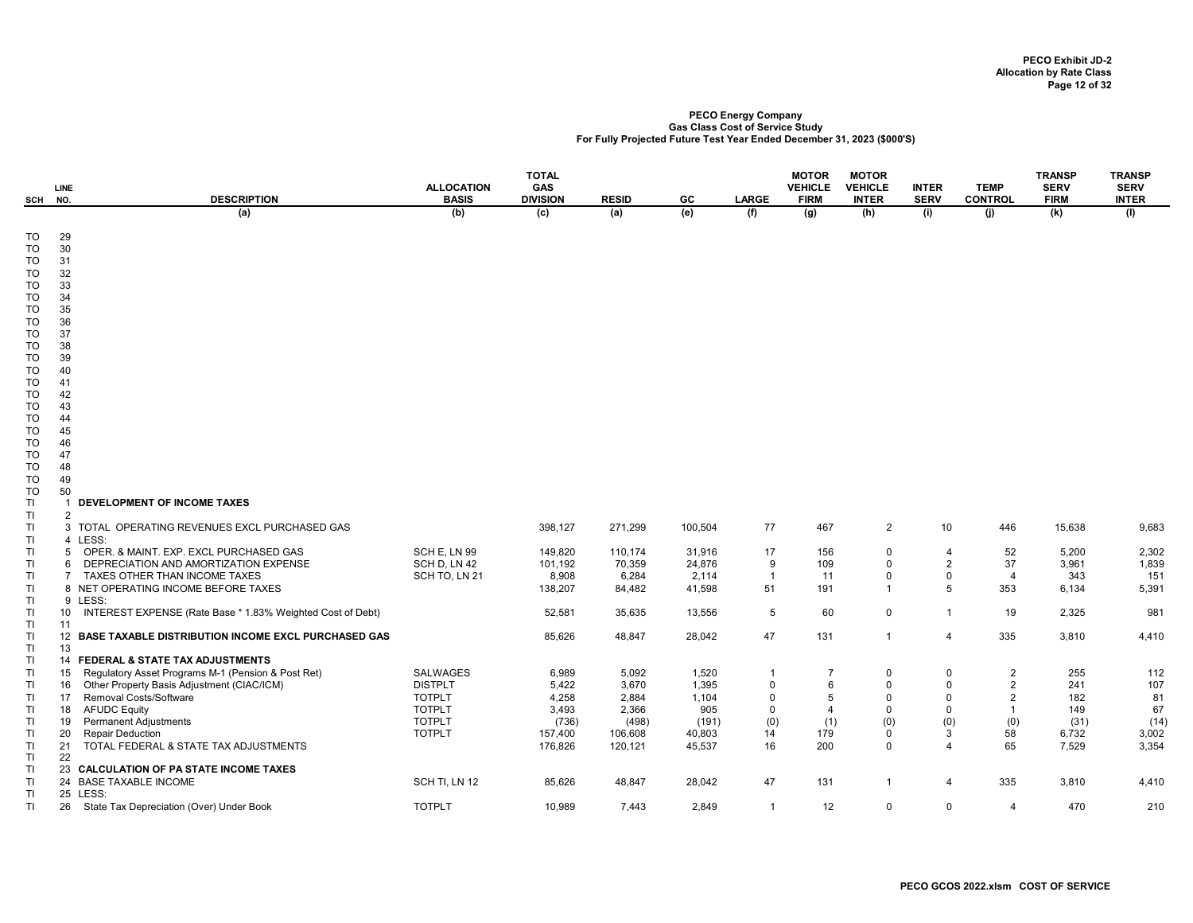**PECO Exhibit JD-2**
**Allocation by Rate Class**

**PECO Energy Company**
**Gas Class Cost of Service Study**
**For Fully Projected Future Test Year Ended December 31, 2023 ($000'S)**

| SCH | LINE NO. | DESCRIPTION | ALLOCATION BASIS | TOTAL GAS DIVISION | RESID | GC | LARGE | MOTOR VEHICLE FIRM | MOTOR VEHICLE INTER | INTER SERV | TEMP CONTROL | TRANSP SERV FIRM | TRANSP SERV INTER |
|---|---|---|---|---|---|---|---|---|---|---|---|---|---|
| | | (a) | (b) | (c) | (a) | (e) | (f) | (g) | (h) | (i) | (j) | (k) | (l) |
| TO | 29 | | | | | | | | | | | | |
| TO | 30 | | | | | | | | | | | | |
| TO | 31 | | | | | | | | | | | | |
| TO | 32 | | | | | | | | | | | | |
| TO | 33 | | | | | | | | | | | | |
| TO | 34 | | | | | | | | | | | | |
| TO | 35 | | | | | | | | | | | | |
| TO | 36 | | | | | | | | | | | | |
| TO | 37 | | | | | | | | | | | | |
| TO | 38 | | | | | | | | | | | | |
| TO | 39 | | | | | | | | | | | | |
| TO | 40 | | | | | | | | | | | | |
| TO | 41 | | | | | | | | | | | | |
| TO | 42 | | | | | | | | | | | | |
| TO | 43 | | | | | | | | | | | | |
| TO | 44 | | | | | | | | | | | | |
| TO | 45 | | | | | | | | | | | | |
| TO | 46 | | | | | | | | | | | | |
| TO | 47 | | | | | | | | | | | | |
| TO | 48 | | | | | | | | | | | | |
| TO | 49 | | | | | | | | | | | | |
| TO | 50 | | | | | | | | | | | | |
| TI | 1 | **DEVELOPMENT OF INCOME TAXES** | | | | | | | | | | | |
| TI | 2 | | | | | | | | | | | | |
| TI | 3 | TOTAL OPERATING REVENUES EXCL PURCHASED GAS | | 398,127 | 271,299 | 100,504 | 77 | 467 | 2 | 10 | 446 | 15,638 | 9,683 |
| TI | 4 | LESS: | | | | | | | | | | | |
| TI | 5 | OPER. & MAINT. EXP. EXCL PURCHASED GAS | SCH E, LN 99 | 149,820 | 110,174 | 31,916 | 17 | 156 | 0 | 4 | 52 | 5,200 | 2,302 |
| TI | 6 | DEPRECIATION AND AMORTIZATION EXPENSE | SCH D, LN 42 | 101,192 | 70,359 | 24,876 | 9 | 109 | 0 | 2 | 37 | 3,961 | 1,839 |
| TI | 7 | TAXES OTHER THAN INCOME TAXES | SCH TO, LN 21 | 8,908 | 6,284 | 2,114 | 1 | 11 | 0 | 0 | 4 | 343 | 151 |
| TI | 8 | NET OPERATING INCOME BEFORE TAXES | | 138,207 | 84,482 | 41,598 | 51 | 191 | 1 | 5 | 353 | 6,134 | 5,391 |
| TI | 9 | LESS: | | | | | | | | | | | |
| TI | 10 | INTEREST EXPENSE (Rate Base * 1.83% Weighted Cost of Debt) | | 52,581 | 35,635 | 13,556 | 5 | 60 | 0 | 1 | 19 | 2,325 | 981 |
| TI | 11 | | | | | | | | | | | | |
| TI | 12 | **BASE TAXABLE DISTRIBUTION INCOME EXCL PURCHASED GAS** | | 85,626 | 48,847 | 28,042 | 47 | 131 | 1 | 4 | 335 | 3,810 | 4,410 |
| TI | 13 | | | | | | | | | | | | |
| TI | 14 | **FEDERAL & STATE TAX ADJUSTMENTS** | | | | | | | | | | | |
| TI | 15 | Regulatory Asset Programs M-1 (Pension & Post Ret) | SALWAGES | 6,989 | 5,092 | 1,520 | 1 | 7 | 0 | 0 | 2 | 255 | 112 |
| TI | 16 | Other Property Basis Adjustment (CIAC/ICM) | DISTPLT | 5,422 | 3,670 | 1,395 | 0 | 6 | 0 | 0 | 2 | 241 | 107 |
| TI | 17 | Removal Costs/Software | TOTPLT | 4,258 | 2,884 | 1,104 | 0 | 5 | 0 | 0 | 2 | 182 | 81 |
| TI | 18 | AFUDC Equity | TOTPLT | 3,493 | 2,366 | 905 | 0 | 4 | 0 | 0 | 1 | 149 | 67 |
| TI | 19 | Permanent Adjustments | TOTPLT | (736) | (498) | (191) | (0) | (1) | (0) | (0) | (0) | (31) | (14) |
| TI | 20 | Repair Deduction | TOTPLT | 157,400 | 106,608 | 40,803 | 14 | 179 | 0 | 3 | 58 | 6,732 | 3,002 |
| TI | 21 | TOTAL FEDERAL & STATE TAX ADJUSTMENTS | | 176,826 | 120,121 | 45,537 | 16 | 200 | 0 | 4 | 65 | 7,529 | 3,354 |
| TI | 22 | | | | | | | | | | | | |
| TI | 23 | **CALCULATION OF PA STATE INCOME TAXES** | | | | | | | | | | | |
| TI | 24 | BASE TAXABLE INCOME | SCH TI, LN 12 | 85,626 | 48,847 | 28,042 | 47 | 131 | 1 | 4 | 335 | 3,810 | 4,410 |
| TI | 25 | LESS: | | | | | | | | | | | |
| TI | 26 | State Tax Depreciation (Over) Under Book | TOTPLT | 10,989 | 7,443 | 2,849 | 1 | 12 | 0 | 0 | 4 | 470 | 210 |

PECO GCOS 2022.xlsm COST OF SERVICE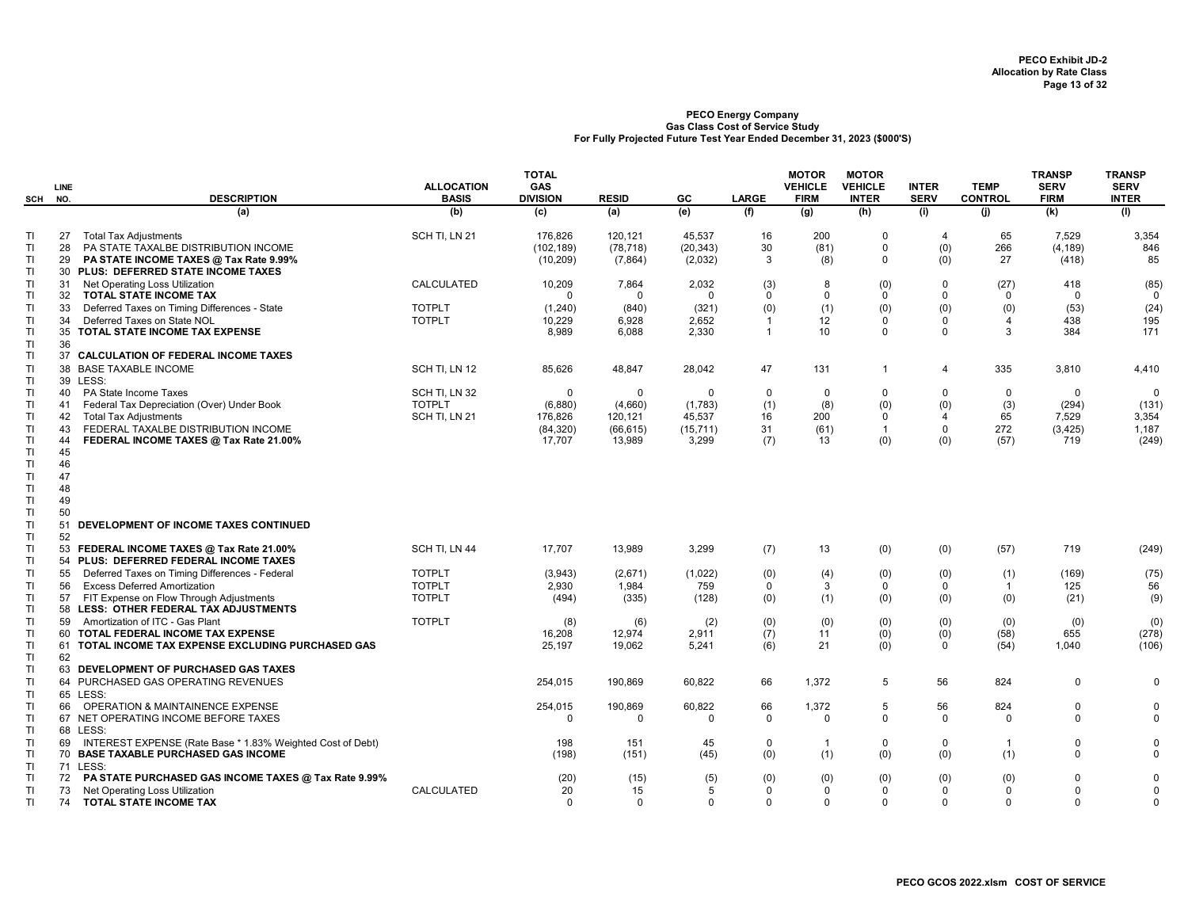**PECO Exhibit JD-2**
**Allocation by Rate Class**

**PECO Energy Company**
**Gas Class Cost of Service Study**
**For Fully Projected Future Test Year Ended December 31, 2023 ($000'S)**

| SCH | LINE NO. | DESCRIPTION | ALLOCATION BASIS | TOTAL GAS DIVISION | RESID | GC | LARGE | MOTOR VEHICLE FIRM | MOTOR VEHICLE INTER | INTER SERV | TEMP CONTROL | TRANSP SERV FIRM | TRANSP SERV INTER |
|---|---|---|---|---|---|---|---|---|---|---|---|---|---|
| | | (a) | (b) | (c) | (a) | (e) | (f) | (g) | (h) | (i) | (j) | (k) | (l) |
| TI | 27 | Total Tax Adjustments | SCH TI, LN 21 | 176,826 | 120,121 | 45,537 | 16 | 200 | 0 | 4 | 65 | 7,529 | 3,354 |
| TI | 28 | PA STATE TAXALBE DISTRIBUTION INCOME | | (102,189) | (78,718) | (20,343) | 30 | (81) | 0 | (0) | 266 | (4,189) | 846 |
| TI | 29 | **PA STATE INCOME TAXES @ Tax Rate 9.99%** | | (10,209) | (7,864) | (2,032) | 3 | (8) | 0 | (0) | 27 | (418) | 85 |
| TI | 30 | **PLUS: DEFERRED STATE INCOME TAXES** | | | | | | | | | | | |
| TI | 31 | Net Operating Loss Utilization | CALCULATED | 10,209 | 7,864 | 2,032 | (3) | 8 | (0) | 0 | (27) | 418 | (85) |
| TI | 32 | **TOTAL STATE INCOME TAX** | | 0 | 0 | 0 | 0 | 0 | 0 | 0 | 0 | 0 | 0 |
| TI | 33 | Deferred Taxes on Timing Differences - State | TOTPLT | (1,240) | (840) | (321) | (0) | (1) | (0) | (0) | (0) | (53) | (24) |
| TI | 34 | Deferred Taxes on State NOL | TOTPLT | 10,229 | 6,928 | 2,652 | 1 | 12 | 0 | 0 | 4 | 438 | 195 |
| TI | 35 | **TOTAL STATE INCOME TAX EXPENSE** | | 8,989 | 6,088 | 2,330 | 1 | 10 | 0 | 0 | 3 | 384 | 171 |
| TI | 36 | | | | | | | | | | | | |
| TI | 37 | **CALCULATION OF FEDERAL INCOME TAXES** | | | | | | | | | | | |
| TI | 38 | BASE TAXABLE INCOME | SCH TI, LN 12 | 85,626 | 48,847 | 28,042 | 47 | 131 | 1 | 4 | 335 | 3,810 | 4,410 |
| TI | 39 | LESS: | | | | | | | | | | | |
| TI | 40 | PA State Income Taxes | SCH TI, LN 32 | 0 | 0 | 0 | 0 | 0 | 0 | 0 | 0 | 0 | 0 |
| TI | 41 | Federal Tax Depreciation (Over) Under Book | TOTPLT | (6,880) | (4,660) | (1,783) | (1) | (8) | (0) | (0) | (3) | (294) | (131) |
| TI | 42 | Total Tax Adjustments | SCH TI, LN 21 | 176,826 | 120,121 | 45,537 | 16 | 200 | 0 | 4 | 65 | 7,529 | 3,354 |
| TI | 43 | FEDERAL TAXALBE DISTRIBUTION INCOME | | (84,320) | (66,615) | (15,711) | 31 | (61) | 1 | 0 | 272 | (3,425) | 1,187 |
| TI | 44 | **FEDERAL INCOME TAXES @ Tax Rate 21.00%** | | 17,707 | 13,989 | 3,299 | (7) | 13 | (0) | (0) | (57) | 719 | (249) |
| TI | 45 | | | | | | | | | | | | |
| TI | 46 | | | | | | | | | | | | |
| TI | 47 | | | | | | | | | | | | |
| TI | 48 | | | | | | | | | | | | |
| TI | 49 | | | | | | | | | | | | |
| TI | 50 | | | | | | | | | | | | |
| TI | 51 | **DEVELOPMENT OF INCOME TAXES CONTINUED** | | | | | | | | | | | |
| TI | 52 | | | | | | | | | | | | |
| TI | 53 | **FEDERAL INCOME TAXES @ Tax Rate 21.00%** | SCH TI, LN 44 | 17,707 | 13,989 | 3,299 | (7) | 13 | (0) | (0) | (57) | 719 | (249) |
| TI | 54 | **PLUS: DEFERRED FEDERAL INCOME TAXES** | | | | | | | | | | | |
| TI | 55 | Deferred Taxes on Timing Differences - Federal | TOTPLT | (3,943) | (2,671) | (1,022) | (0) | (4) | (0) | (0) | (1) | (169) | (75) |
| TI | 56 | Excess Deferred Amortization | TOTPLT | 2,930 | 1,984 | 759 | 0 | 3 | 0 | 0 | 1 | 125 | 56 |
| TI | 57 | FIT Expense on Flow Through Adjustments | TOTPLT | (494) | (335) | (128) | (0) | (1) | (0) | (0) | (0) | (21) | (9) |
| TI | 58 | **LESS: OTHER FEDERAL TAX ADJUSTMENTS** | | | | | | | | | | | |
| TI | 59 | Amortization of ITC - Gas Plant | TOTPLT | (8) | (6) | (2) | (0) | (0) | (0) | (0) | (0) | (0) | (0) |
| TI | 60 | **TOTAL FEDERAL INCOME TAX EXPENSE** | | 16,208 | 12,974 | 2,911 | (7) | 11 | (0) | (0) | (58) | 655 | (278) |
| TI | 61 | **TOTAL INCOME TAX EXPENSE EXCLUDING PURCHASED GAS** | | 25,197 | 19,062 | 5,241 | (6) | 21 | (0) | 0 | (54) | 1,040 | (106) |
| TI | 62 | | | | | | | | | | | | |
| TI | 63 | **DEVELOPMENT OF PURCHASED GAS TAXES** | | | | | | | | | | | |
| TI | 64 | PURCHASED GAS OPERATING REVENUES | | 254,015 | 190,869 | 60,822 | 66 | 1,372 | 5 | 56 | 824 | 0 | 0 |
| TI | 65 | LESS: | | | | | | | | | | | |
| TI | 66 | OPERATION & MAINTAINENCE EXPENSE | | 254,015 | 190,869 | 60,822 | 66 | 1,372 | 5 | 56 | 824 | 0 | 0 |
| TI | 67 | NET OPERATING INCOME BEFORE TAXES | | 0 | 0 | 0 | 0 | 0 | 0 | 0 | 0 | 0 | 0 |
| TI | 68 | LESS: | | | | | | | | | | | |
| TI | 69 | INTEREST EXPENSE (Rate Base * 1.83% Weighted Cost of Debt) | | 198 | 151 | 45 | 0 | 1 | 0 | 0 | 1 | 0 | 0 |
| TI | 70 | **BASE TAXABLE PURCHASED GAS INCOME** | | (198) | (151) | (45) | (0) | (1) | (0) | (0) | (1) | 0 | 0 |
| TI | 71 | LESS: | | | | | | | | | | | |
| TI | 72 | **PA STATE PURCHASED GAS INCOME TAXES @ Tax Rate 9.99%** | | (20) | (15) | (5) | (0) | (0) | (0) | (0) | (0) | 0 | 0 |
| TI | 73 | Net Operating Loss Utilization | CALCULATED | 20 | 15 | 5 | 0 | 0 | 0 | 0 | 0 | 0 | 0 |
| TI | 74 | **TOTAL STATE INCOME TAX** | | 0 | 0 | 0 | 0 | 0 | 0 | 0 | 0 | 0 | 0 |

PECO GCOS 2022.xlsm COST OF SERVICE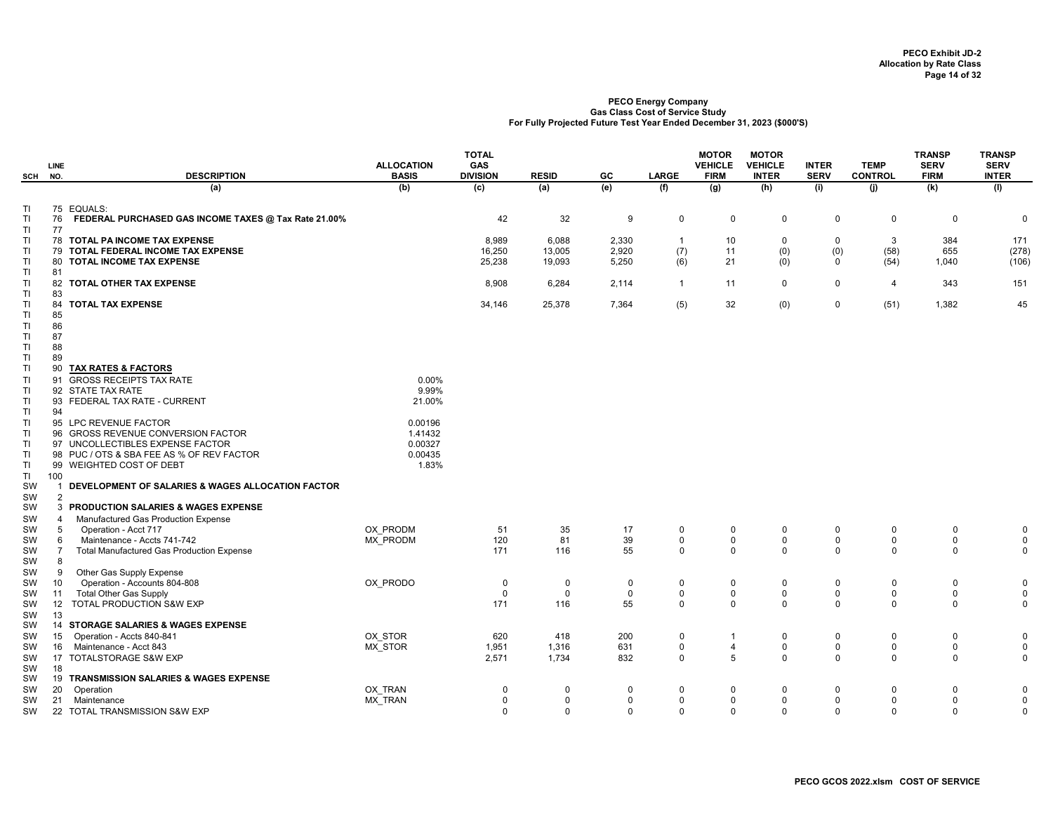**PECO Exhibit JD-2**
**Allocation by Rate Class**

**PECO Energy Company**
**Gas Class Cost of Service Study**
**For Fully Projected Future Test Year Ended December 31, 2023 ($000'S)**

| SCH | LINE NO. | DESCRIPTION | ALLOCATION BASIS | TOTAL GAS DIVISION | RESID | GC | LARGE | MOTOR VEHICLE FIRM | MOTOR VEHICLE INTER | INTER SERV | TEMP CONTROL | TRANSP SERV FIRM | TRANSP SERV INTER |
|---|---|---|---|---|---|---|---|---|---|---|---|---|---|
| | | (a) | (b) | (c) | (a) | (e) | (f) | (g) | (h) | (i) | (j) | (k) | (l) |
| TI | 75 | EQUALS: | | | | | | | | | | | |
| TI | 76 | **FEDERAL PURCHASED GAS INCOME TAXES @ Tax Rate 21.00%** | | 42 | 32 | 9 | 0 | 0 | 0 | 0 | 0 | 0 | 0 |
| TI | 77 | | | | | | | | | | | | |
| TI | 78 | **TOTAL PA INCOME TAX EXPENSE** | | 8,989 | 6,088 | 2,330 | 1 | 10 | 0 | 0 | 3 | 384 | 171 |
| TI | 79 | **TOTAL FEDERAL INCOME TAX EXPENSE** | | 16,250 | 13,005 | 2,920 | (7) | 11 | (0) | (0) | (58) | 655 | (278) |
| TI | 80 | **TOTAL INCOME TAX EXPENSE** | | 25,238 | 19,093 | 5,250 | (6) | 21 | (0) | 0 | (54) | 1,040 | (106) |
| TI | 81 | | | | | | | | | | | | |
| TI | 82 | **TOTAL OTHER TAX EXPENSE** | | 8,908 | 6,284 | 2,114 | 1 | 11 | 0 | 0 | 4 | 343 | 151 |
| TI | 83 | | | | | | | | | | | | |
| TI | 84 | **TOTAL TAX EXPENSE** | | 34,146 | 25,378 | 7,364 | (5) | 32 | (0) | 0 | (51) | 1,382 | 45 |
| TI | 85 | | | | | | | | | | | | |
| TI | 86 | | | | | | | | | | | | |
| TI | 87 | | | | | | | | | | | | |
| TI | 88 | | | | | | | | | | | | |
| TI | 89 | | | | | | | | | | | | |
| TI | 90 | **TAX RATES & FACTORS** | | | | | | | | | | | |
| TI | 91 | GROSS RECEIPTS TAX RATE | 0.00% | | | | | | | | | | |
| TI | 92 | STATE TAX RATE | 9.99% | | | | | | | | | | |
| TI | 93 | FEDERAL TAX RATE - CURRENT | 21.00% | | | | | | | | | | |
| TI | 94 | | | | | | | | | | | | |
| TI | 95 | LPC REVENUE FACTOR | 0.00196 | | | | | | | | | | |
| TI | 96 | GROSS REVENUE CONVERSION FACTOR | 1.41432 | | | | | | | | | | |
| TI | 97 | UNCOLLECTIBLES EXPENSE FACTOR | 0.00327 | | | | | | | | | | |
| TI | 98 | PUC / OTS & SBA FEE AS % OF REV FACTOR | 0.00435 | | | | | | | | | | |
| TI | 99 | WEIGHTED COST OF DEBT | 1.83% | | | | | | | | | | |
| TI | 100 | | | | | | | | | | | | |
| SW | 1 | **DEVELOPMENT OF SALARIES & WAGES ALLOCATION FACTOR** | | | | | | | | | | | |
| SW | 2 | | | | | | | | | | | | |
| SW | 3 | **PRODUCTION SALARIES & WAGES EXPENSE** | | | | | | | | | | | |
| SW | 4 | Manufactured Gas Production Expense | | | | | | | | | | | |
| SW | 5 | Operation - Acct 717 | OX_PRODM | 51 | 35 | 17 | 0 | 0 | 0 | 0 | 0 | 0 | 0 |
| SW | 6 | Maintenance - Accts 741-742 | MX_PRODM | 120 | 81 | 39 | 0 | 0 | 0 | 0 | 0 | 0 | 0 |
| SW | 7 | Total Manufactured Gas Production Expense | | 171 | 116 | 55 | 0 | 0 | 0 | 0 | 0 | 0 | 0 |
| SW | 8 | | | | | | | | | | | | |
| SW | 9 | Other Gas Supply Expense | | | | | | | | | | | |
| SW | 10 | Operation - Accounts 804-808 | OX_PRODO | 0 | 0 | 0 | 0 | 0 | 0 | 0 | 0 | 0 | 0 |
| SW | 11 | Total Other Gas Supply | | 0 | 0 | 0 | 0 | 0 | 0 | 0 | 0 | 0 | 0 |
| SW | 12 | TOTAL PRODUCTION S&W EXP | | 171 | 116 | 55 | 0 | 0 | 0 | 0 | 0 | 0 | 0 |
| SW | 13 | | | | | | | | | | | | |
| SW | 14 | **STORAGE SALARIES & WAGES EXPENSE** | | | | | | | | | | | |
| SW | 15 | Operation - Accts 840-841 | OX_STOR | 620 | 418 | 200 | 0 | 1 | 0 | 0 | 0 | 0 | 0 |
| SW | 16 | Maintenance - Acct 843 | MX_STOR | 1,951 | 1,316 | 631 | 0 | 4 | 0 | 0 | 0 | 0 | 0 |
| SW | 17 | TOTALSTORAGE S&W EXP | | 2,571 | 1,734 | 832 | 0 | 5 | 0 | 0 | 0 | 0 | 0 |
| SW | 18 | | | | | | | | | | | | |
| SW | 19 | **TRANSMISSION SALARIES & WAGES EXPENSE** | | | | | | | | | | | |
| SW | 20 | Operation | OX_TRAN | 0 | 0 | 0 | 0 | 0 | 0 | 0 | 0 | 0 | 0 |
| SW | 21 | Maintenance | MX_TRAN | 0 | 0 | 0 | 0 | 0 | 0 | 0 | 0 | 0 | 0 |
| SW | 22 | TOTAL TRANSMISSION S&W EXP | | 0 | 0 | 0 | 0 | 0 | 0 | 0 | 0 | 0 | 0 |

PECO GCOS 2022.xlsm COST OF SERVICE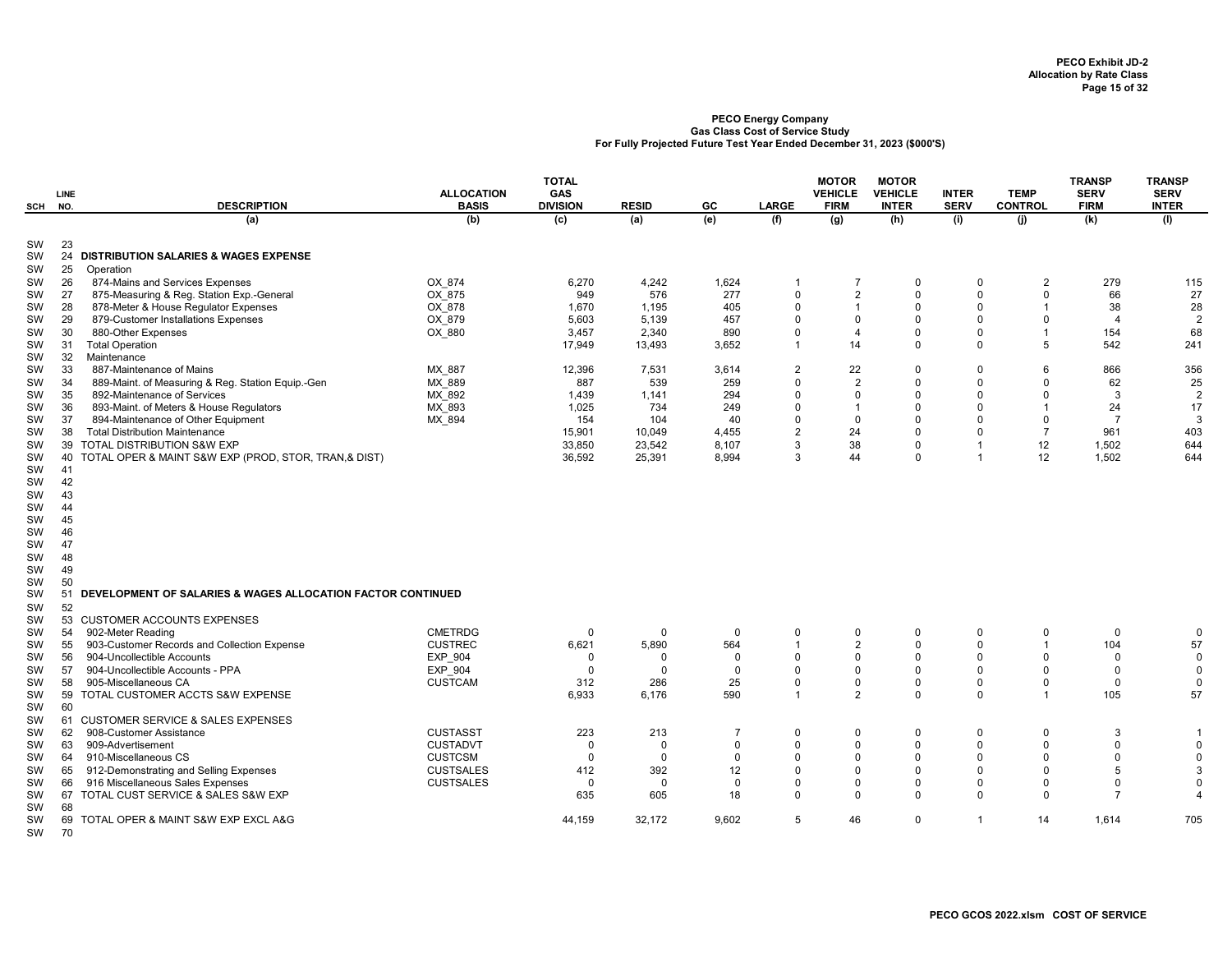PECO Exhibit JD-2
Allocation by Rate Class

**PECO Energy Company**
**Gas Class Cost of Service Study**
**For Fully Projected Future Test Year Ended December 31, 2023 ($000'S)**

| SCH | LINE NO. | DESCRIPTION | ALLOCATION BASIS | TOTAL GAS DIVISION | RESID | GC | LARGE | MOTOR VEHICLE FIRM | MOTOR VEHICLE INTER | INTER SERV | TEMP CONTROL | TRANSP SERV FIRM | TRANSP SERV INTER |
|---|---|---|---|---|---|---|---|---|---|---|---|---|---|
| | | (a) | (b) | (c) | (a) | (e) | (f) | (g) | (h) | (i) | (j) | (k) | (l) |
| SW | 23 | | | | | | | | | | | | |
| SW | 24 | **DISTRIBUTION SALARIES & WAGES EXPENSE** | | | | | | | | | | | |
| SW | 25 | Operation | | | | | | | | | | | |
| SW | 26 | 874-Mains and Services Expenses | OX_874 | 6,270 | 4,242 | 1,624 | 1 | 7 | 0 | 0 | 2 | 279 | 115 |
| SW | 27 | 875-Measuring & Reg. Station Exp.-General | OX_875 | 949 | 576 | 277 | 0 | 2 | 0 | 0 | 0 | 66 | 27 |
| SW | 28 | 878-Meter & House Regulator Expenses | OX_878 | 1,670 | 1,195 | 405 | 0 | 1 | 0 | 0 | 1 | 38 | 28 |
| SW | 29 | 879-Customer Installations Expenses | OX_879 | 5,603 | 5,139 | 457 | 0 | 0 | 0 | 0 | 0 | 4 | 2 |
| SW | 30 | 880-Other Expenses | OX_880 | 3,457 | 2,340 | 890 | 0 | 4 | 0 | 0 | 1 | 154 | 68 |
| SW | 31 | Total Operation | | 17,949 | 13,493 | 3,652 | 1 | 14 | 0 | 0 | 5 | 542 | 241 |
| SW | 32 | Maintenance | | | | | | | | | | | |
| SW | 33 | 887-Maintenance of Mains | MX_887 | 12,396 | 7,531 | 3,614 | 2 | 22 | 0 | 0 | 6 | 866 | 356 |
| SW | 34 | 889-Maint. of Measuring & Reg. Station Equip.-Gen | MX_889 | 887 | 539 | 259 | 0 | 2 | 0 | 0 | 0 | 62 | 25 |
| SW | 35 | 892-Maintenance of Services | MX_892 | 1,439 | 1,141 | 294 | 0 | 0 | 0 | 0 | 0 | 3 | 2 |
| SW | 36 | 893-Maint. of Meters & House Regulators | MX_893 | 1,025 | 734 | 249 | 0 | 1 | 0 | 0 | 1 | 24 | 17 |
| SW | 37 | 894-Maintenance of Other Equipment | MX_894 | 154 | 104 | 40 | 0 | 0 | 0 | 0 | 0 | 7 | 3 |
| SW | 38 | Total Distribution Maintenance | | 15,901 | 10,049 | 4,455 | 2 | 24 | 0 | 0 | 7 | 961 | 403 |
| SW | 39 | TOTAL DISTRIBUTION S&W EXP | | 33,850 | 23,542 | 8,107 | 3 | 38 | 0 | 1 | 12 | 1,502 | 644 |
| SW | 40 | TOTAL OPER & MAINT S&W EXP (PROD, STOR, TRAN,& DIST) | | 36,592 | 25,391 | 8,994 | 3 | 44 | 0 | 1 | 12 | 1,502 | 644 |
| SW | 41 | | | | | | | | | | | | |
| SW | 42 | | | | | | | | | | | | |
| SW | 43 | | | | | | | | | | | | |
| SW | 44 | | | | | | | | | | | | |
| SW | 45 | | | | | | | | | | | | |
| SW | 46 | | | | | | | | | | | | |
| SW | 47 | | | | | | | | | | | | |
| SW | 48 | | | | | | | | | | | | |
| SW | 49 | | | | | | | | | | | | |
| SW | 50 | | | | | | | | | | | | |
| SW | 51 | **DEVELOPMENT OF SALARIES & WAGES ALLOCATION FACTOR CONTINUED** | | | | | | | | | | | |
| SW | 52 | | | | | | | | | | | | |
| SW | 53 | CUSTOMER ACCOUNTS EXPENSES | | | | | | | | | | | |
| SW | 54 | 902-Meter Reading | CMETRDG | 0 | 0 | 0 | 0 | 0 | 0 | 0 | 0 | 0 | 0 |
| SW | 55 | 903-Customer Records and Collection Expense | CUSTREC | 6,621 | 5,890 | 564 | 1 | 2 | 0 | 0 | 1 | 104 | 57 |
| SW | 56 | 904-Uncollectible Accounts | EXP_904 | 0 | 0 | 0 | 0 | 0 | 0 | 0 | 0 | 0 | 0 |
| SW | 57 | 904-Uncollectible Accounts - PPA | EXP_904 | 0 | 0 | 0 | 0 | 0 | 0 | 0 | 0 | 0 | 0 |
| SW | 58 | 905-Miscellaneous CA | CUSTCAM | 312 | 286 | 25 | 0 | 0 | 0 | 0 | 0 | 0 | 0 |
| SW | 59 | TOTAL CUSTOMER ACCTS S&W EXPENSE | | 6,933 | 6,176 | 590 | 1 | 2 | 0 | 0 | 1 | 105 | 57 |
| SW | 60 | | | | | | | | | | | | |
| SW | 61 | CUSTOMER SERVICE & SALES EXPENSES | | | | | | | | | | | |
| SW | 62 | 908-Customer Assistance | CUSTASST | 223 | 213 | 7 | 0 | 0 | 0 | 0 | 0 | 3 | 1 |
| SW | 63 | 909-Advertisement | CUSTADVT | 0 | 0 | 0 | 0 | 0 | 0 | 0 | 0 | 0 | 0 |
| SW | 64 | 910-Miscellaneous CS | CUSTCSM | 0 | 0 | 0 | 0 | 0 | 0 | 0 | 0 | 0 | 0 |
| SW | 65 | 912-Demonstrating and Selling Expenses | CUSTSALES | 412 | 392 | 12 | 0 | 0 | 0 | 0 | 0 | 5 | 3 |
| SW | 66 | 916 Miscellaneous Sales Expenses | CUSTSALES | 0 | 0 | 0 | 0 | 0 | 0 | 0 | 0 | 0 | 0 |
| SW | 67 | TOTAL CUST SERVICE & SALES S&W EXP | | 635 | 605 | 18 | 0 | 0 | 0 | 0 | 0 | 7 | 4 |
| SW | 68 | | | | | | | | | | | | |
| SW | 69 | TOTAL OPER & MAINT S&W EXP EXCL A&G | | 44,159 | 32,172 | 9,602 | 5 | 46 | 0 | 1 | 14 | 1,614 | 705 |
| SW | 70 | | | | | | | | | | | | |

PECO GCOS 2022.xlsm COST OF SERVICE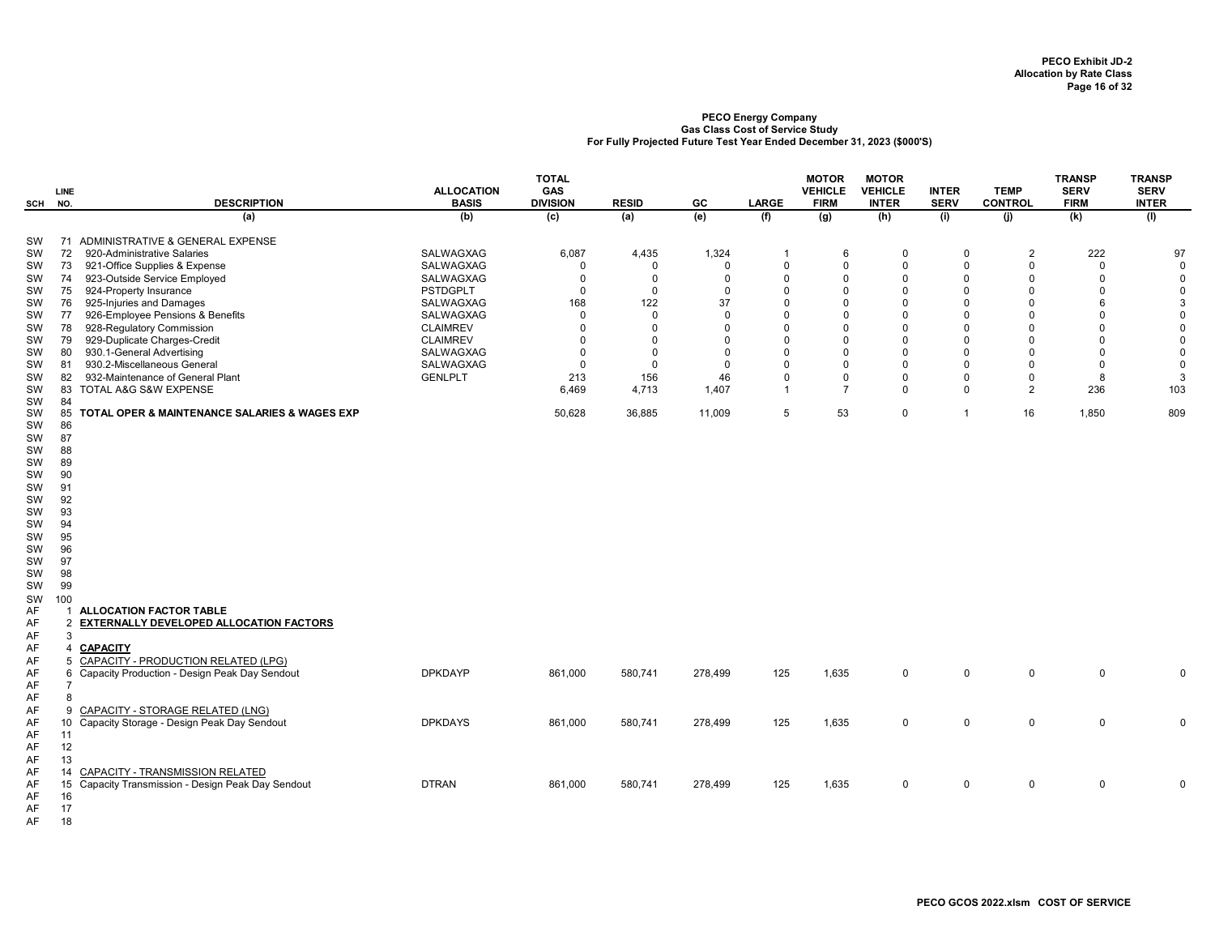**PECO Exhibit JD-2**
**Allocation by Rate Class**

**PECO Energy Company**
**Gas Class Cost of Service Study**
**For Fully Projected Future Test Year Ended December 31, 2023 ($000'S)**

| SCH | LINE NO. | DESCRIPTION | ALLOCATION BASIS | TOTAL GAS DIVISION | RESID | GC | LARGE | MOTOR VEHICLE FIRM | MOTOR VEHICLE INTER | INTER SERV | TEMP CONTROL | TRANSP SERV FIRM | TRANSP SERV INTER |
|---|---|---|---|---|---|---|---|---|---|---|---|---|---|
| | | (a) | (b) | (c) | (a) | (e) | (f) | (g) | (h) | (i) | (j) | (k) | (l) |
| SW | 71 | ADMINISTRATIVE & GENERAL EXPENSE | | | | | | | | | | | |
| SW | 72 | 920-Administrative Salaries | SALWAGXAG | 6,087 | 4,435 | 1,324 | 1 | 6 | 0 | 0 | 2 | 222 | 97 |
| SW | 73 | 921-Office Supplies & Expense | SALWAGXAG | 0 | 0 | 0 | 0 | 0 | 0 | 0 | 0 | 0 | 0 |
| SW | 74 | 923-Outside Service Employed | SALWAGXAG | 0 | 0 | 0 | 0 | 0 | 0 | 0 | 0 | 0 | 0 |
| SW | 75 | 924-Property Insurance | PSTDGPLT | 0 | 0 | 0 | 0 | 0 | 0 | 0 | 0 | 0 | 0 |
| SW | 76 | 925-Injuries and Damages | SALWAGXAG | 168 | 122 | 37 | 0 | 0 | 0 | 0 | 0 | 6 | 3 |
| SW | 77 | 926-Employee Pensions & Benefits | SALWAGXAG | 0 | 0 | 0 | 0 | 0 | 0 | 0 | 0 | 0 | 0 |
| SW | 78 | 928-Regulatory Commission | CLAIMREV | 0 | 0 | 0 | 0 | 0 | 0 | 0 | 0 | 0 | 0 |
| SW | 79 | 929-Duplicate Charges-Credit | CLAIMREV | 0 | 0 | 0 | 0 | 0 | 0 | 0 | 0 | 0 | 0 |
| SW | 80 | 930.1-General Advertising | SALWAGXAG | 0 | 0 | 0 | 0 | 0 | 0 | 0 | 0 | 0 | 0 |
| SW | 81 | 930.2-Miscellaneous General | SALWAGXAG | 0 | 0 | 0 | 0 | 0 | 0 | 0 | 0 | 0 | 0 |
| SW | 82 | 932-Maintenance of General Plant | GENLPLT | 213 | 156 | 46 | 0 | 0 | 0 | 0 | 0 | 8 | 3 |
| SW | 83 | TOTAL A&G S&W EXPENSE | | 6,469 | 4,713 | 1,407 | 1 | 7 | 0 | 0 | 2 | 236 | 103 |
| SW | 84 | | | | | | | | | | | | |
| SW | 85 | **TOTAL OPER & MAINTENANCE SALARIES & WAGES EXP** | | 50,628 | 36,885 | 11,009 | 5 | 53 | 0 | 1 | 16 | 1,850 | 809 |
| SW | 86 | | | | | | | | | | | | |
| SW | 87 | | | | | | | | | | | | |
| SW | 88 | | | | | | | | | | | | |
| SW | 89 | | | | | | | | | | | | |
| SW | 90 | | | | | | | | | | | | |
| SW | 91 | | | | | | | | | | | | |
| SW | 92 | | | | | | | | | | | | |
| SW | 93 | | | | | | | | | | | | |
| SW | 94 | | | | | | | | | | | | |
| SW | 95 | | | | | | | | | | | | |
| SW | 96 | | | | | | | | | | | | |
| SW | 97 | | | | | | | | | | | | |
| SW | 98 | | | | | | | | | | | | |
| SW | 99 | | | | | | | | | | | | |
| SW | 100 | | | | | | | | | | | | |
| AF | 1 | **ALLOCATION FACTOR TABLE** | | | | | | | | | | | |
| AF | 2 | **EXTERNALLY DEVELOPED ALLOCATION FACTORS** | | | | | | | | | | | |
| AF | 3 | | | | | | | | | | | | |
| AF | 4 | **CAPACITY** | | | | | | | | | | | |
| AF | 5 | CAPACITY - PRODUCTION RELATED (LPG) | | | | | | | | | | | |
| AF | 6 | Capacity Production - Design Peak Day Sendout | DPKDAYP | 861,000 | 580,741 | 278,499 | 125 | 1,635 | 0 | 0 | 0 | 0 | 0 |
| AF | 7 | | | | | | | | | | | | |
| AF | 8 | | | | | | | | | | | | |
| AF | 9 | CAPACITY - STORAGE RELATED (LNG) | | | | | | | | | | | |
| AF | 10 | Capacity Storage - Design Peak Day Sendout | DPKDAYS | 861,000 | 580,741 | 278,499 | 125 | 1,635 | 0 | 0 | 0 | 0 | 0 |
| AF | 11 | | | | | | | | | | | | |
| AF | 12 | | | | | | | | | | | | |
| AF | 13 | | | | | | | | | | | | |
| AF | 14 | CAPACITY - TRANSMISSION RELATED | | | | | | | | | | | |
| AF | 15 | Capacity Transmission - Design Peak Day Sendout | DTRAN | 861,000 | 580,741 | 278,499 | 125 | 1,635 | 0 | 0 | 0 | 0 | 0 |
| AF | 16 | | | | | | | | | | | | |
| AF | 17 | | | | | | | | | | | | |
| AF | 18 | | | | | | | | | | | | |

PECO GCOS 2022.xlsm COST OF SERVICE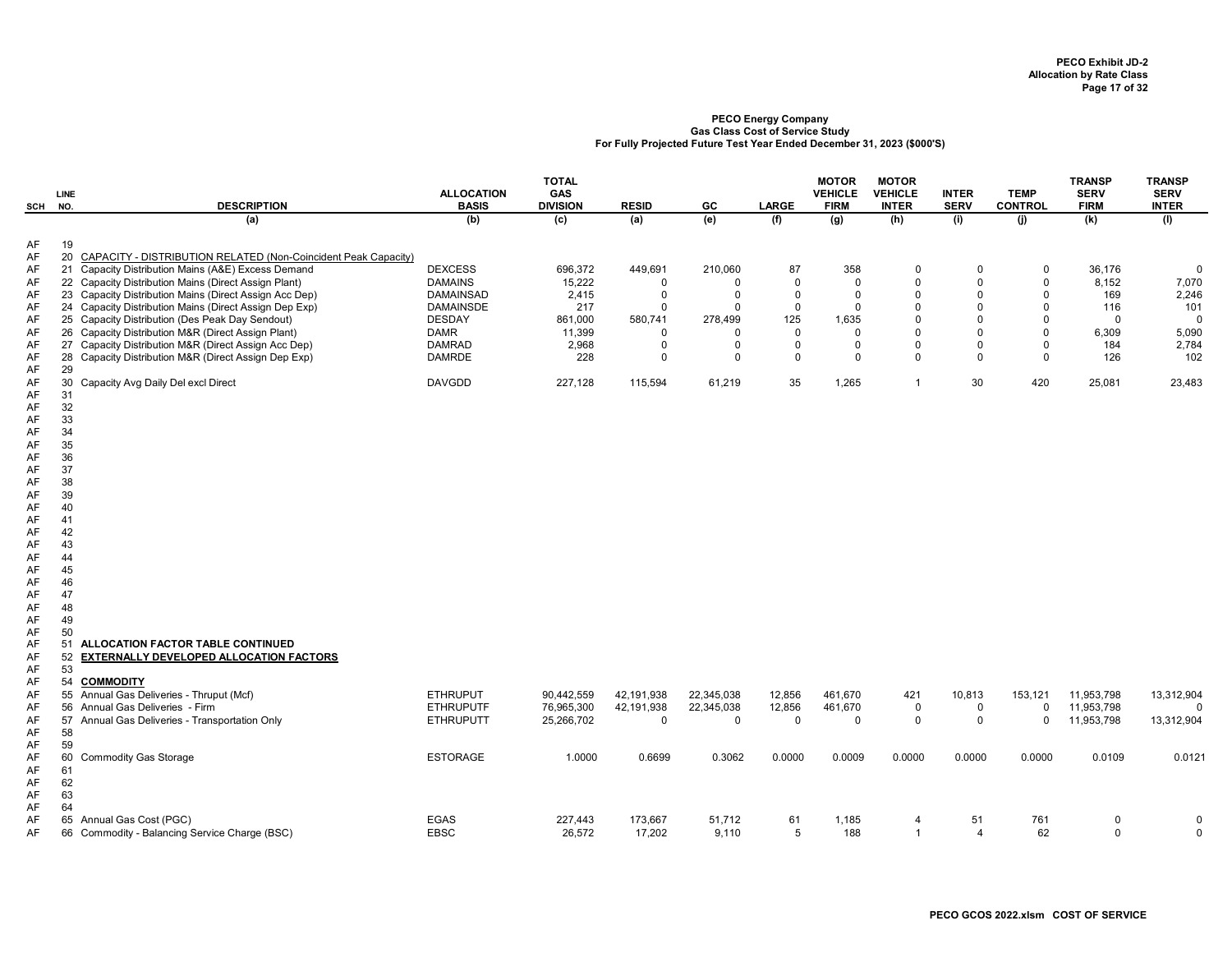**PECO Exhibit JD-2**
**Allocation by Rate Class**

**PECO Energy Company**
**Gas Class Cost of Service Study**
**For Fully Projected Future Test Year Ended December 31, 2023 ($000'S)**

| SCH | LINE NO. | DESCRIPTION | ALLOCATION BASIS | TOTAL GAS DIVISION | RESID | GC | LARGE | MOTOR VEHICLE FIRM | MOTOR VEHICLE INTER | INTER SERV | TEMP CONTROL | TRANSP SERV FIRM | TRANSP SERV INTER |
|---|---|---|---|---|---|---|---|---|---|---|---|---|---|
| | | (a) | (b) | (c) | (a) | (e) | (f) | (g) | (h) | (i) | (j) | (k) | (l) |
| AF | 19 | | | | | | | | | | | | |
| AF | 20 | CAPACITY - DISTRIBUTION RELATED (Non-Coincident Peak Capacity) | | | | | | | | | | | |
| AF | 21 | Capacity Distribution Mains (A&E) Excess Demand | DEXCESS | 696,372 | 449,691 | 210,060 | 87 | 358 | 0 | 0 | 0 | 36,176 | 0 |
| AF | 22 | Capacity Distribution Mains (Direct Assign Plant) | DAMAINS | 15,222 | 0 | 0 | 0 | 0 | 0 | 0 | 0 | 8,152 | 7,070 |
| AF | 23 | Capacity Distribution Mains (Direct Assign Acc Dep) | DAMAINSAD | 2,415 | 0 | 0 | 0 | 0 | 0 | 0 | 0 | 169 | 2,246 |
| AF | 24 | Capacity Distribution Mains (Direct Assign Dep Exp) | DAMAINSDE | 217 | 0 | 0 | 0 | 0 | 0 | 0 | 0 | 116 | 101 |
| AF | 25 | Capacity Distribution (Des Peak Day Sendout) | DESDAY | 861,000 | 580,741 | 278,499 | 125 | 1,635 | 0 | 0 | 0 | 0 | 0 |
| AF | 26 | Capacity Distribution M&R (Direct Assign Plant) | DAMR | 11,399 | 0 | 0 | 0 | 0 | 0 | 0 | 0 | 6,309 | 5,090 |
| AF | 27 | Capacity Distribution M&R (Direct Assign Acc Dep) | DAMRAD | 2,968 | 0 | 0 | 0 | 0 | 0 | 0 | 0 | 184 | 2,784 |
| AF | 28 | Capacity Distribution M&R (Direct Assign Dep Exp) | DAMRDE | 228 | 0 | 0 | 0 | 0 | 0 | 0 | 0 | 126 | 102 |
| AF | 29 | | | | | | | | | | | | |
| AF | 30 | Capacity Avg Daily Del excl Direct | DAVGDD | 227,128 | 115,594 | 61,219 | 35 | 1,265 | 1 | 30 | 420 | 25,081 | 23,483 |
| AF | 31 | | | | | | | | | | | | |
| AF | 32 | | | | | | | | | | | | |
| AF | 33 | | | | | | | | | | | | |
| AF | 34 | | | | | | | | | | | | |
| AF | 35 | | | | | | | | | | | | |
| AF | 36 | | | | | | | | | | | | |
| AF | 37 | | | | | | | | | | | | |
| AF | 38 | | | | | | | | | | | | |
| AF | 39 | | | | | | | | | | | | |
| AF | 40 | | | | | | | | | | | | |
| AF | 41 | | | | | | | | | | | | |
| AF | 42 | | | | | | | | | | | | |
| AF | 43 | | | | | | | | | | | | |
| AF | 44 | | | | | | | | | | | | |
| AF | 45 | | | | | | | | | | | | |
| AF | 46 | | | | | | | | | | | | |
| AF | 47 | | | | | | | | | | | | |
| AF | 48 | | | | | | | | | | | | |
| AF | 49 | | | | | | | | | | | | |
| AF | 50 | | | | | | | | | | | | |
| AF | 51 | **ALLOCATION FACTOR TABLE CONTINUED** | | | | | | | | | | | |
| AF | 52 | **EXTERNALLY DEVELOPED ALLOCATION FACTORS** | | | | | | | | | | | |
| AF | 53 | | | | | | | | | | | | |
| AF | 54 | **COMMODITY** | | | | | | | | | | | |
| AF | 55 | Annual Gas Deliveries - Thruput (Mcf) | ETHRUPUT | 90,442,559 | 42,191,938 | 22,345,038 | 12,856 | 461,670 | 421 | 10,813 | 153,121 | 11,953,798 | 13,312,904 |
| AF | 56 | Annual Gas Deliveries - Firm | ETHRUPUTF | 76,965,300 | 42,191,938 | 22,345,038 | 12,856 | 461,670 | 0 | 0 | 0 | 11,953,798 | 0 |
| AF | 57 | Annual Gas Deliveries - Transportation Only | ETHRUPUTT | 25,266,702 | 0 | 0 | 0 | 0 | 0 | 0 | 0 | 11,953,798 | 13,312,904 |
| AF | 58 | | | | | | | | | | | | |
| AF | 59 | | | | | | | | | | | | |
| AF | 60 | Commodity Gas Storage | ESTORAGE | 1.0000 | 0.6699 | 0.3062 | 0.0000 | 0.0009 | 0.0000 | 0.0000 | 0.0000 | 0.0109 | 0.0121 |
| AF | 61 | | | | | | | | | | | | |
| AF | 62 | | | | | | | | | | | | |
| AF | 63 | | | | | | | | | | | | |
| AF | 64 | | | | | | | | | | | | |
| AF | 65 | Annual Gas Cost (PGC) | EGAS | 227,443 | 173,667 | 51,712 | 61 | 1,185 | 4 | 51 | 761 | 0 | 0 |
| AF | 66 | Commodity - Balancing Service Charge (BSC) | EBSC | 26,572 | 17,202 | 9,110 | 5 | 188 | 1 | 4 | 62 | 0 | 0 |

PECO GCOS 2022.xlsm COST OF SERVICE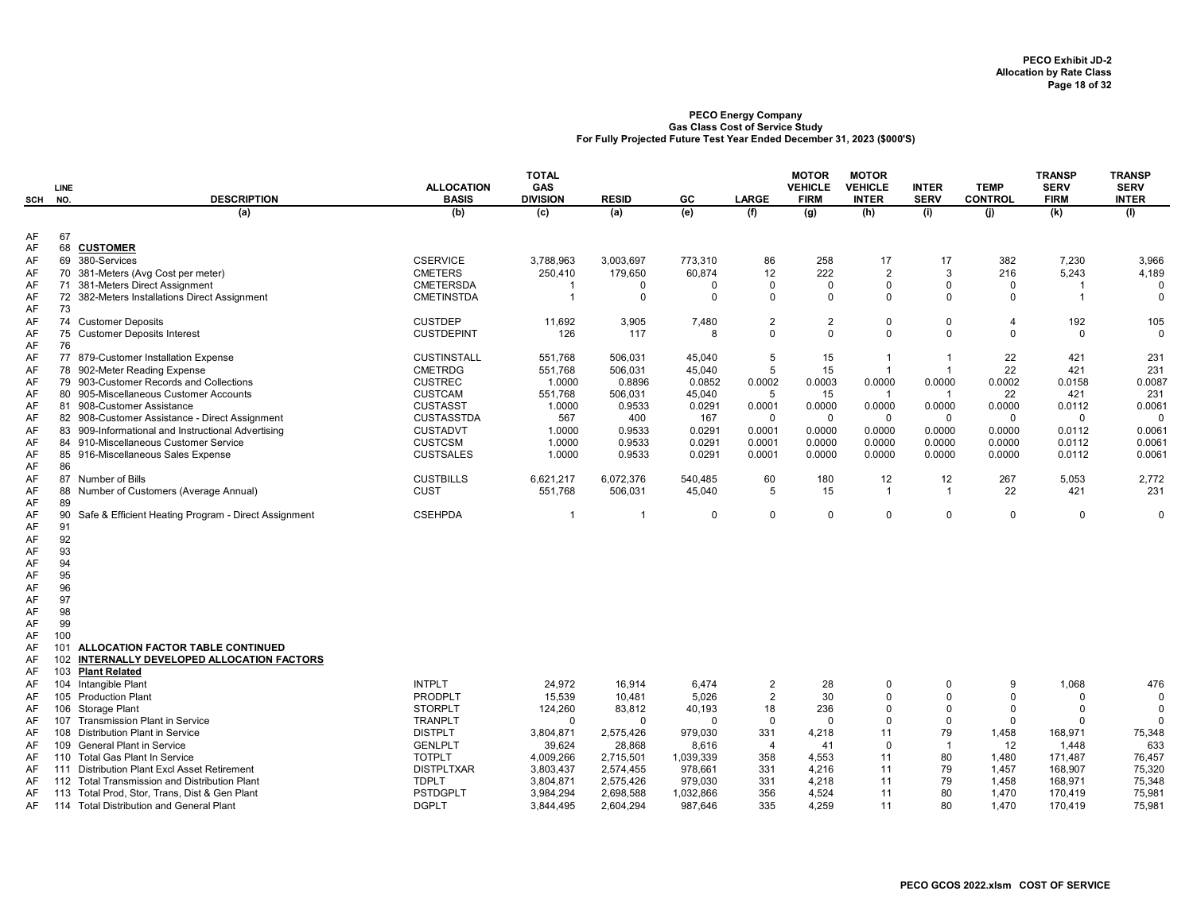**PECO Exhibit JD-2**
**Allocation by Rate Class**

**PECO Energy Company**
**Gas Class Cost of Service Study**
**For Fully Projected Future Test Year Ended December 31, 2023 ($000'S)**

| SCH | LINE NO. | DESCRIPTION | ALLOCATION BASIS | TOTAL GAS DIVISION | RESID | GC | LARGE | MOTOR VEHICLE FIRM | MOTOR VEHICLE INTER | INTER SERV | TEMP CONTROL | TRANSP SERV FIRM | TRANSP SERV INTER |
|---|---|---|---|---|---|---|---|---|---|---|---|---|---|
| | | (a) | (b) | (c) | (a) | (e) | (f) | (g) | (h) | (i) | (j) | (k) | (l) |
| AF | 67 | | | | | | | | | | | | |
| AF | 68 | **CUSTOMER** | | | | | | | | | | | |
| AF | 69 | 380-Services | CSERVICE | 3,788,963 | 3,003,697 | 773,310 | 86 | 258 | 17 | 17 | 382 | 7,230 | 3,966 |
| AF | 70 | 381-Meters (Avg Cost per meter) | CMETERS | 250,410 | 179,650 | 60,874 | 12 | 222 | 2 | 3 | 216 | 5,243 | 4,189 |
| AF | 71 | 381-Meters Direct Assignment | CMETERSDA | 1 | 0 | 0 | 0 | 0 | 0 | 0 | 0 | 1 | 0 |
| AF | 72 | 382-Meters Installations Direct Assignment | CMETINSTDA | 1 | 0 | 0 | 0 | 0 | 0 | 0 | 0 | 1 | 0 |
| AF | 73 | | | | | | | | | | | | |
| AF | 74 | Customer Deposits | CUSTDEP | 11,692 | 3,905 | 7,480 | 2 | 2 | 0 | 0 | 4 | 192 | 105 |
| AF | 75 | Customer Deposits Interest | CUSTDEPINT | 126 | 117 | 8 | 0 | 0 | 0 | 0 | 0 | 0 | 0 |
| AF | 76 | | | | | | | | | | | | |
| AF | 77 | 879-Customer Installation Expense | CUSTINSTALL | 551,768 | 506,031 | 45,040 | 5 | 15 | 1 | 1 | 22 | 421 | 231 |
| AF | 78 | 902-Meter Reading Expense | CMETRDG | 551,768 | 506,031 | 45,040 | 5 | 15 | 1 | 1 | 22 | 421 | 231 |
| AF | 79 | 903-Customer Records and Collections | CUSTREC | 1.0000 | 0.8896 | 0.0852 | 0.0002 | 0.0003 | 0.0000 | 0.0000 | 0.0002 | 0.0158 | 0.0087 |
| AF | 80 | 905-Miscellaneous Customer Accounts | CUSTCAM | 551,768 | 506,031 | 45,040 | 5 | 15 | 1 | 1 | 22 | 421 | 231 |
| AF | 81 | 908-Customer Assistance | CUSTASST | 1.0000 | 0.9533 | 0.0291 | 0.0001 | 0.0000 | 0.0000 | 0.0000 | 0.0000 | 0.0112 | 0.0061 |
| AF | 82 | 908-Customer Assistance - Direct Assignment | CUSTASSTDA | 567 | 400 | 167 | 0 | 0 | 0 | 0 | 0 | 0 | 0 |
| AF | 83 | 909-Informational and Instructional Advertising | CUSTADVT | 1.0000 | 0.9533 | 0.0291 | 0.0001 | 0.0000 | 0.0000 | 0.0000 | 0.0000 | 0.0112 | 0.0061 |
| AF | 84 | 910-Miscellaneous Customer Service | CUSTCSM | 1.0000 | 0.9533 | 0.0291 | 0.0001 | 0.0000 | 0.0000 | 0.0000 | 0.0000 | 0.0112 | 0.0061 |
| AF | 85 | 916-Miscellaneous Sales Expense | CUSTSALES | 1.0000 | 0.9533 | 0.0291 | 0.0001 | 0.0000 | 0.0000 | 0.0000 | 0.0000 | 0.0112 | 0.0061 |
| AF | 86 | | | | | | | | | | | | |
| AF | 87 | Number of Bills | CUSTBILLS | 6,621,217 | 6,072,376 | 540,485 | 60 | 180 | 12 | 12 | 267 | 5,053 | 2,772 |
| AF | 88 | Number of Customers (Average Annual) | CUST | 551,768 | 506,031 | 45,040 | 5 | 15 | 1 | 1 | 22 | 421 | 231 |
| AF | 89 | | | | | | | | | | | | |
| AF | 90 | Safe & Efficient Heating Program - Direct Assignment | CSEHPDA | 1 | 1 | 0 | 0 | 0 | 0 | 0 | 0 | 0 | 0 |
| AF | 91 | | | | | | | | | | | | |
| AF | 92 | | | | | | | | | | | | |
| AF | 93 | | | | | | | | | | | | |
| AF | 94 | | | | | | | | | | | | |
| AF | 95 | | | | | | | | | | | | |
| AF | 96 | | | | | | | | | | | | |
| AF | 97 | | | | | | | | | | | | |
| AF | 98 | | | | | | | | | | | | |
| AF | 99 | | | | | | | | | | | | |
| AF | 100 | | | | | | | | | | | | |
| AF | 101 | **ALLOCATION FACTOR TABLE CONTINUED** | | | | | | | | | | | |
| AF | 102 | **INTERNALLY DEVELOPED ALLOCATION FACTORS** | | | | | | | | | | | |
| AF | 103 | **Plant Related** | | | | | | | | | | | |
| AF | 104 | Intangible Plant | INTPLT | 24,972 | 16,914 | 6,474 | 2 | 28 | 0 | 0 | 9 | 1,068 | 476 |
| AF | 105 | Production Plant | PRODPLT | 15,539 | 10,481 | 5,026 | 2 | 30 | 0 | 0 | 0 | 0 | 0 |
| AF | 106 | Storage Plant | STORPLT | 124,260 | 83,812 | 40,193 | 18 | 236 | 0 | 0 | 0 | 0 | 0 |
| AF | 107 | Transmission Plant in Service | TRANPLT | 0 | 0 | 0 | 0 | 0 | 0 | 0 | 0 | 0 | 0 |
| AF | 108 | Distribution Plant in Service | DISTPLT | 3,804,871 | 2,575,426 | 979,030 | 331 | 4,218 | 11 | 79 | 1,458 | 168,971 | 75,348 |
| AF | 109 | General Plant in Service | GENLPLT | 39,624 | 28,868 | 8,616 | 4 | 41 | 0 | 1 | 12 | 1,448 | 633 |
| AF | 110 | Total Gas Plant In Service | TOTPLT | 4,009,266 | 2,715,501 | 1,039,339 | 358 | 4,553 | 11 | 80 | 1,480 | 171,487 | 76,457 |
| AF | 111 | Distribution Plant Excl Asset Retirement | DISTPLTXAR | 3,803,437 | 2,574,455 | 978,661 | 331 | 4,216 | 11 | 79 | 1,457 | 168,907 | 75,320 |
| AF | 112 | Total Transmission and Distribution Plant | TDPLT | 3,804,871 | 2,575,426 | 979,030 | 331 | 4,218 | 11 | 79 | 1,458 | 168,971 | 75,348 |
| AF | 113 | Total Prod, Stor, Trans, Dist & Gen Plant | PSTDGPLT | 3,984,294 | 2,698,588 | 1,032,866 | 356 | 4,524 | 11 | 80 | 1,470 | 170,419 | 75,981 |
| AF | 114 | Total Distribution and General Plant | DGPLT | 3,844,495 | 2,604,294 | 987,646 | 335 | 4,259 | 11 | 80 | 1,470 | 170,419 | 75,981 |

PECO GCOS 2022.xlsm COST OF SERVICE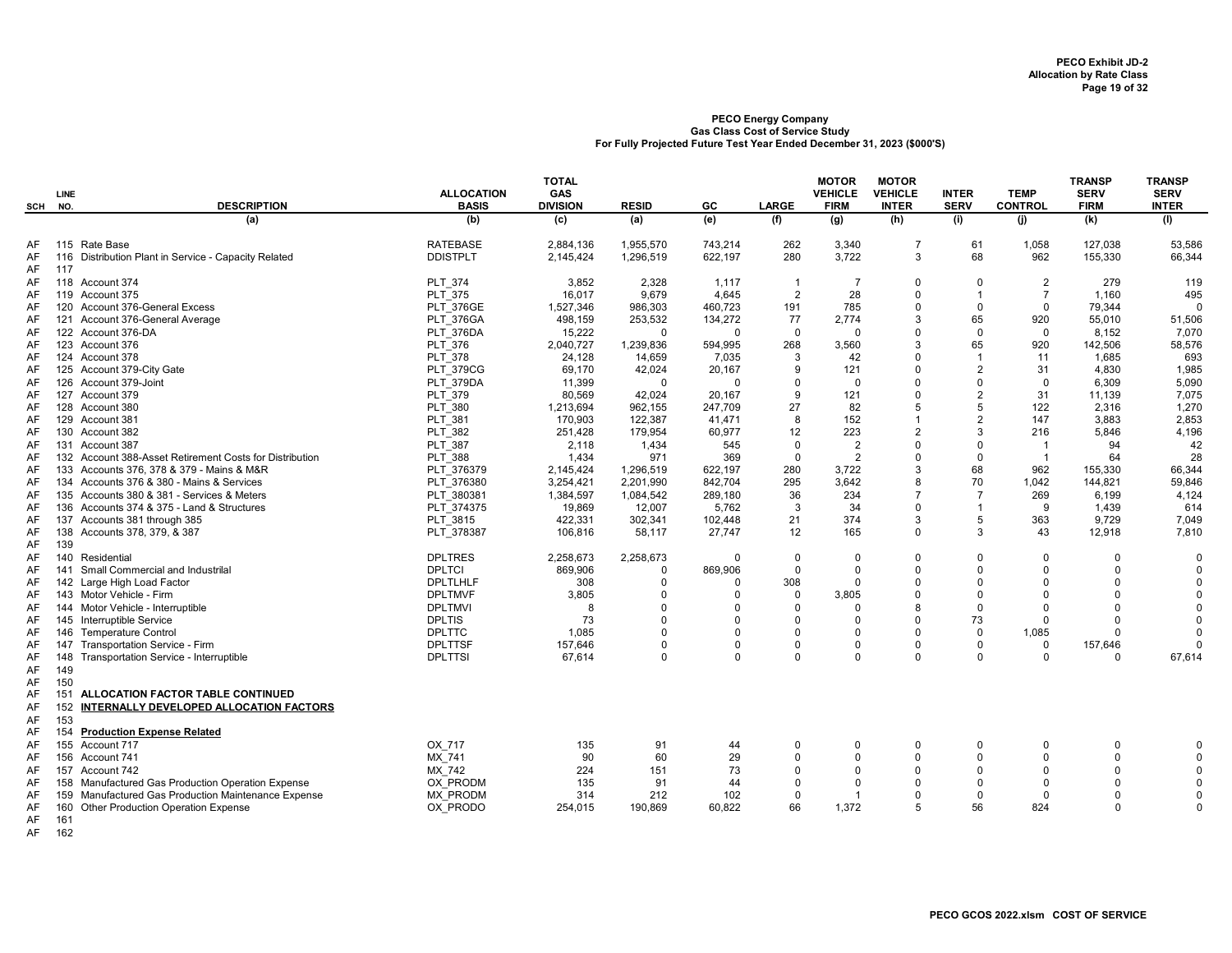**PECO Exhibit JD-2**
**Allocation by Rate Class**

**PECO Energy Company**
**Gas Class Cost of Service Study**
**For Fully Projected Future Test Year Ended December 31, 2023 ($000'S)**

| SCH | LINE NO. | DESCRIPTION | ALLOCATION BASIS | TOTAL GAS DIVISION | RESID | GC | LARGE | MOTOR VEHICLE FIRM | MOTOR VEHICLE INTER | INTER SERV | TEMP CONTROL | TRANSP SERV FIRM | TRANSP SERV INTER |
|---|---|---|---|---|---|---|---|---|---|---|---|---|---|
| | | (a) | (b) | (c) | (a) | (e) | (f) | (g) | (h) | (i) | (j) | (k) | (l) |
| AF | 115 | Rate Base | RATEBASE | 2,884,136 | 1,955,570 | 743,214 | 262 | 3,340 | 7 | 61 | 1,058 | 127,038 | 53,586 |
| AF | 116 | Distribution Plant in Service - Capacity Related | DDISTPLT | 2,145,424 | 1,296,519 | 622,197 | 280 | 3,722 | 3 | 68 | 962 | 155,330 | 66,344 |
| AF | 117 | | | | | | | | | | | | |
| AF | 118 | Account 374 | PLT_374 | 3,852 | 2,328 | 1,117 | 1 | 7 | 0 | 0 | 2 | 279 | 119 |
| AF | 119 | Account 375 | PLT_375 | 16,017 | 9,679 | 4,645 | 2 | 28 | 0 | 1 | 7 | 1,160 | 495 |
| AF | 120 | Account 376-General Excess | PLT_376GE | 1,527,346 | 986,303 | 460,723 | 191 | 785 | 0 | 0 | 0 | 79,344 | 0 |
| AF | 121 | Account 376-General Average | PLT_376GA | 498,159 | 253,532 | 134,272 | 77 | 2,774 | 3 | 65 | 920 | 55,010 | 51,506 |
| AF | 122 | Account 376-DA | PLT_376DA | 15,222 | 0 | 0 | 0 | 0 | 0 | 0 | 0 | 8,152 | 7,070 |
| AF | 123 | Account 376 | PLT_376 | 2,040,727 | 1,239,836 | 594,995 | 268 | 3,560 | 3 | 65 | 920 | 142,506 | 58,576 |
| AF | 124 | Account 378 | PLT_378 | 24,128 | 14,659 | 7,035 | 3 | 42 | 0 | 1 | 11 | 1,685 | 693 |
| AF | 125 | Account 379-City Gate | PLT_379CG | 69,170 | 42,024 | 20,167 | 9 | 121 | 0 | 2 | 31 | 4,830 | 1,985 |
| AF | 126 | Account 379-Joint | PLT_379DA | 11,399 | 0 | 0 | 0 | 0 | 0 | 0 | 0 | 6,309 | 5,090 |
| AF | 127 | Account 379 | PLT_379 | 80,569 | 42,024 | 20,167 | 9 | 121 | 0 | 2 | 31 | 11,139 | 7,075 |
| AF | 128 | Account 380 | PLT_380 | 1,213,694 | 962,155 | 247,709 | 27 | 82 | 5 | 5 | 122 | 2,316 | 1,270 |
| AF | 129 | Account 381 | PLT_381 | 170,903 | 122,387 | 41,471 | 8 | 152 | 1 | 2 | 147 | 3,883 | 2,853 |
| AF | 130 | Account 382 | PLT_382 | 251,428 | 179,954 | 60,977 | 12 | 223 | 2 | 3 | 216 | 5,846 | 4,196 |
| AF | 131 | Account 387 | PLT_387 | 2,118 | 1,434 | 545 | 0 | 2 | 0 | 0 | 1 | 94 | 42 |
| AF | 132 | Account 388-Asset Retirement Costs for Distribution | PLT_388 | 1,434 | 971 | 369 | 0 | 2 | 0 | 0 | 1 | 64 | 28 |
| AF | 133 | Accounts 376, 378 & 379 - Mains & M&R | PLT_376379 | 2,145,424 | 1,296,519 | 622,197 | 280 | 3,722 | 3 | 68 | 962 | 155,330 | 66,344 |
| AF | 134 | Accounts 376 & 380 - Mains & Services | PLT_376380 | 3,254,421 | 2,201,990 | 842,704 | 295 | 3,642 | 8 | 70 | 1,042 | 144,821 | 59,846 |
| AF | 135 | Accounts 380 & 381 - Services & Meters | PLT_380381 | 1,384,597 | 1,084,542 | 289,180 | 36 | 234 | 7 | 7 | 269 | 6,199 | 4,124 |
| AF | 136 | Accounts 374 & 375 - Land & Structures | PLT_374375 | 19,869 | 12,007 | 5,762 | 3 | 34 | 0 | 1 | 9 | 1,439 | 614 |
| AF | 137 | Accounts 381 through 385 | PLT_3815 | 422,331 | 302,341 | 102,448 | 21 | 374 | 3 | 5 | 363 | 9,729 | 7,049 |
| AF | 138 | Accounts 378, 379, & 387 | PLT_378387 | 106,816 | 58,117 | 27,747 | 12 | 165 | 0 | 3 | 43 | 12,918 | 7,810 |
| AF | 139 | | | | | | | | | | | | |
| AF | 140 | Residential | DPLTRES | 2,258,673 | 2,258,673 | 0 | 0 | 0 | 0 | 0 | 0 | 0 | 0 |
| AF | 141 | Small Commercial and Industrilal | DPLTCI | 869,906 | 0 | 869,906 | 0 | 0 | 0 | 0 | 0 | 0 | 0 |
| AF | 142 | Large High Load Factor | DPLTLHLF | 308 | 0 | 0 | 308 | 0 | 0 | 0 | 0 | 0 | 0 |
| AF | 143 | Motor Vehicle - Firm | DPLTMVF | 3,805 | 0 | 0 | 0 | 3,805 | 0 | 0 | 0 | 0 | 0 |
| AF | 144 | Motor Vehicle - Interruptible | DPLTMVI | 8 | 0 | 0 | 0 | 0 | 8 | 0 | 0 | 0 | 0 |
| AF | 145 | Interruptible Service | DPLTIS | 73 | 0 | 0 | 0 | 0 | 0 | 73 | 0 | 0 | 0 |
| AF | 146 | Temperature Control | DPLTTC | 1,085 | 0 | 0 | 0 | 0 | 0 | 0 | 1,085 | 0 | 0 |
| AF | 147 | Transportation Service - Firm | DPLTTSF | 157,646 | 0 | 0 | 0 | 0 | 0 | 0 | 0 | 157,646 | 0 |
| AF | 148 | Transportation Service - Interruptible | DPLTTSI | 67,614 | 0 | 0 | 0 | 0 | 0 | 0 | 0 | 0 | 67,614 |
| AF | 149 | | | | | | | | | | | | |
| AF | 150 | | | | | | | | | | | | |
| AF | 151 | **ALLOCATION FACTOR TABLE CONTINUED** | | | | | | | | | | | |
| AF | 152 | **INTERNALLY DEVELOPED ALLOCATION FACTORS** | | | | | | | | | | | |
| AF | 153 | | | | | | | | | | | | |
| AF | 154 | **Production Expense Related** | | | | | | | | | | | |
| AF | 155 | Account 717 | OX_717 | 135 | 91 | 44 | 0 | 0 | 0 | 0 | 0 | 0 | 0 |
| AF | 156 | Account 741 | MX_741 | 90 | 60 | 29 | 0 | 0 | 0 | 0 | 0 | 0 | 0 |
| AF | 157 | Account 742 | MX_742 | 224 | 151 | 73 | 0 | 0 | 0 | 0 | 0 | 0 | 0 |
| AF | 158 | Manufactured Gas Production Operation Expense | OX_PRODM | 135 | 91 | 44 | 0 | 0 | 0 | 0 | 0 | 0 | 0 |
| AF | 159 | Manufactured Gas Production Maintenance Expense | MX_PRODM | 314 | 212 | 102 | 0 | 1 | 0 | 0 | 0 | 0 | 0 |
| AF | 160 | Other Production Operation Expense | OX_PRODO | 254,015 | 190,869 | 60,822 | 66 | 1,372 | 5 | 56 | 824 | 0 | 0 |
| AF | 161 | | | | | | | | | | | | |
| AF | 162 | | | | | | | | | | | | |

PECO GCOS 2022.xlsm COST OF SERVICE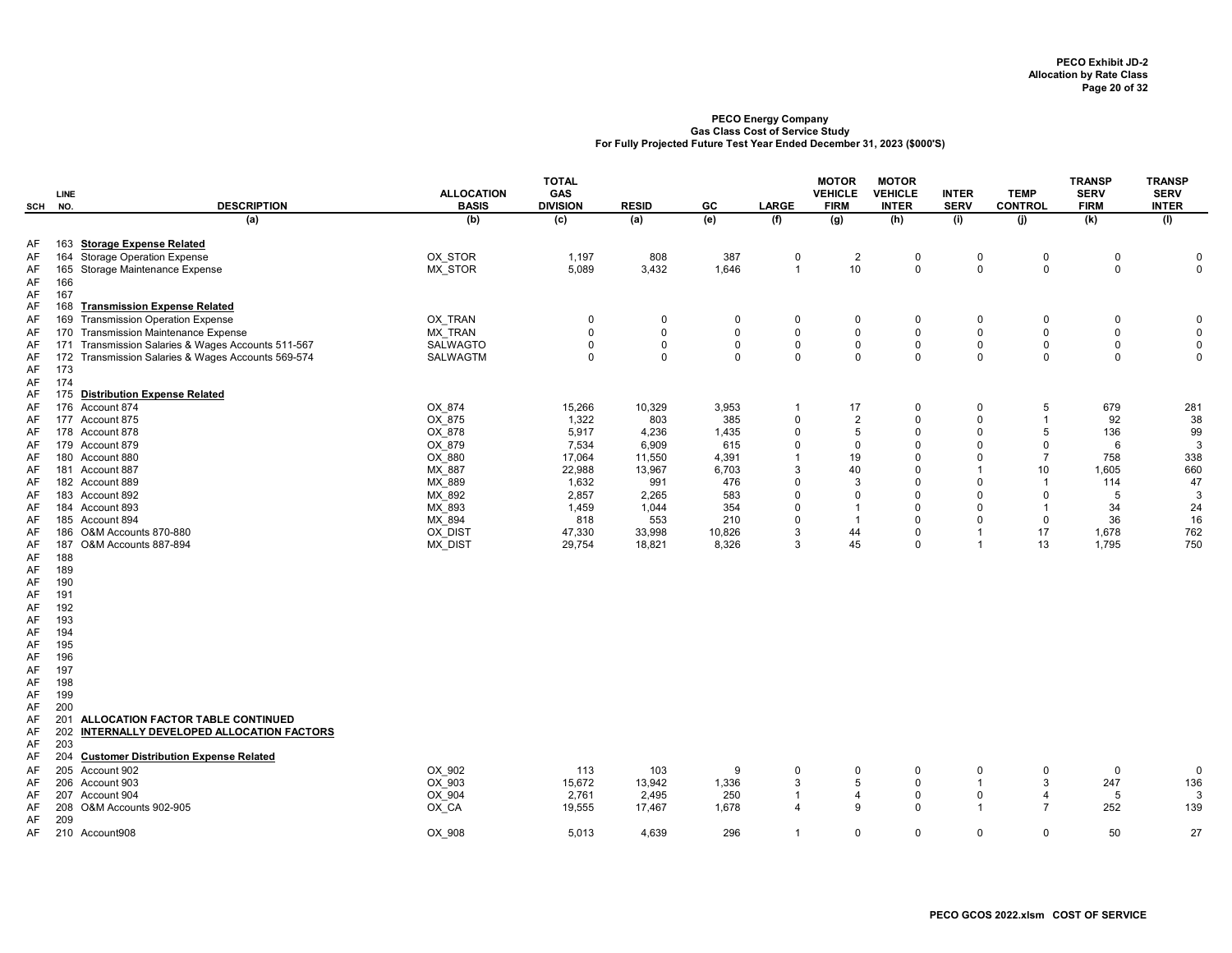**PECO Energy Company**
**Gas Class Cost of Service Study**
**For Fully Projected Future Test Year Ended December 31, 2023 ($000'S)**

| SCH | LINE NO. | DESCRIPTION | ALLOCATION BASIS | TOTAL GAS DIVISION | RESID | GC | LARGE | MOTOR VEHICLE FIRM | MOTOR VEHICLE INTER | INTER SERV | TEMP CONTROL | TRANSP SERV FIRM | TRANSP SERV INTER |
|---|---|---|---|---|---|---|---|---|---|---|---|---|---|
| | | (a) | (b) | (c) | (a) | (e) | (f) | (g) | (h) | (i) | (j) | (k) | (l) |
| AF | 163 | **Storage Expense Related** | | | | | | | | | | | |
| AF | 164 | Storage Operation Expense | OX_STOR | 1,197 | 808 | 387 | 0 | 2 | 0 | 0 | 0 | 0 | 0 |
| AF | 165 | Storage Maintenance Expense | MX_STOR | 5,089 | 3,432 | 1,646 | 1 | 10 | 0 | 0 | 0 | 0 | 0 |
| AF | 166 | | | | | | | | | | | | |
| AF | 167 | | | | | | | | | | | | |
| AF | 168 | **Transmission Expense Related** | | | | | | | | | | | |
| AF | 169 | Transmission Operation Expense | OX_TRAN | 0 | 0 | 0 | 0 | 0 | 0 | 0 | 0 | 0 | 0 |
| AF | 170 | Transmission Maintenance Expense | MX_TRAN | 0 | 0 | 0 | 0 | 0 | 0 | 0 | 0 | 0 | 0 |
| AF | 171 | Transmission Salaries & Wages Accounts 511-567 | SALWAGTO | 0 | 0 | 0 | 0 | 0 | 0 | 0 | 0 | 0 | 0 |
| AF | 172 | Transmission Salaries & Wages Accounts 569-574 | SALWAGTM | 0 | 0 | 0 | 0 | 0 | 0 | 0 | 0 | 0 | 0 |
| AF | 173 | | | | | | | | | | | | |
| AF | 174 | | | | | | | | | | | | |
| AF | 175 | **Distribution Expense Related** | | | | | | | | | | | |
| AF | 176 | Account 874 | OX_874 | 15,266 | 10,329 | 3,953 | 1 | 17 | 0 | 0 | 5 | 679 | 281 |
| AF | 177 | Account 875 | OX_875 | 1,322 | 803 | 385 | 0 | 2 | 0 | 0 | 1 | 92 | 38 |
| AF | 178 | Account 878 | OX_878 | 5,917 | 4,236 | 1,435 | 0 | 5 | 0 | 0 | 5 | 136 | 99 |
| AF | 179 | Account 879 | OX_879 | 7,534 | 6,909 | 615 | 0 | 0 | 0 | 0 | 0 | 6 | 3 |
| AF | 180 | Account 880 | OX_880 | 17,064 | 11,550 | 4,391 | 1 | 19 | 0 | 0 | 7 | 758 | 338 |
| AF | 181 | Account 887 | MX_887 | 22,988 | 13,967 | 6,703 | 3 | 40 | 0 | 1 | 10 | 1,605 | 660 |
| AF | 182 | Account 889 | MX_889 | 1,632 | 991 | 476 | 0 | 3 | 0 | 0 | 1 | 114 | 47 |
| AF | 183 | Account 892 | MX_892 | 2,857 | 2,265 | 583 | 0 | 0 | 0 | 0 | 0 | 5 | 3 |
| AF | 184 | Account 893 | MX_893 | 1,459 | 1,044 | 354 | 0 | 1 | 0 | 0 | 1 | 34 | 24 |
| AF | 185 | Account 894 | MX_894 | 818 | 553 | 210 | 0 | 1 | 0 | 0 | 0 | 36 | 16 |
| AF | 186 | O&M Accounts 870-880 | OX_DIST | 47,330 | 33,998 | 10,826 | 3 | 44 | 0 | 1 | 17 | 1,678 | 762 |
| AF | 187 | O&M Accounts 887-894 | MX_DIST | 29,754 | 18,821 | 8,326 | 3 | 45 | 0 | 1 | 13 | 1,795 | 750 |
| AF | 188 | | | | | | | | | | | | |
| AF | 189 | | | | | | | | | | | | |
| AF | 190 | | | | | | | | | | | | |
| AF | 191 | | | | | | | | | | | | |
| AF | 192 | | | | | | | | | | | | |
| AF | 193 | | | | | | | | | | | | |
| AF | 194 | | | | | | | | | | | | |
| AF | 195 | | | | | | | | | | | | |
| AF | 196 | | | | | | | | | | | | |
| AF | 197 | | | | | | | | | | | | |
| AF | 198 | | | | | | | | | | | | |
| AF | 199 | | | | | | | | | | | | |
| AF | 200 | | | | | | | | | | | | |
| AF | 201 | **ALLOCATION FACTOR TABLE CONTINUED** | | | | | | | | | | | |
| AF | 202 | **INTERNALLY DEVELOPED ALLOCATION FACTORS** | | | | | | | | | | | |
| AF | 203 | | | | | | | | | | | | |
| AF | 204 | **Customer Distribution Expense Related** | | | | | | | | | | | |
| AF | 205 | Account 902 | OX_902 | 113 | 103 | 9 | 0 | 0 | 0 | 0 | 0 | 0 | 0 |
| AF | 206 | Account 903 | OX_903 | 15,672 | 13,942 | 1,336 | 3 | 5 | 0 | 1 | 3 | 247 | 136 |
| AF | 207 | Account 904 | OX_904 | 2,761 | 2,495 | 250 | 1 | 4 | 0 | 0 | 4 | 5 | 3 |
| AF | 208 | O&M Accounts 902-905 | OX_CA | 19,555 | 17,467 | 1,678 | 4 | 9 | 0 | 1 | 7 | 252 | 139 |
| AF | 209 | | | | | | | | | | | | |
| AF | 210 | Account908 | OX_908 | 5,013 | 4,639 | 296 | 1 | 0 | 0 | 0 | 0 | 50 | 27 |

PECO GCOS 2022.xlsm COST OF SERVICE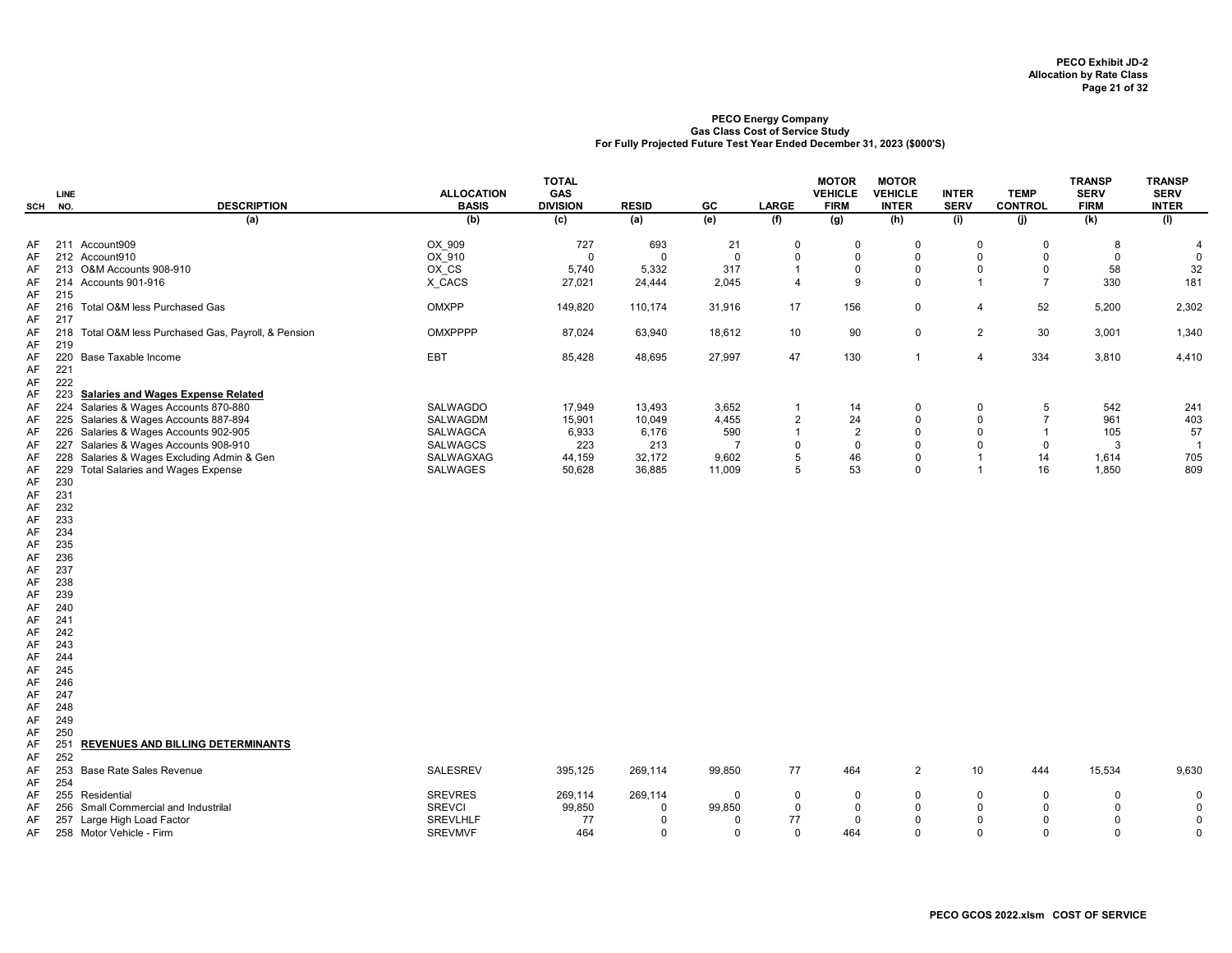**PECO Exhibit JD-2**
**Allocation by Rate Class**

**PECO Energy Company**
**Gas Class Cost of Service Study**
**For Fully Projected Future Test Year Ended December 31, 2023 ($000'S)**

| SCH | LINE NO. | DESCRIPTION | ALLOCATION BASIS | TOTAL GAS DIVISION | RESID | GC | LARGE | MOTOR VEHICLE FIRM | MOTOR VEHICLE INTER | INTER SERV | TEMP CONTROL | TRANSP SERV FIRM | TRANSP SERV INTER |
|---|---|---|---|---|---|---|---|---|---|---|---|---|---|
| | | (a) | (b) | (c) | (a) | (e) | (f) | (g) | (h) | (i) | (j) | (k) | (l) |
| AF | 211 | Account909 | OX_909 | 727 | 693 | 21 | 0 | 0 | 0 | 0 | 0 | 8 | 4 |
| AF | 212 | Account910 | OX_910 | 0 | 0 | 0 | 0 | 0 | 0 | 0 | 0 | 0 | 0 |
| AF | 213 | O&M Accounts 908-910 | OX_CS | 5,740 | 5,332 | 317 | 1 | 0 | 0 | 0 | 0 | 58 | 32 |
| AF | 214 | Accounts 901-916 | X_CACS | 27,021 | 24,444 | 2,045 | 4 | 9 | 0 | 1 | 7 | 330 | 181 |
| AF | 215 | | | | | | | | | | | | |
| AF | 216 | Total O&M less Purchased Gas | OMXPP | 149,820 | 110,174 | 31,916 | 17 | 156 | 0 | 4 | 52 | 5,200 | 2,302 |
| AF | 217 | | | | | | | | | | | | |
| AF | 218 | Total O&M less Purchased Gas, Payroll, & Pension | OMXPPPP | 87,024 | 63,940 | 18,612 | 10 | 90 | 0 | 2 | 30 | 3,001 | 1,340 |
| AF | 219 | | | | | | | | | | | | |
| AF | 220 | Base Taxable Income | EBT | 85,428 | 48,695 | 27,997 | 47 | 130 | 1 | 4 | 334 | 3,810 | 4,410 |
| AF | 221 | | | | | | | | | | | | |
| AF | 222 | | | | | | | | | | | | |
| AF | 223 | **Salaries and Wages Expense Related** | | | | | | | | | | | |
| AF | 224 | Salaries & Wages Accounts 870-880 | SALWAGDO | 17,949 | 13,493 | 3,652 | 1 | 14 | 0 | 0 | 5 | 542 | 241 |
| AF | 225 | Salaries & Wages Accounts 887-894 | SALWAGDM | 15,901 | 10,049 | 4,455 | 2 | 24 | 0 | 0 | 7 | 961 | 403 |
| AF | 226 | Salaries & Wages Accounts 902-905 | SALWAGCA | 6,933 | 6,176 | 590 | 1 | 2 | 0 | 0 | 1 | 105 | 57 |
| AF | 227 | Salaries & Wages Accounts 908-910 | SALWAGCS | 223 | 213 | 7 | 0 | 0 | 0 | 0 | 0 | 3 | 1 |
| AF | 228 | Salaries & Wages Excluding Admin & Gen | SALWAGXAG | 44,159 | 32,172 | 9,602 | 5 | 46 | 0 | 1 | 14 | 1,614 | 705 |
| AF | 229 | Total Salaries and Wages Expense | SALWAGES | 50,628 | 36,885 | 11,009 | 5 | 53 | 0 | 1 | 16 | 1,850 | 809 |
| AF | 230 | | | | | | | | | | | | |
| AF | 231 | | | | | | | | | | | | |
| AF | 232 | | | | | | | | | | | | |
| AF | 233 | | | | | | | | | | | | |
| AF | 234 | | | | | | | | | | | | |
| AF | 235 | | | | | | | | | | | | |
| AF | 236 | | | | | | | | | | | | |
| AF | 237 | | | | | | | | | | | | |
| AF | 238 | | | | | | | | | | | | |
| AF | 239 | | | | | | | | | | | | |
| AF | 240 | | | | | | | | | | | | |
| AF | 241 | | | | | | | | | | | | |
| AF | 242 | | | | | | | | | | | | |
| AF | 243 | | | | | | | | | | | | |
| AF | 244 | | | | | | | | | | | | |
| AF | 245 | | | | | | | | | | | | |
| AF | 246 | | | | | | | | | | | | |
| AF | 247 | | | | | | | | | | | | |
| AF | 248 | | | | | | | | | | | | |
| AF | 249 | | | | | | | | | | | | |
| AF | 250 | | | | | | | | | | | | |
| AF | 251 | **REVENUES AND BILLING DETERMINANTS** | | | | | | | | | | | |
| AF | 252 | | | | | | | | | | | | |
| AF | 253 | Base Rate Sales Revenue | SALESREV | 395,125 | 269,114 | 99,850 | 77 | 464 | 2 | 10 | 444 | 15,534 | 9,630 |
| AF | 254 | | | | | | | | | | | | |
| AF | 255 | Residential | SREVRES | 269,114 | 269,114 | 0 | 0 | 0 | 0 | 0 | 0 | 0 | 0 |
| AF | 256 | Small Commercial and Industrilal | SREVCI | 99,850 | 0 | 99,850 | 0 | 0 | 0 | 0 | 0 | 0 | 0 |
| AF | 257 | Large High Load Factor | SREVLHLF | 77 | 0 | 0 | 77 | 0 | 0 | 0 | 0 | 0 | 0 |
| AF | 258 | Motor Vehicle - Firm | SREVMVF | 464 | 0 | 0 | 0 | 464 | 0 | 0 | 0 | 0 | 0 |

PECO GCOS 2022.xlsm COST OF SERVICE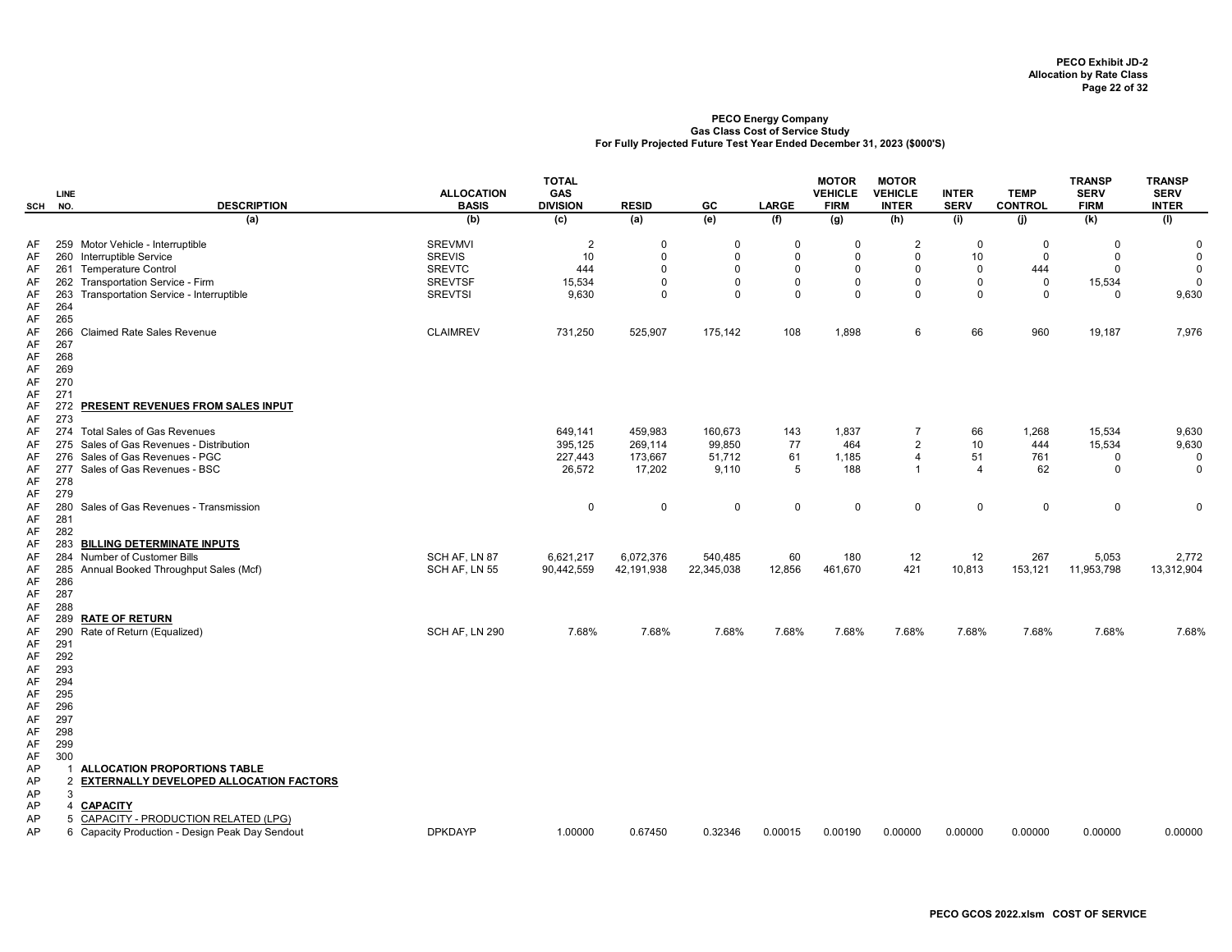**PECO Exhibit JD-2**
**Allocation by Rate Class**

**PECO Energy Company**
**Gas Class Cost of Service Study**
**For Fully Projected Future Test Year Ended December 31, 2023 ($000'S)**

| SCH | LINE NO. | DESCRIPTION | ALLOCATION BASIS | TOTAL GAS DIVISION | RESID | GC | LARGE | MOTOR VEHICLE FIRM | MOTOR VEHICLE INTER | INTER SERV | TEMP CONTROL | TRANSP SERV FIRM | TRANSP SERV INTER |
|---|---|---|---|---|---|---|---|---|---|---|---|---|---|
| | | (a) | (b) | (c) | (a) | (e) | (f) | (g) | (h) | (i) | (j) | (k) | (l) |
| AF | 259 | Motor Vehicle - Interruptible | SREVMVI | 2 | 0 | 0 | 0 | 0 | 2 | 0 | 0 | 0 | 0 |
| AF | 260 | Interruptible Service | SREVIS | 10 | 0 | 0 | 0 | 0 | 0 | 10 | 0 | 0 | 0 |
| AF | 261 | Temperature Control | SREVTC | 444 | 0 | 0 | 0 | 0 | 0 | 0 | 444 | 0 | 0 |
| AF | 262 | Transportation Service - Firm | SREVTSF | 15,534 | 0 | 0 | 0 | 0 | 0 | 0 | 0 | 15,534 | 0 |
| AF | 263 | Transportation Service - Interruptible | SREVTSI | 9,630 | 0 | 0 | 0 | 0 | 0 | 0 | 0 | 0 | 9,630 |
| AF | 264 | | | | | | | | | | | | |
| AF | 265 | | | | | | | | | | | | |
| AF | 266 | Claimed Rate Sales Revenue | CLAIMREV | 731,250 | 525,907 | 175,142 | 108 | 1,898 | 6 | 66 | 960 | 19,187 | 7,976 |
| AF | 267 | | | | | | | | | | | | |
| AF | 268 | | | | | | | | | | | | |
| AF | 269 | | | | | | | | | | | | |
| AF | 270 | | | | | | | | | | | | |
| AF | 271 | | | | | | | | | | | | |
| AF | 272 | **PRESENT REVENUES FROM SALES INPUT** | | | | | | | | | | | |
| AF | 273 | | | | | | | | | | | | |
| AF | 274 | Total Sales of Gas Revenues | | 649,141 | 459,983 | 160,673 | 143 | 1,837 | 7 | 66 | 1,268 | 15,534 | 9,630 |
| AF | 275 | Sales of Gas Revenues - Distribution | | 395,125 | 269,114 | 99,850 | 77 | 464 | 2 | 10 | 444 | 15,534 | 9,630 |
| AF | 276 | Sales of Gas Revenues - PGC | | 227,443 | 173,667 | 51,712 | 61 | 1,185 | 4 | 51 | 761 | 0 | 0 |
| AF | 277 | Sales of Gas Revenues - BSC | | 26,572 | 17,202 | 9,110 | 5 | 188 | 1 | 4 | 62 | 0 | 0 |
| AF | 278 | | | | | | | | | | | | |
| AF | 279 | | | | | | | | | | | | |
| AF | 280 | Sales of Gas Revenues - Transmission | | 0 | 0 | 0 | 0 | 0 | 0 | 0 | 0 | 0 | 0 |
| AF | 281 | | | | | | | | | | | | |
| AF | 282 | | | | | | | | | | | | |
| AF | 283 | **BILLING DETERMINATE INPUTS** | | | | | | | | | | | |
| AF | 284 | Number of Customer Bills | SCH AF, LN 87 | 6,621,217 | 6,072,376 | 540,485 | 60 | 180 | 12 | 12 | 267 | 5,053 | 2,772 |
| AF | 285 | Annual Booked Throughput Sales (Mcf) | SCH AF, LN 55 | 90,442,559 | 42,191,938 | 22,345,038 | 12,856 | 461,670 | 421 | 10,813 | 153,121 | 11,953,798 | 13,312,904 |
| AF | 286 | | | | | | | | | | | | |
| AF | 287 | | | | | | | | | | | | |
| AF | 288 | | | | | | | | | | | | |
| AF | 289 | **RATE OF RETURN** | | | | | | | | | | | |
| AF | 290 | Rate of Return (Equalized) | SCH AF, LN 290 | 7.68% | 7.68% | 7.68% | 7.68% | 7.68% | 7.68% | 7.68% | 7.68% | 7.68% | 7.68% |
| AF | 291 | | | | | | | | | | | | |
| AF | 292 | | | | | | | | | | | | |
| AF | 293 | | | | | | | | | | | | |
| AF | 294 | | | | | | | | | | | | |
| AF | 295 | | | | | | | | | | | | |
| AF | 296 | | | | | | | | | | | | |
| AF | 297 | | | | | | | | | | | | |
| AF | 298 | | | | | | | | | | | | |
| AF | 299 | | | | | | | | | | | | |
| AF | 300 | | | | | | | | | | | | |
| AP | 1 | **ALLOCATION PROPORTIONS TABLE** | | | | | | | | | | | |
| AP | 2 | **EXTERNALLY DEVELOPED ALLOCATION FACTORS** | | | | | | | | | | | |
| AP | 3 | | | | | | | | | | | | |
| AP | 4 | **CAPACITY** | | | | | | | | | | | |
| AP | 5 | CAPACITY - PRODUCTION RELATED (LPG) | | | | | | | | | | | |
| AP | 6 | Capacity Production - Design Peak Day Sendout | DPKDAYP | 1.00000 | 0.67450 | 0.32346 | 0.00015 | 0.00190 | 0.00000 | 0.00000 | 0.00000 | 0.00000 | 0.00000 |

PECO GCOS 2022.xlsm COST OF SERVICE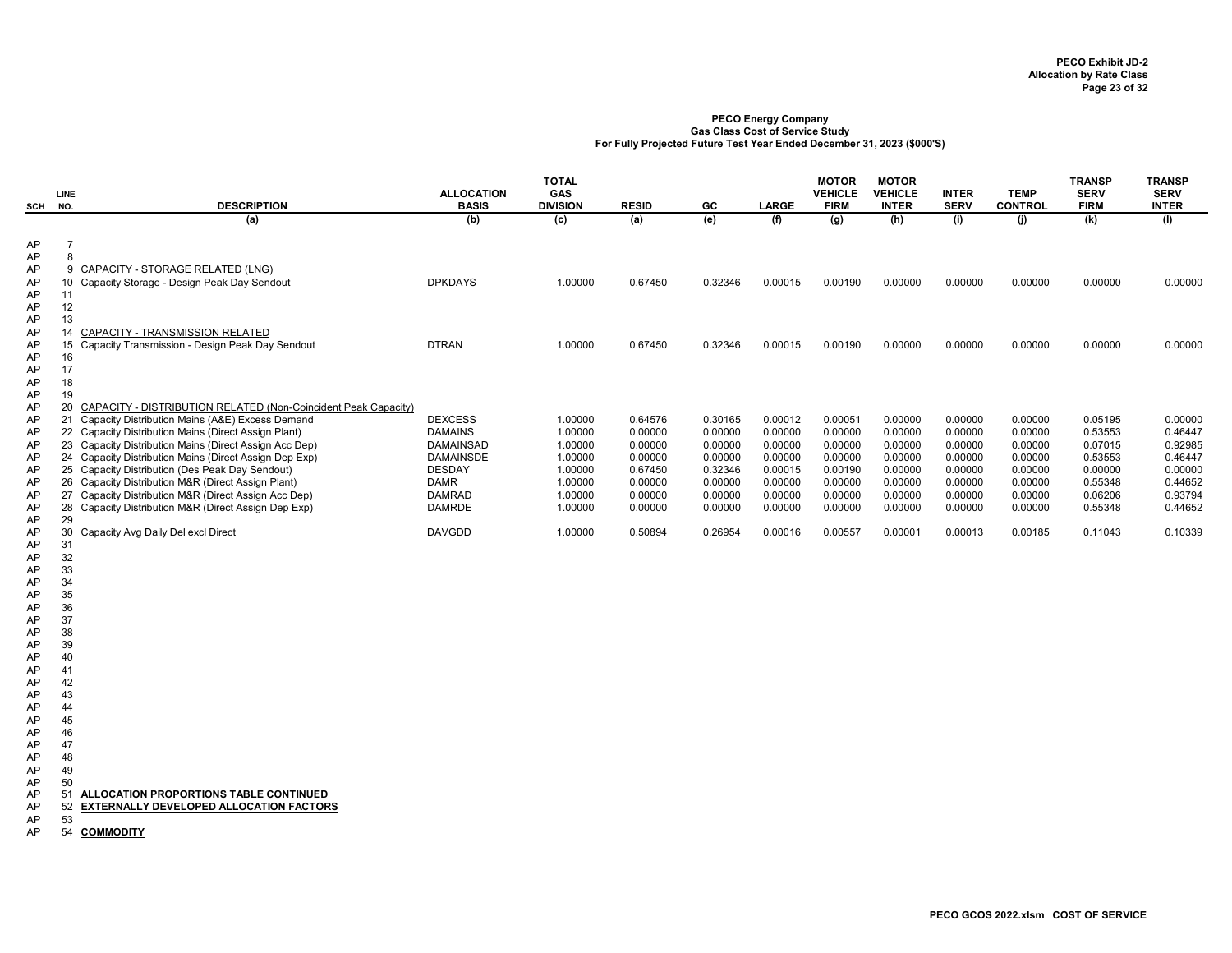**PECO Exhibit JD-2**
**Allocation by Rate Class**

**PECO Energy Company**
**Gas Class Cost of Service Study**
**For Fully Projected Future Test Year Ended December 31, 2023 ($000'S)**

| SCH | LINE NO. | DESCRIPTION | ALLOCATION BASIS | TOTAL GAS DIVISION | RESID | GC | LARGE | MOTOR VEHICLE FIRM | MOTOR VEHICLE INTER | INTER SERV | TEMP CONTROL | TRANSP SERV FIRM | TRANSP SERV INTER |
|---|---|---|---|---|---|---|---|---|---|---|---|---|---|
| | | (a) | (b) | (c) | (a) | (e) | (f) | (g) | (h) | (i) | (j) | (k) | (l) |
| AP | 7 | | | | | | | | | | | | |
| AP | 8 | | | | | | | | | | | | |
| AP | 9 | CAPACITY - STORAGE RELATED (LNG) | | | | | | | | | | | |
| AP | 10 | Capacity Storage - Design Peak Day Sendout | DPKDAYS | 1.00000 | 0.67450 | 0.32346 | 0.00015 | 0.00190 | 0.00000 | 0.00000 | 0.00000 | 0.00000 | 0.00000 |
| AP | 11 | | | | | | | | | | | | |
| AP | 12 | | | | | | | | | | | | |
| AP | 13 | | | | | | | | | | | | |
| AP | 14 | CAPACITY - TRANSMISSION RELATED | | | | | | | | | | | |
| AP | 15 | Capacity Transmission - Design Peak Day Sendout | DTRAN | 1.00000 | 0.67450 | 0.32346 | 0.00015 | 0.00190 | 0.00000 | 0.00000 | 0.00000 | 0.00000 | 0.00000 |
| AP | 16 | | | | | | | | | | | | |
| AP | 17 | | | | | | | | | | | | |
| AP | 18 | | | | | | | | | | | | |
| AP | 19 | | | | | | | | | | | | |
| AP | 20 | CAPACITY - DISTRIBUTION RELATED (Non-Coincident Peak Capacity) | | | | | | | | | | | |
| AP | 21 | Capacity Distribution Mains (A&E) Excess Demand | DEXCESS | 1.00000 | 0.64576 | 0.30165 | 0.00012 | 0.00051 | 0.00000 | 0.00000 | 0.00000 | 0.05195 | 0.00000 |
| AP | 22 | Capacity Distribution Mains (Direct Assign Plant) | DAMAINS | 1.00000 | 0.00000 | 0.00000 | 0.00000 | 0.00000 | 0.00000 | 0.00000 | 0.00000 | 0.53553 | 0.46447 |
| AP | 23 | Capacity Distribution Mains (Direct Assign Acc Dep) | DAMAINSAD | 1.00000 | 0.00000 | 0.00000 | 0.00000 | 0.00000 | 0.00000 | 0.00000 | 0.00000 | 0.07015 | 0.92985 |
| AP | 24 | Capacity Distribution Mains (Direct Assign Dep Exp) | DAMAINSDE | 1.00000 | 0.00000 | 0.00000 | 0.00000 | 0.00000 | 0.00000 | 0.00000 | 0.00000 | 0.53553 | 0.46447 |
| AP | 25 | Capacity Distribution (Des Peak Day Sendout) | DESDAY | 1.00000 | 0.67450 | 0.32346 | 0.00015 | 0.00190 | 0.00000 | 0.00000 | 0.00000 | 0.00000 | 0.00000 |
| AP | 26 | Capacity Distribution M&R (Direct Assign Plant) | DAMR | 1.00000 | 0.00000 | 0.00000 | 0.00000 | 0.00000 | 0.00000 | 0.00000 | 0.00000 | 0.55348 | 0.44652 |
| AP | 27 | Capacity Distribution M&R (Direct Assign Acc Dep) | DAMRAD | 1.00000 | 0.00000 | 0.00000 | 0.00000 | 0.00000 | 0.00000 | 0.00000 | 0.00000 | 0.06206 | 0.93794 |
| AP | 28 | Capacity Distribution M&R (Direct Assign Dep Exp) | DAMRDE | 1.00000 | 0.00000 | 0.00000 | 0.00000 | 0.00000 | 0.00000 | 0.00000 | 0.00000 | 0.55348 | 0.44652 |
| AP | 29 | | | | | | | | | | | | |
| AP | 30 | Capacity Avg Daily Del excl Direct | DAVGDD | 1.00000 | 0.50894 | 0.26954 | 0.00016 | 0.00557 | 0.00001 | 0.00013 | 0.00185 | 0.11043 | 0.10339 |
| AP | 31 | | | | | | | | | | | | |
| AP | 32 | | | | | | | | | | | | |
| AP | 33 | | | | | | | | | | | | |
| AP | 34 | | | | | | | | | | | | |
| AP | 35 | | | | | | | | | | | | |
| AP | 36 | | | | | | | | | | | | |
| AP | 37 | | | | | | | | | | | | |
| AP | 38 | | | | | | | | | | | | |
| AP | 39 | | | | | | | | | | | | |
| AP | 40 | | | | | | | | | | | | |
| AP | 41 | | | | | | | | | | | | |
| AP | 42 | | | | | | | | | | | | |
| AP | 43 | | | | | | | | | | | | |
| AP | 44 | | | | | | | | | | | | |
| AP | 45 | | | | | | | | | | | | |
| AP | 46 | | | | | | | | | | | | |
| AP | 47 | | | | | | | | | | | | |
| AP | 48 | | | | | | | | | | | | |
| AP | 49 | | | | | | | | | | | | |
| AP | 50 | | | | | | | | | | | | |
| AP | 51 | **ALLOCATION PROPORTIONS TABLE CONTINUED** | | | | | | | | | | | |
| AP | 52 | **EXTERNALLY DEVELOPED ALLOCATION FACTORS** | | | | | | | | | | | |
| AP | 53 | | | | | | | | | | | | |
| AP | 54 | **COMMODITY** | | | | | | | | | | | |

PECO GCOS 2022.xlsm COST OF SERVICE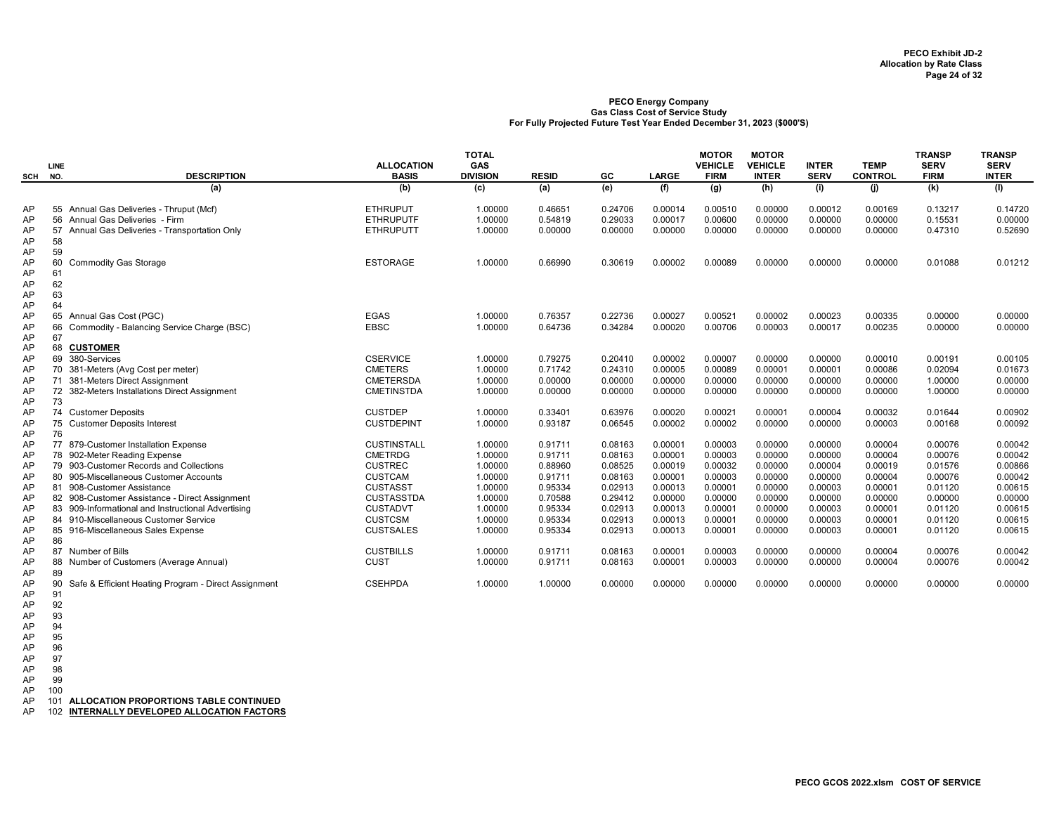**PECO Exhibit JD-2**
**Allocation by Rate Class**

**PECO Energy Company**
**Gas Class Cost of Service Study**
**For Fully Projected Future Test Year Ended December 31, 2023 ($000'S)**

| SCH | LINE NO. | DESCRIPTION | ALLOCATION BASIS | TOTAL GAS DIVISION | RESID | GC | LARGE | MOTOR VEHICLE FIRM | MOTOR VEHICLE INTER | INTER SERV | TEMP CONTROL | TRANSP SERV FIRM | TRANSP SERV INTER |
|---|---|---|---|---|---|---|---|---|---|---|---|---|---|
| | | (a) | (b) | (c) | (a) | (e) | (f) | (g) | (h) | (i) | (j) | (k) | (l) |
| AP | 55 | Annual Gas Deliveries - Thruput (Mcf) | ETHRUPUT | 1.00000 | 0.46651 | 0.24706 | 0.00014 | 0.00510 | 0.00000 | 0.00012 | 0.00169 | 0.13217 | 0.14720 |
| AP | 56 | Annual Gas Deliveries - Firm | ETHRUPUTF | 1.00000 | 0.54819 | 0.29033 | 0.00017 | 0.00600 | 0.00000 | 0.00000 | 0.00000 | 0.15531 | 0.00000 |
| AP | 57 | Annual Gas Deliveries - Transportation Only | ETHRUPUTT | 1.00000 | 0.00000 | 0.00000 | 0.00000 | 0.00000 | 0.00000 | 0.00000 | 0.00000 | 0.47310 | 0.52690 |
| AP | 58 | | | | | | | | | | | | |
| AP | 59 | | | | | | | | | | | | |
| AP | 60 | Commodity Gas Storage | ESTORAGE | 1.00000 | 0.66990 | 0.30619 | 0.00002 | 0.00089 | 0.00000 | 0.00000 | 0.00000 | 0.01088 | 0.01212 |
| AP | 61 | | | | | | | | | | | | |
| AP | 62 | | | | | | | | | | | | |
| AP | 63 | | | | | | | | | | | | |
| AP | 64 | | | | | | | | | | | | |
| AP | 65 | Annual Gas Cost (PGC) | EGAS | 1.00000 | 0.76357 | 0.22736 | 0.00027 | 0.00521 | 0.00002 | 0.00023 | 0.00335 | 0.00000 | 0.00000 |
| AP | 66 | Commodity - Balancing Service Charge (BSC) | EBSC | 1.00000 | 0.64736 | 0.34284 | 0.00020 | 0.00706 | 0.00003 | 0.00017 | 0.00235 | 0.00000 | 0.00000 |
| AP | 67 | | | | | | | | | | | | |
| AP | 68 | **CUSTOMER** | | | | | | | | | | | |
| AP | 69 | 380-Services | CSERVICE | 1.00000 | 0.79275 | 0.20410 | 0.00002 | 0.00007 | 0.00000 | 0.00000 | 0.00010 | 0.00191 | 0.00105 |
| AP | 70 | 381-Meters (Avg Cost per meter) | CMETERS | 1.00000 | 0.71742 | 0.24310 | 0.00005 | 0.00089 | 0.00001 | 0.00001 | 0.00086 | 0.02094 | 0.01673 |
| AP | 71 | 381-Meters Direct Assignment | CMETERSDA | 1.00000 | 0.00000 | 0.00000 | 0.00000 | 0.00000 | 0.00000 | 0.00000 | 0.00000 | 1.00000 | 0.00000 |
| AP | 72 | 382-Meters Installations Direct Assignment | CMETINSTDA | 1.00000 | 0.00000 | 0.00000 | 0.00000 | 0.00000 | 0.00000 | 0.00000 | 0.00000 | 1.00000 | 0.00000 |
| AP | 73 | | | | | | | | | | | | |
| AP | 74 | Customer Deposits | CUSTDEP | 1.00000 | 0.33401 | 0.63976 | 0.00020 | 0.00021 | 0.00001 | 0.00004 | 0.00032 | 0.01644 | 0.00902 |
| AP | 75 | Customer Deposits Interest | CUSTDEPINT | 1.00000 | 0.93187 | 0.06545 | 0.00002 | 0.00002 | 0.00000 | 0.00000 | 0.00003 | 0.00168 | 0.00092 |
| AP | 76 | | | | | | | | | | | | |
| AP | 77 | 879-Customer Installation Expense | CUSTINSTALL | 1.00000 | 0.91711 | 0.08163 | 0.00001 | 0.00003 | 0.00000 | 0.00000 | 0.00004 | 0.00076 | 0.00042 |
| AP | 78 | 902-Meter Reading Expense | CMETRDG | 1.00000 | 0.91711 | 0.08163 | 0.00001 | 0.00003 | 0.00000 | 0.00000 | 0.00004 | 0.00076 | 0.00042 |
| AP | 79 | 903-Customer Records and Collections | CUSTREC | 1.00000 | 0.88960 | 0.08525 | 0.00019 | 0.00032 | 0.00000 | 0.00004 | 0.00019 | 0.01576 | 0.00866 |
| AP | 80 | 905-Miscellaneous Customer Accounts | CUSTCAM | 1.00000 | 0.91711 | 0.08163 | 0.00001 | 0.00003 | 0.00000 | 0.00000 | 0.00004 | 0.00076 | 0.00042 |
| AP | 81 | 908-Customer Assistance | CUSTASST | 1.00000 | 0.95334 | 0.02913 | 0.00013 | 0.00001 | 0.00000 | 0.00003 | 0.00001 | 0.01120 | 0.00615 |
| AP | 82 | 908-Customer Assistance - Direct Assignment | CUSTASSTDA | 1.00000 | 0.70588 | 0.29412 | 0.00000 | 0.00000 | 0.00000 | 0.00000 | 0.00000 | 0.00000 | 0.00000 |
| AP | 83 | 909-Informational and Instructional Advertising | CUSTADVT | 1.00000 | 0.95334 | 0.02913 | 0.00013 | 0.00001 | 0.00000 | 0.00003 | 0.00001 | 0.01120 | 0.00615 |
| AP | 84 | 910-Miscellaneous Customer Service | CUSTCSM | 1.00000 | 0.95334 | 0.02913 | 0.00013 | 0.00001 | 0.00000 | 0.00003 | 0.00001 | 0.01120 | 0.00615 |
| AP | 85 | 916-Miscellaneous Sales Expense | CUSTSALES | 1.00000 | 0.95334 | 0.02913 | 0.00013 | 0.00001 | 0.00000 | 0.00003 | 0.00001 | 0.01120 | 0.00615 |
| AP | 86 | | | | | | | | | | | | |
| AP | 87 | Number of Bills | CUSTBILLS | 1.00000 | 0.91711 | 0.08163 | 0.00001 | 0.00003 | 0.00000 | 0.00000 | 0.00004 | 0.00076 | 0.00042 |
| AP | 88 | Number of Customers (Average Annual) | CUST | 1.00000 | 0.91711 | 0.08163 | 0.00001 | 0.00003 | 0.00000 | 0.00000 | 0.00004 | 0.00076 | 0.00042 |
| AP | 89 | | | | | | | | | | | | |
| AP | 90 | Safe & Efficient Heating Program - Direct Assignment | CSEHPDA | 1.00000 | 1.00000 | 0.00000 | 0.00000 | 0.00000 | 0.00000 | 0.00000 | 0.00000 | 0.00000 | 0.00000 |
| AP | 91 | | | | | | | | | | | | |
| AP | 92 | | | | | | | | | | | | |
| AP | 93 | | | | | | | | | | | | |
| AP | 94 | | | | | | | | | | | | |
| AP | 95 | | | | | | | | | | | | |
| AP | 96 | | | | | | | | | | | | |
| AP | 97 | | | | | | | | | | | | |
| AP | 98 | | | | | | | | | | | | |
| AP | 99 | | | | | | | | | | | | |
| AP | 100 | | | | | | | | | | | | |
| AP | 101 | **ALLOCATION PROPORTIONS TABLE CONTINUED** | | | | | | | | | | | |
| AP | 102 | **INTERNALLY DEVELOPED ALLOCATION FACTORS** | | | | | | | | | | | |

**PECO GCOS 2022.xlsm COST OF SERVICE**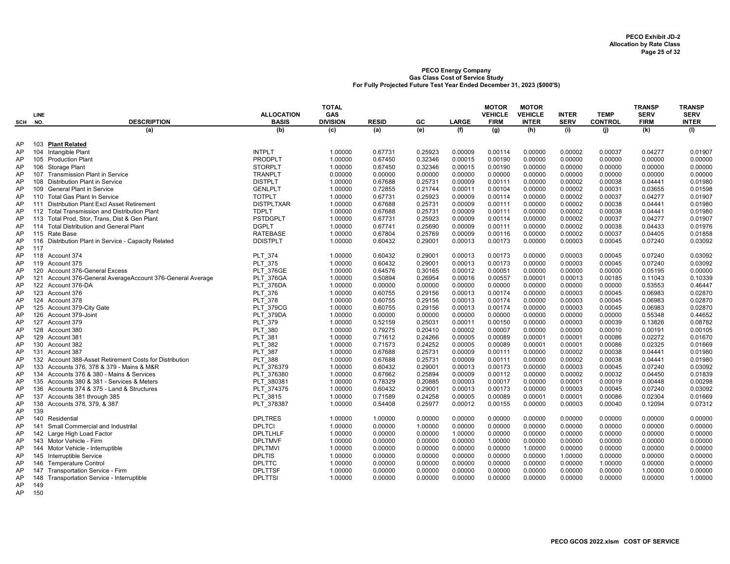PECO Exhibit JD-2
Allocation by Rate Class

**PECO Energy Company**
**Gas Class Cost of Service Study**
**For Fully Projected Future Test Year Ended December 31, 2023 ($000'S)**

| SCH | LINE NO. | DESCRIPTION | ALLOCATION BASIS | TOTAL GAS DIVISION | RESID | GC | LARGE | MOTOR VEHICLE FIRM | MOTOR VEHICLE INTER | INTER SERV | TEMP CONTROL | TRANSP SERV FIRM | TRANSP SERV INTER |
|---|---|---|---|---|---|---|---|---|---|---|---|---|---|
| | | (a) | (b) | (c) | (a) | (e) | (f) | (g) | (h) | (i) | (j) | (k) | (l) |
| AP | 103 | **Plant Related** | | | | | | | | | | | |
| AP | 104 | Intangible Plant | INTPLT | 1.00000 | 0.67731 | 0.25923 | 0.00009 | 0.00114 | 0.00000 | 0.00002 | 0.00037 | 0.04277 | 0.01907 |
| AP | 105 | Production Plant | PRODPLT | 1.00000 | 0.67450 | 0.32346 | 0.00015 | 0.00190 | 0.00000 | 0.00000 | 0.00000 | 0.00000 | 0.00000 |
| AP | 106 | Storage Plant | STORPLT | 1.00000 | 0.67450 | 0.32346 | 0.00015 | 0.00190 | 0.00000 | 0.00000 | 0.00000 | 0.00000 | 0.00000 |
| AP | 107 | Transmission Plant in Service | TRANPLT | 0.00000 | 0.00000 | 0.00000 | 0.00000 | 0.00000 | 0.00000 | 0.00000 | 0.00000 | 0.00000 | 0.00000 |
| AP | 108 | Distribution Plant in Service | DISTPLT | 1.00000 | 0.67688 | 0.25731 | 0.00009 | 0.00111 | 0.00000 | 0.00002 | 0.00038 | 0.04441 | 0.01980 |
| AP | 109 | General Plant in Service | GENLPLT | 1.00000 | 0.72855 | 0.21744 | 0.00011 | 0.00104 | 0.00000 | 0.00002 | 0.00031 | 0.03655 | 0.01598 |
| AP | 110 | Total Gas Plant In Service | TOTPLT | 1.00000 | 0.67731 | 0.25923 | 0.00009 | 0.00114 | 0.00000 | 0.00002 | 0.00037 | 0.04277 | 0.01907 |
| AP | 111 | Distribution Plant Excl Asset Retirement | DISTPLTXAR | 1.00000 | 0.67688 | 0.25731 | 0.00009 | 0.00111 | 0.00000 | 0.00002 | 0.00038 | 0.04441 | 0.01980 |
| AP | 112 | Total Transmission and Distribution Plant | TDPLT | 1.00000 | 0.67688 | 0.25731 | 0.00009 | 0.00111 | 0.00000 | 0.00002 | 0.00038 | 0.04441 | 0.01980 |
| AP | 113 | Total Prod, Stor, Trans, Dist & Gen Plant | PSTDGPLT | 1.00000 | 0.67731 | 0.25923 | 0.00009 | 0.00114 | 0.00000 | 0.00002 | 0.00037 | 0.04277 | 0.01907 |
| AP | 114 | Total Distribution and General Plant | DGPLT | 1.00000 | 0.67741 | 0.25690 | 0.00009 | 0.00111 | 0.00000 | 0.00002 | 0.00038 | 0.04433 | 0.01976 |
| AP | 115 | Rate Base | RATEBASE | 1.00000 | 0.67804 | 0.25769 | 0.00009 | 0.00116 | 0.00000 | 0.00002 | 0.00037 | 0.04405 | 0.01858 |
| AP | 116 | Distribution Plant in Service - Capacity Related | DDISTPLT | 1.00000 | 0.60432 | 0.29001 | 0.00013 | 0.00173 | 0.00000 | 0.00003 | 0.00045 | 0.07240 | 0.03092 |
| AP | 117 | | | | | | | | | | | | |
| AP | 118 | Account 374 | PLT_374 | 1.00000 | 0.60432 | 0.29001 | 0.00013 | 0.00173 | 0.00000 | 0.00003 | 0.00045 | 0.07240 | 0.03092 |
| AP | 119 | Account 375 | PLT_375 | 1.00000 | 0.60432 | 0.29001 | 0.00013 | 0.00173 | 0.00000 | 0.00003 | 0.00045 | 0.07240 | 0.03092 |
| AP | 120 | Account 376-General Excess | PLT_376GE | 1.00000 | 0.64576 | 0.30165 | 0.00012 | 0.00051 | 0.00000 | 0.00000 | 0.00000 | 0.05195 | 0.00000 |
| AP | 121 | Account 376-General AverageAccount 376-General Average | PLT_376GA | 1.00000 | 0.50894 | 0.26954 | 0.00016 | 0.00557 | 0.00001 | 0.00013 | 0.00185 | 0.11043 | 0.10339 |
| AP | 122 | Account 376-DA | PLT_376DA | 1.00000 | 0.00000 | 0.00000 | 0.00000 | 0.00000 | 0.00000 | 0.00000 | 0.00000 | 0.53553 | 0.46447 |
| AP | 123 | Account 376 | PLT_376 | 1.00000 | 0.60755 | 0.29156 | 0.00013 | 0.00174 | 0.00000 | 0.00003 | 0.00045 | 0.06983 | 0.02870 |
| AP | 124 | Account 378 | PLT_378 | 1.00000 | 0.60755 | 0.29156 | 0.00013 | 0.00174 | 0.00000 | 0.00003 | 0.00045 | 0.06983 | 0.02870 |
| AP | 125 | Account 379-City Gate | PLT_379CG | 1.00000 | 0.60755 | 0.29156 | 0.00013 | 0.00174 | 0.00000 | 0.00003 | 0.00045 | 0.06983 | 0.02870 |
| AP | 126 | Account 379-Joint | PLT_379DA | 1.00000 | 0.00000 | 0.00000 | 0.00000 | 0.00000 | 0.00000 | 0.00000 | 0.00000 | 0.55348 | 0.44652 |
| AP | 127 | Account 379 | PLT_379 | 1.00000 | 0.52159 | 0.25031 | 0.00011 | 0.00150 | 0.00000 | 0.00003 | 0.00039 | 0.13826 | 0.08782 |
| AP | 128 | Account 380 | PLT_380 | 1.00000 | 0.79275 | 0.20410 | 0.00002 | 0.00007 | 0.00000 | 0.00000 | 0.00010 | 0.00191 | 0.00105 |
| AP | 129 | Account 381 | PLT_381 | 1.00000 | 0.71612 | 0.24266 | 0.00005 | 0.00089 | 0.00001 | 0.00001 | 0.00086 | 0.02272 | 0.01670 |
| AP | 130 | Account 382 | PLT_382 | 1.00000 | 0.71573 | 0.24252 | 0.00005 | 0.00089 | 0.00001 | 0.00001 | 0.00086 | 0.02325 | 0.01669 |
| AP | 131 | Account 387 | PLT_387 | 1.00000 | 0.67688 | 0.25731 | 0.00009 | 0.00111 | 0.00000 | 0.00002 | 0.00038 | 0.04441 | 0.01980 |
| AP | 132 | Account 388-Asset Retirement Costs for Distribution | PLT_388 | 1.00000 | 0.67688 | 0.25731 | 0.00009 | 0.00111 | 0.00000 | 0.00002 | 0.00038 | 0.04441 | 0.01980 |
| AP | 133 | Accounts 376, 378 & 379 - Mains & M&R | PLT_376379 | 1.00000 | 0.60432 | 0.29001 | 0.00013 | 0.00173 | 0.00000 | 0.00003 | 0.00045 | 0.07240 | 0.03092 |
| AP | 134 | Accounts 376 & 380 - Mains & Services | PLT_376380 | 1.00000 | 0.67662 | 0.25894 | 0.00009 | 0.00112 | 0.00000 | 0.00002 | 0.00032 | 0.04450 | 0.01839 |
| AP | 135 | Accounts 380 & 381 - Services & Meters | PLT_380381 | 1.00000 | 0.78329 | 0.20885 | 0.00003 | 0.00017 | 0.00000 | 0.00001 | 0.00019 | 0.00448 | 0.00298 |
| AP | 136 | Accounts 374 & 375 - Land & Structures | PLT_374375 | 1.00000 | 0.60432 | 0.29001 | 0.00013 | 0.00173 | 0.00000 | 0.00003 | 0.00045 | 0.07240 | 0.03092 |
| AP | 137 | Accounts 381 through 385 | PLT_3815 | 1.00000 | 0.71589 | 0.24258 | 0.00005 | 0.00089 | 0.00001 | 0.00001 | 0.00086 | 0.02304 | 0.01669 |
| AP | 138 | Accounts 378, 379, & 387 | PLT_378387 | 1.00000 | 0.54408 | 0.25977 | 0.00012 | 0.00155 | 0.00000 | 0.00003 | 0.00040 | 0.12094 | 0.07312 |
| AP | 139 | | | | | | | | | | | | |
| AP | 140 | Residential | DPLTRES | 1.00000 | 1.00000 | 0.00000 | 0.00000 | 0.00000 | 0.00000 | 0.00000 | 0.00000 | 0.00000 | 0.00000 |
| AP | 141 | Small Commercial and Industrilal | DPLTCI | 1.00000 | 0.00000 | 1.00000 | 0.00000 | 0.00000 | 0.00000 | 0.00000 | 0.00000 | 0.00000 | 0.00000 |
| AP | 142 | Large High Load Factor | DPLTLHLF | 1.00000 | 0.00000 | 0.00000 | 1.00000 | 0.00000 | 0.00000 | 0.00000 | 0.00000 | 0.00000 | 0.00000 |
| AP | 143 | Motor Vehicle - Firm | DPLTMVF | 1.00000 | 0.00000 | 0.00000 | 0.00000 | 1.00000 | 0.00000 | 0.00000 | 0.00000 | 0.00000 | 0.00000 |
| AP | 144 | Motor Vehicle - Interruptible | DPLTMVI | 1.00000 | 0.00000 | 0.00000 | 0.00000 | 0.00000 | 1.00000 | 0.00000 | 0.00000 | 0.00000 | 0.00000 |
| AP | 145 | Interruptible Service | DPLTIS | 1.00000 | 0.00000 | 0.00000 | 0.00000 | 0.00000 | 0.00000 | 1.00000 | 0.00000 | 0.00000 | 0.00000 |
| AP | 146 | Temperature Control | DPLTTC | 1.00000 | 0.00000 | 0.00000 | 0.00000 | 0.00000 | 0.00000 | 0.00000 | 1.00000 | 0.00000 | 0.00000 |
| AP | 147 | Transportation Service - Firm | DPLTTSF | 1.00000 | 0.00000 | 0.00000 | 0.00000 | 0.00000 | 0.00000 | 0.00000 | 0.00000 | 1.00000 | 0.00000 |
| AP | 148 | Transportation Service - Interruptible | DPLTTSI | 1.00000 | 0.00000 | 0.00000 | 0.00000 | 0.00000 | 0.00000 | 0.00000 | 0.00000 | 0.00000 | 1.00000 |
| AP | 149 | | | | | | | | | | | | |
| AP | 150 | | | | | | | | | | | | |

PECO GCOS 2022.xlsm COST OF SERVICE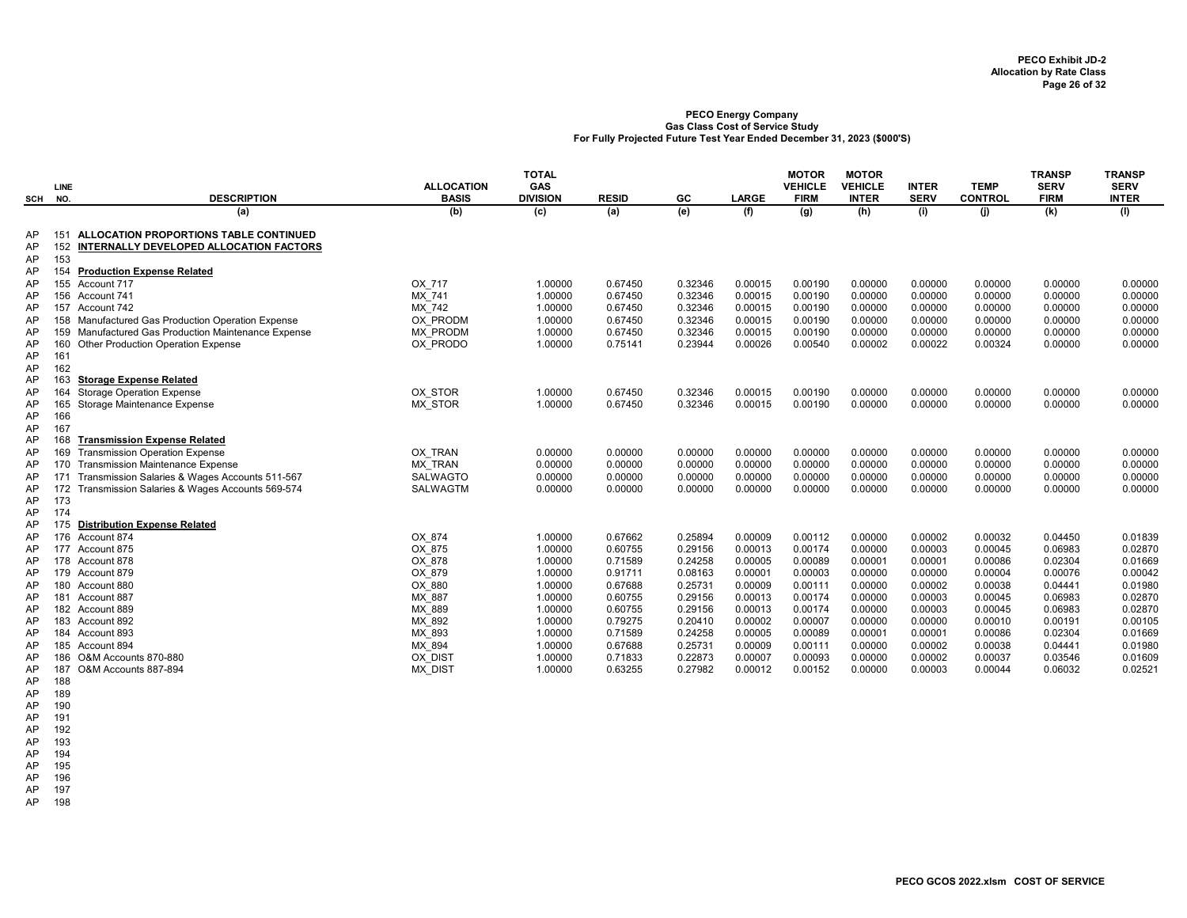**PECO Energy Company**
**Gas Class Cost of Service Study**
**For Fully Projected Future Test Year Ended December 31, 2023 ($000'S)**

| SCH | LINE NO. | DESCRIPTION | ALLOCATION BASIS | TOTAL GAS DIVISION | RESID | GC | LARGE | MOTOR VEHICLE FIRM | MOTOR VEHICLE INTER | INTER SERV | TEMP CONTROL | TRANSP SERV FIRM | TRANSP SERV INTER |
|---|---|---|---|---|---|---|---|---|---|---|---|---|---|
| | | (a) | (b) | (c) | (a) | (e) | (f) | (g) | (h) | (i) | (j) | (k) | (l) |
| AP | 151 | **ALLOCATION PROPORTIONS TABLE CONTINUED** | | | | | | | | | | | |
| AP | 152 | **INTERNALLY DEVELOPED ALLOCATION FACTORS** | | | | | | | | | | | |
| AP | 153 | | | | | | | | | | | | |
| AP | 154 | **Production Expense Related** | | | | | | | | | | | |
| AP | 155 | Account 717 | OX_717 | 1.00000 | 0.67450 | 0.32346 | 0.00015 | 0.00190 | 0.00000 | 0.00000 | 0.00000 | 0.00000 | 0.00000 |
| AP | 156 | Account 741 | MX_741 | 1.00000 | 0.67450 | 0.32346 | 0.00015 | 0.00190 | 0.00000 | 0.00000 | 0.00000 | 0.00000 | 0.00000 |
| AP | 157 | Account 742 | MX_742 | 1.00000 | 0.67450 | 0.32346 | 0.00015 | 0.00190 | 0.00000 | 0.00000 | 0.00000 | 0.00000 | 0.00000 |
| AP | 158 | Manufactured Gas Production Operation Expense | OX_PRODM | 1.00000 | 0.67450 | 0.32346 | 0.00015 | 0.00190 | 0.00000 | 0.00000 | 0.00000 | 0.00000 | 0.00000 |
| AP | 159 | Manufactured Gas Production Maintenance Expense | MX_PRODM | 1.00000 | 0.67450 | 0.32346 | 0.00015 | 0.00190 | 0.00000 | 0.00000 | 0.00000 | 0.00000 | 0.00000 |
| AP | 160 | Other Production Operation Expense | OX_PRODO | 1.00000 | 0.75141 | 0.23944 | 0.00026 | 0.00540 | 0.00002 | 0.00022 | 0.00324 | 0.00000 | 0.00000 |
| AP | 161 | | | | | | | | | | | | |
| AP | 162 | | | | | | | | | | | | |
| AP | 163 | **Storage Expense Related** | | | | | | | | | | | |
| AP | 164 | Storage Operation Expense | OX_STOR | 1.00000 | 0.67450 | 0.32346 | 0.00015 | 0.00190 | 0.00000 | 0.00000 | 0.00000 | 0.00000 | 0.00000 |
| AP | 165 | Storage Maintenance Expense | MX_STOR | 1.00000 | 0.67450 | 0.32346 | 0.00015 | 0.00190 | 0.00000 | 0.00000 | 0.00000 | 0.00000 | 0.00000 |
| AP | 166 | | | | | | | | | | | | |
| AP | 167 | | | | | | | | | | | | |
| AP | 168 | **Transmission Expense Related** | | | | | | | | | | | |
| AP | 169 | Transmission Operation Expense | OX_TRAN | 0.00000 | 0.00000 | 0.00000 | 0.00000 | 0.00000 | 0.00000 | 0.00000 | 0.00000 | 0.00000 | 0.00000 |
| AP | 170 | Transmission Maintenance Expense | MX_TRAN | 0.00000 | 0.00000 | 0.00000 | 0.00000 | 0.00000 | 0.00000 | 0.00000 | 0.00000 | 0.00000 | 0.00000 |
| AP | 171 | Transmission Salaries & Wages Accounts 511-567 | SALWAGTO | 0.00000 | 0.00000 | 0.00000 | 0.00000 | 0.00000 | 0.00000 | 0.00000 | 0.00000 | 0.00000 | 0.00000 |
| AP | 172 | Transmission Salaries & Wages Accounts 569-574 | SALWAGTM | 0.00000 | 0.00000 | 0.00000 | 0.00000 | 0.00000 | 0.00000 | 0.00000 | 0.00000 | 0.00000 | 0.00000 |
| AP | 173 | | | | | | | | | | | | |
| AP | 174 | | | | | | | | | | | | |
| AP | 175 | **Distribution Expense Related** | | | | | | | | | | | |
| AP | 176 | Account 874 | OX_874 | 1.00000 | 0.67662 | 0.25894 | 0.00009 | 0.00112 | 0.00000 | 0.00002 | 0.00032 | 0.04450 | 0.01839 |
| AP | 177 | Account 875 | OX_875 | 1.00000 | 0.60755 | 0.29156 | 0.00013 | 0.00174 | 0.00000 | 0.00003 | 0.00045 | 0.06983 | 0.02870 |
| AP | 178 | Account 878 | OX_878 | 1.00000 | 0.71589 | 0.24258 | 0.00005 | 0.00089 | 0.00001 | 0.00001 | 0.00086 | 0.02304 | 0.01669 |
| AP | 179 | Account 879 | OX_879 | 1.00000 | 0.91711 | 0.08163 | 0.00001 | 0.00003 | 0.00000 | 0.00000 | 0.00004 | 0.00076 | 0.00042 |
| AP | 180 | Account 880 | OX_880 | 1.00000 | 0.67688 | 0.25731 | 0.00009 | 0.00111 | 0.00000 | 0.00002 | 0.00038 | 0.04441 | 0.01980 |
| AP | 181 | Account 887 | MX_887 | 1.00000 | 0.60755 | 0.29156 | 0.00013 | 0.00174 | 0.00000 | 0.00003 | 0.00045 | 0.06983 | 0.02870 |
| AP | 182 | Account 889 | MX_889 | 1.00000 | 0.60755 | 0.29156 | 0.00013 | 0.00174 | 0.00000 | 0.00003 | 0.00045 | 0.06983 | 0.02870 |
| AP | 183 | Account 892 | MX_892 | 1.00000 | 0.79275 | 0.20410 | 0.00002 | 0.00007 | 0.00000 | 0.00000 | 0.00010 | 0.00191 | 0.00105 |
| AP | 184 | Account 893 | MX_893 | 1.00000 | 0.71589 | 0.24258 | 0.00005 | 0.00089 | 0.00001 | 0.00001 | 0.00086 | 0.02304 | 0.01669 |
| AP | 185 | Account 894 | MX_894 | 1.00000 | 0.67688 | 0.25731 | 0.00009 | 0.00111 | 0.00000 | 0.00002 | 0.00038 | 0.04441 | 0.01980 |
| AP | 186 | O&M Accounts 870-880 | OX_DIST | 1.00000 | 0.71833 | 0.22873 | 0.00007 | 0.00093 | 0.00000 | 0.00002 | 0.00037 | 0.03546 | 0.01609 |
| AP | 187 | O&M Accounts 887-894 | MX_DIST | 1.00000 | 0.63255 | 0.27982 | 0.00012 | 0.00152 | 0.00000 | 0.00003 | 0.00044 | 0.06032 | 0.02521 |
| AP | 188 | | | | | | | | | | | | |
| AP | 189 | | | | | | | | | | | | |
| AP | 190 | | | | | | | | | | | | |
| AP | 191 | | | | | | | | | | | | |
| AP | 192 | | | | | | | | | | | | |
| AP | 193 | | | | | | | | | | | | |
| AP | 194 | | | | | | | | | | | | |
| AP | 195 | | | | | | | | | | | | |
| AP | 196 | | | | | | | | | | | | |
| AP | 197 | | | | | | | | | | | | |
| AP | 198 | | | | | | | | | | | | |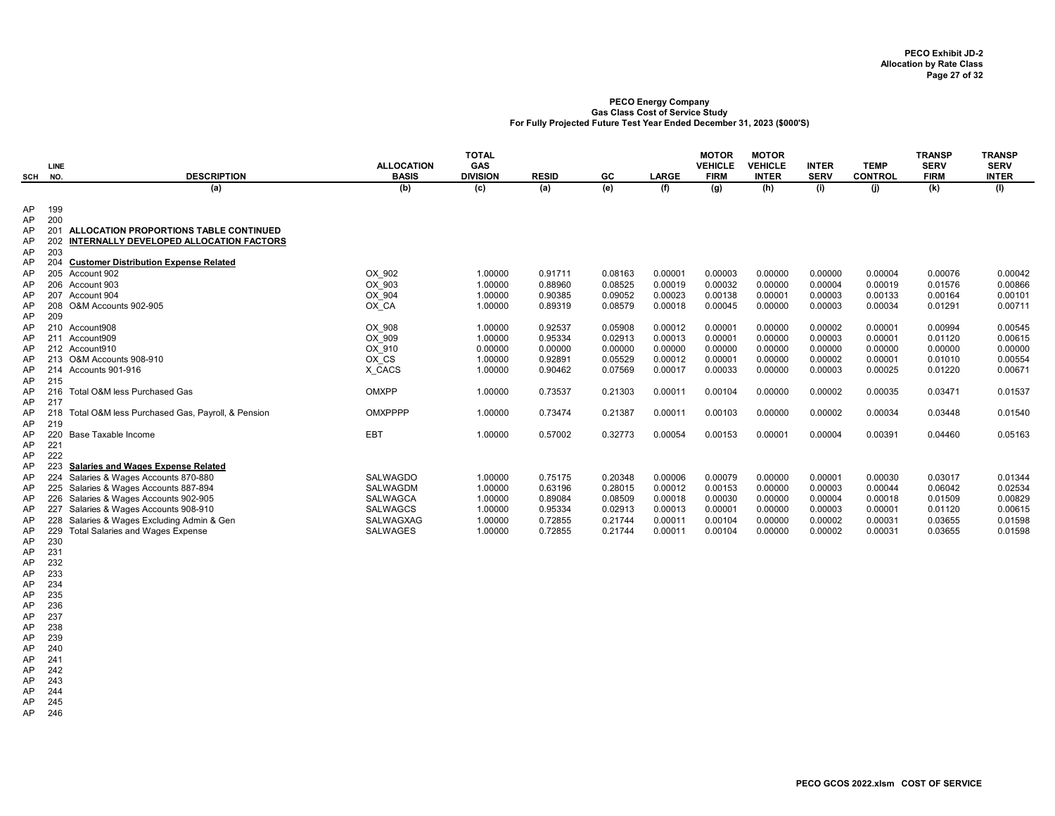**PECO Exhibit JD-2**
**Allocation by Rate Class**

**PECO Energy Company**
**Gas Class Cost of Service Study**
**For Fully Projected Future Test Year Ended December 31, 2023 ($000'S)**

| SCH | LINE NO. | DESCRIPTION | ALLOCATION BASIS | TOTAL GAS DIVISION | RESID | GC | LARGE | MOTOR VEHICLE FIRM | MOTOR VEHICLE INTER | INTER SERV | TEMP CONTROL | TRANSP SERV FIRM | TRANSP SERV INTER |
|---|---|---|---|---|---|---|---|---|---|---|---|---|---|
| | | (a) | (b) | (c) | (a) | (e) | (f) | (g) | (h) | (i) | (j) | (k) | (l) |
| AP | 199 | | | | | | | | | | | | |
| AP | 200 | | | | | | | | | | | | |
| AP | 201 | **ALLOCATION PROPORTIONS TABLE CONTINUED** | | | | | | | | | | | |
| AP | 202 | **INTERNALLY DEVELOPED ALLOCATION FACTORS** | | | | | | | | | | | |
| AP | 203 | | | | | | | | | | | | |
| AP | 204 | **Customer Distribution Expense Related** | | | | | | | | | | | |
| AP | 205 | Account 902 | OX_902 | 1.00000 | 0.91711 | 0.08163 | 0.00001 | 0.00003 | 0.00000 | 0.00000 | 0.00004 | 0.00076 | 0.00042 |
| AP | 206 | Account 903 | OX_903 | 1.00000 | 0.88960 | 0.08525 | 0.00019 | 0.00032 | 0.00000 | 0.00004 | 0.00019 | 0.01576 | 0.00866 |
| AP | 207 | Account 904 | OX_904 | 1.00000 | 0.90385 | 0.09052 | 0.00023 | 0.00138 | 0.00001 | 0.00003 | 0.00133 | 0.00164 | 0.00101 |
| AP | 208 | O&M Accounts 902-905 | OX_CA | 1.00000 | 0.89319 | 0.08579 | 0.00018 | 0.00045 | 0.00000 | 0.00003 | 0.00034 | 0.01291 | 0.00711 |
| AP | 209 | | | | | | | | | | | | |
| AP | 210 | Account908 | OX_908 | 1.00000 | 0.92537 | 0.05908 | 0.00012 | 0.00001 | 0.00000 | 0.00002 | 0.00001 | 0.00994 | 0.00545 |
| AP | 211 | Account909 | OX_909 | 1.00000 | 0.95334 | 0.02913 | 0.00013 | 0.00001 | 0.00000 | 0.00003 | 0.00001 | 0.01120 | 0.00615 |
| AP | 212 | Account910 | OX_910 | 0.00000 | 0.00000 | 0.00000 | 0.00000 | 0.00000 | 0.00000 | 0.00000 | 0.00000 | 0.00000 | 0.00000 |
| AP | 213 | O&M Accounts 908-910 | OX_CS | 1.00000 | 0.92891 | 0.05529 | 0.00012 | 0.00001 | 0.00000 | 0.00002 | 0.00001 | 0.01010 | 0.00554 |
| AP | 214 | Accounts 901-916 | X_CACS | 1.00000 | 0.90462 | 0.07569 | 0.00017 | 0.00033 | 0.00000 | 0.00003 | 0.00025 | 0.01220 | 0.00671 |
| AP | 215 | | | | | | | | | | | | |
| AP | 216 | Total O&M less Purchased Gas | OMXPP | 1.00000 | 0.73537 | 0.21303 | 0.00011 | 0.00104 | 0.00000 | 0.00002 | 0.00035 | 0.03471 | 0.01537 |
| AP | 217 | | | | | | | | | | | | |
| AP | 218 | Total O&M less Purchased Gas, Payroll, & Pension | OMXPPPP | 1.00000 | 0.73474 | 0.21387 | 0.00011 | 0.00103 | 0.00000 | 0.00002 | 0.00034 | 0.03448 | 0.01540 |
| AP | 219 | | | | | | | | | | | | |
| AP | 220 | Base Taxable Income | EBT | 1.00000 | 0.57002 | 0.32773 | 0.00054 | 0.00153 | 0.00001 | 0.00004 | 0.00391 | 0.04460 | 0.05163 |
| AP | 221 | | | | | | | | | | | | |
| AP | 222 | | | | | | | | | | | | |
| AP | 223 | **Salaries and Wages Expense Related** | | | | | | | | | | | |
| AP | 224 | Salaries & Wages Accounts 870-880 | SALWAGDO | 1.00000 | 0.75175 | 0.20348 | 0.00006 | 0.00079 | 0.00000 | 0.00001 | 0.00030 | 0.03017 | 0.01344 |
| AP | 225 | Salaries & Wages Accounts 887-894 | SALWAGDM | 1.00000 | 0.63196 | 0.28015 | 0.00012 | 0.00153 | 0.00000 | 0.00003 | 0.00044 | 0.06042 | 0.02534 |
| AP | 226 | Salaries & Wages Accounts 902-905 | SALWAGCA | 1.00000 | 0.89084 | 0.08509 | 0.00018 | 0.00030 | 0.00000 | 0.00004 | 0.00018 | 0.01509 | 0.00829 |
| AP | 227 | Salaries & Wages Accounts 908-910 | SALWAGCS | 1.00000 | 0.95334 | 0.02913 | 0.00013 | 0.00001 | 0.00000 | 0.00003 | 0.00001 | 0.01120 | 0.00615 |
| AP | 228 | Salaries & Wages Excluding Admin & Gen | SALWAGXAG | 1.00000 | 0.72855 | 0.21744 | 0.00011 | 0.00104 | 0.00000 | 0.00002 | 0.00031 | 0.03655 | 0.01598 |
| AP | 229 | Total Salaries and Wages Expense | SALWAGES | 1.00000 | 0.72855 | 0.21744 | 0.00011 | 0.00104 | 0.00000 | 0.00002 | 0.00031 | 0.03655 | 0.01598 |
| AP | 230 | | | | | | | | | | | | |
| AP | 231 | | | | | | | | | | | | |
| AP | 232 | | | | | | | | | | | | |
| AP | 233 | | | | | | | | | | | | |
| AP | 234 | | | | | | | | | | | | |
| AP | 235 | | | | | | | | | | | | |
| AP | 236 | | | | | | | | | | | | |
| AP | 237 | | | | | | | | | | | | |
| AP | 238 | | | | | | | | | | | | |
| AP | 239 | | | | | | | | | | | | |
| AP | 240 | | | | | | | | | | | | |
| AP | 241 | | | | | | | | | | | | |
| AP | 242 | | | | | | | | | | | | |
| AP | 243 | | | | | | | | | | | | |
| AP | 244 | | | | | | | | | | | | |
| AP | 245 | | | | | | | | | | | | |
| AP | 246 | | | | | | | | | | | | |

PECO GCOS 2022.xlsm COST OF SERVICE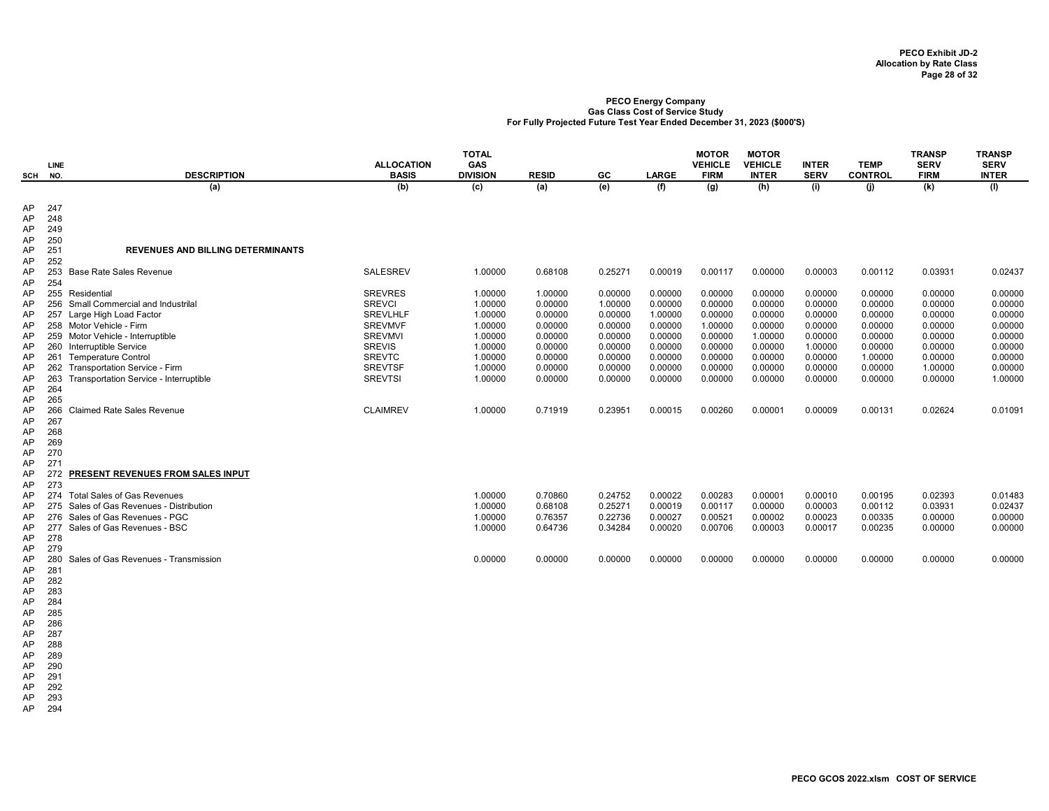**PECO Exhibit JD-2**
**Allocation by Rate Class**

**PECO Energy Company**
**Gas Class Cost of Service Study**
**For Fully Projected Future Test Year Ended December 31, 2023 ($000'S)**

| SCH | LINE NO. | DESCRIPTION | ALLOCATION BASIS | TOTAL GAS DIVISION | RESID | GC | LARGE | MOTOR VEHICLE FIRM | MOTOR VEHICLE INTER | INTER SERV | TEMP CONTROL | TRANSP SERV FIRM | TRANSP SERV INTER |
|---|---|---|---|---|---|---|---|---|---|---|---|---|---|
| | | (a) | (b) | (c) | (a) | (e) | (f) | (g) | (h) | (i) | (j) | (k) | (l) |
| AP | 247 | | | | | | | | | | | | |
| AP | 248 | | | | | | | | | | | | |
| AP | 249 | | | | | | | | | | | | |
| AP | 250 | | | | | | | | | | | | |
| AP | 251 | **REVENUES AND BILLING DETERMINANTS** | | | | | | | | | | | |
| AP | 252 | | | | | | | | | | | | |
| AP | 253 | Base Rate Sales Revenue | SALESREV | 1.00000 | 0.68108 | 0.25271 | 0.00019 | 0.00117 | 0.00000 | 0.00003 | 0.00112 | 0.03931 | 0.02437 |
| AP | 254 | | | | | | | | | | | | |
| AP | 255 | Residential | SREVRES | 1.00000 | 1.00000 | 0.00000 | 0.00000 | 0.00000 | 0.00000 | 0.00000 | 0.00000 | 0.00000 | 0.00000 |
| AP | 256 | Small Commercial and Industrilal | SREVCI | 1.00000 | 0.00000 | 1.00000 | 0.00000 | 0.00000 | 0.00000 | 0.00000 | 0.00000 | 0.00000 | 0.00000 |
| AP | 257 | Large High Load Factor | SREVLHLF | 1.00000 | 0.00000 | 0.00000 | 1.00000 | 0.00000 | 0.00000 | 0.00000 | 0.00000 | 0.00000 | 0.00000 |
| AP | 258 | Motor Vehicle - Firm | SREVMVF | 1.00000 | 0.00000 | 0.00000 | 0.00000 | 1.00000 | 0.00000 | 0.00000 | 0.00000 | 0.00000 | 0.00000 |
| AP | 259 | Motor Vehicle - Interruptible | SREVMVI | 1.00000 | 0.00000 | 0.00000 | 0.00000 | 0.00000 | 1.00000 | 0.00000 | 0.00000 | 0.00000 | 0.00000 |
| AP | 260 | Interruptible Service | SREVIS | 1.00000 | 0.00000 | 0.00000 | 0.00000 | 0.00000 | 0.00000 | 1.00000 | 0.00000 | 0.00000 | 0.00000 |
| AP | 261 | Temperature Control | SREVTC | 1.00000 | 0.00000 | 0.00000 | 0.00000 | 0.00000 | 0.00000 | 0.00000 | 1.00000 | 0.00000 | 0.00000 |
| AP | 262 | Transportation Service - Firm | SREVTSF | 1.00000 | 0.00000 | 0.00000 | 0.00000 | 0.00000 | 0.00000 | 0.00000 | 0.00000 | 1.00000 | 0.00000 |
| AP | 263 | Transportation Service - Interruptible | SREVTSI | 1.00000 | 0.00000 | 0.00000 | 0.00000 | 0.00000 | 0.00000 | 0.00000 | 0.00000 | 0.00000 | 1.00000 |
| AP | 264 | | | | | | | | | | | | |
| AP | 265 | | | | | | | | | | | | |
| AP | 266 | Claimed Rate Sales Revenue | CLAIMREV | 1.00000 | 0.71919 | 0.23951 | 0.00015 | 0.00260 | 0.00001 | 0.00009 | 0.00131 | 0.02624 | 0.01091 |
| AP | 267 | | | | | | | | | | | | |
| AP | 268 | | | | | | | | | | | | |
| AP | 269 | | | | | | | | | | | | |
| AP | 270 | | | | | | | | | | | | |
| AP | 271 | | | | | | | | | | | | |
| AP | 272 | **PRESENT REVENUES FROM SALES INPUT** | | | | | | | | | | | |
| AP | 273 | | | | | | | | | | | | |
| AP | 274 | Total Sales of Gas Revenues | | 1.00000 | 0.70860 | 0.24752 | 0.00022 | 0.00283 | 0.00001 | 0.00010 | 0.00195 | 0.02393 | 0.01483 |
| AP | 275 | Sales of Gas Revenues - Distribution | | 1.00000 | 0.68108 | 0.25271 | 0.00019 | 0.00117 | 0.00000 | 0.00003 | 0.00112 | 0.03931 | 0.02437 |
| AP | 276 | Sales of Gas Revenues - PGC | | 1.00000 | 0.76357 | 0.22736 | 0.00027 | 0.00521 | 0.00002 | 0.00023 | 0.00335 | 0.00000 | 0.00000 |
| AP | 277 | Sales of Gas Revenues - BSC | | 1.00000 | 0.64736 | 0.34284 | 0.00020 | 0.00706 | 0.00003 | 0.00017 | 0.00235 | 0.00000 | 0.00000 |
| AP | 278 | | | | | | | | | | | | |
| AP | 279 | | | | | | | | | | | | |
| AP | 280 | Sales of Gas Revenues - Transmission | | 0.00000 | 0.00000 | 0.00000 | 0.00000 | 0.00000 | 0.00000 | 0.00000 | 0.00000 | 0.00000 | 0.00000 |
| AP | 281 | | | | | | | | | | | | |
| AP | 282 | | | | | | | | | | | | |
| AP | 283 | | | | | | | | | | | | |
| AP | 284 | | | | | | | | | | | | |
| AP | 285 | | | | | | | | | | | | |
| AP | 286 | | | | | | | | | | | | |
| AP | 287 | | | | | | | | | | | | |
| AP | 288 | | | | | | | | | | | | |
| AP | 289 | | | | | | | | | | | | |
| AP | 290 | | | | | | | | | | | | |
| AP | 291 | | | | | | | | | | | | |
| AP | 292 | | | | | | | | | | | | |
| AP | 293 | | | | | | | | | | | | |
| AP | 294 | | | | | | | | | | | | |

PECO GCOS 2022.xlsm COST OF SERVICE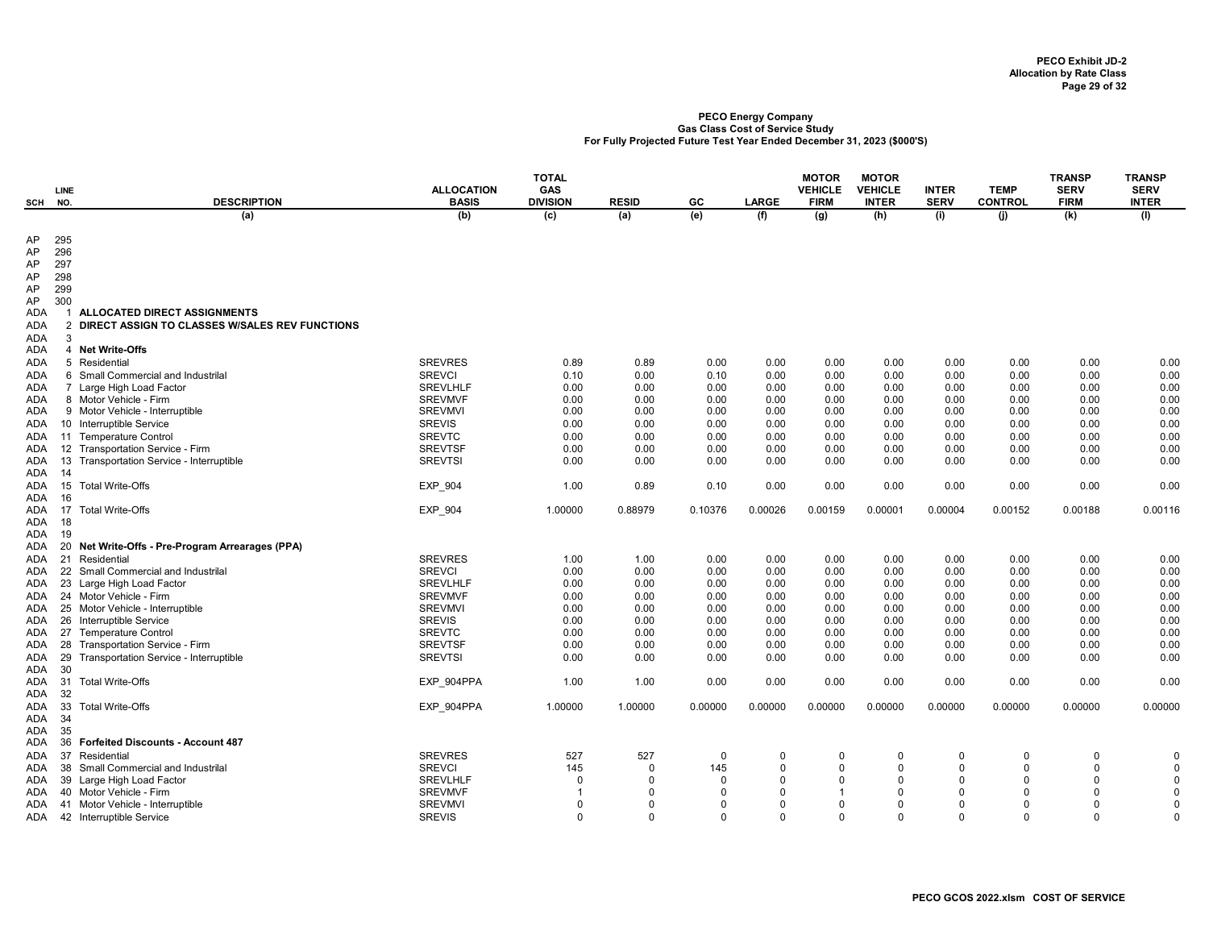**PECO Exhibit JD-2**
**Allocation by Rate Class**

**PECO Energy Company**
**Gas Class Cost of Service Study**
**For Fully Projected Future Test Year Ended December 31, 2023 ($000'S)**

| SCH | LINE NO. | DESCRIPTION | ALLOCATION BASIS | TOTAL GAS DIVISION | RESID | GC | LARGE | MOTOR VEHICLE FIRM | MOTOR VEHICLE INTER | INTER SERV | TEMP CONTROL | TRANSP SERV FIRM | TRANSP SERV INTER |
|---|---|---|---|---|---|---|---|---|---|---|---|---|---|
| | | (a) | (b) | (c) | (a) | (e) | (f) | (g) | (h) | (i) | (j) | (k) | (l) |
| AP | 295 | | | | | | | | | | | | |
| AP | 296 | | | | | | | | | | | | |
| AP | 297 | | | | | | | | | | | | |
| AP | 298 | | | | | | | | | | | | |
| AP | 299 | | | | | | | | | | | | |
| AP | 300 | | | | | | | | | | | | |
| ADA | 1 | **ALLOCATED DIRECT ASSIGNMENTS** | | | | | | | | | | | |
| ADA | 2 | **DIRECT ASSIGN TO CLASSES W/SALES REV FUNCTIONS** | | | | | | | | | | | |
| ADA | 3 | | | | | | | | | | | | |
| ADA | 4 | **Net Write-Offs** | | | | | | | | | | | |
| ADA | 5 | Residential | SREVRES | 0.89 | 0.89 | 0.00 | 0.00 | 0.00 | 0.00 | 0.00 | 0.00 | 0.00 | 0.00 |
| ADA | 6 | Small Commercial and Industrilal | SREVCI | 0.10 | 0.00 | 0.10 | 0.00 | 0.00 | 0.00 | 0.00 | 0.00 | 0.00 | 0.00 |
| ADA | 7 | Large High Load Factor | SREVLHLF | 0.00 | 0.00 | 0.00 | 0.00 | 0.00 | 0.00 | 0.00 | 0.00 | 0.00 | 0.00 |
| ADA | 8 | Motor Vehicle - Firm | SREVMVF | 0.00 | 0.00 | 0.00 | 0.00 | 0.00 | 0.00 | 0.00 | 0.00 | 0.00 | 0.00 |
| ADA | 9 | Motor Vehicle - Interruptible | SREVMVI | 0.00 | 0.00 | 0.00 | 0.00 | 0.00 | 0.00 | 0.00 | 0.00 | 0.00 | 0.00 |
| ADA | 10 | Interruptible Service | SREVIS | 0.00 | 0.00 | 0.00 | 0.00 | 0.00 | 0.00 | 0.00 | 0.00 | 0.00 | 0.00 |
| ADA | 11 | Temperature Control | SREVTC | 0.00 | 0.00 | 0.00 | 0.00 | 0.00 | 0.00 | 0.00 | 0.00 | 0.00 | 0.00 |
| ADA | 12 | Transportation Service - Firm | SREVTSF | 0.00 | 0.00 | 0.00 | 0.00 | 0.00 | 0.00 | 0.00 | 0.00 | 0.00 | 0.00 |
| ADA | 13 | Transportation Service - Interruptible | SREVTSI | 0.00 | 0.00 | 0.00 | 0.00 | 0.00 | 0.00 | 0.00 | 0.00 | 0.00 | 0.00 |
| ADA | 14 | | | | | | | | | | | | |
| ADA | 15 | Total Write-Offs | EXP_904 | 1.00 | 0.89 | 0.10 | 0.00 | 0.00 | 0.00 | 0.00 | 0.00 | 0.00 | 0.00 |
| ADA | 16 | | | | | | | | | | | | |
| ADA | 17 | Total Write-Offs | EXP_904 | 1.00000 | 0.88979 | 0.10376 | 0.00026 | 0.00159 | 0.00001 | 0.00004 | 0.00152 | 0.00188 | 0.00116 |
| ADA | 18 | | | | | | | | | | | | |
| ADA | 19 | | | | | | | | | | | | |
| ADA | 20 | **Net Write-Offs - Pre-Program Arrearages (PPA)** | | | | | | | | | | | |
| ADA | 21 | Residential | SREVRES | 1.00 | 1.00 | 0.00 | 0.00 | 0.00 | 0.00 | 0.00 | 0.00 | 0.00 | 0.00 |
| ADA | 22 | Small Commercial and Industrilal | SREVCI | 0.00 | 0.00 | 0.00 | 0.00 | 0.00 | 0.00 | 0.00 | 0.00 | 0.00 | 0.00 |
| ADA | 23 | Large High Load Factor | SREVLHLF | 0.00 | 0.00 | 0.00 | 0.00 | 0.00 | 0.00 | 0.00 | 0.00 | 0.00 | 0.00 |
| ADA | 24 | Motor Vehicle - Firm | SREVMVF | 0.00 | 0.00 | 0.00 | 0.00 | 0.00 | 0.00 | 0.00 | 0.00 | 0.00 | 0.00 |
| ADA | 25 | Motor Vehicle - Interruptible | SREVMVI | 0.00 | 0.00 | 0.00 | 0.00 | 0.00 | 0.00 | 0.00 | 0.00 | 0.00 | 0.00 |
| ADA | 26 | Interruptible Service | SREVIS | 0.00 | 0.00 | 0.00 | 0.00 | 0.00 | 0.00 | 0.00 | 0.00 | 0.00 | 0.00 |
| ADA | 27 | Temperature Control | SREVTC | 0.00 | 0.00 | 0.00 | 0.00 | 0.00 | 0.00 | 0.00 | 0.00 | 0.00 | 0.00 |
| ADA | 28 | Transportation Service - Firm | SREVTSF | 0.00 | 0.00 | 0.00 | 0.00 | 0.00 | 0.00 | 0.00 | 0.00 | 0.00 | 0.00 |
| ADA | 29 | Transportation Service - Interruptible | SREVTSI | 0.00 | 0.00 | 0.00 | 0.00 | 0.00 | 0.00 | 0.00 | 0.00 | 0.00 | 0.00 |
| ADA | 30 | | | | | | | | | | | | |
| ADA | 31 | Total Write-Offs | EXP_904PPA | 1.00 | 1.00 | 0.00 | 0.00 | 0.00 | 0.00 | 0.00 | 0.00 | 0.00 | 0.00 |
| ADA | 32 | | | | | | | | | | | | |
| ADA | 33 | Total Write-Offs | EXP_904PPA | 1.00000 | 1.00000 | 0.00000 | 0.00000 | 0.00000 | 0.00000 | 0.00000 | 0.00000 | 0.00000 | 0.00000 |
| ADA | 34 | | | | | | | | | | | | |
| ADA | 35 | | | | | | | | | | | | |
| ADA | 36 | **Forfeited Discounts - Account 487** | | | | | | | | | | | |
| ADA | 37 | Residential | SREVRES | 527 | 527 | 0 | 0 | 0 | 0 | 0 | 0 | 0 | 0 |
| ADA | 38 | Small Commercial and Industrilal | SREVCI | 145 | 0 | 145 | 0 | 0 | 0 | 0 | 0 | 0 | 0 |
| ADA | 39 | Large High Load Factor | SREVLHLF | 0 | 0 | 0 | 0 | 0 | 0 | 0 | 0 | 0 | 0 |
| ADA | 40 | Motor Vehicle - Firm | SREVMVF | 1 | 0 | 0 | 0 | 1 | 0 | 0 | 0 | 0 | 0 |
| ADA | 41 | Motor Vehicle - Interruptible | SREVMVI | 0 | 0 | 0 | 0 | 0 | 0 | 0 | 0 | 0 | 0 |
| ADA | 42 | Interruptible Service | SREVIS | 0 | 0 | 0 | 0 | 0 | 0 | 0 | 0 | 0 | 0 |

PECO GCOS 2022.xlsm COST OF SERVICE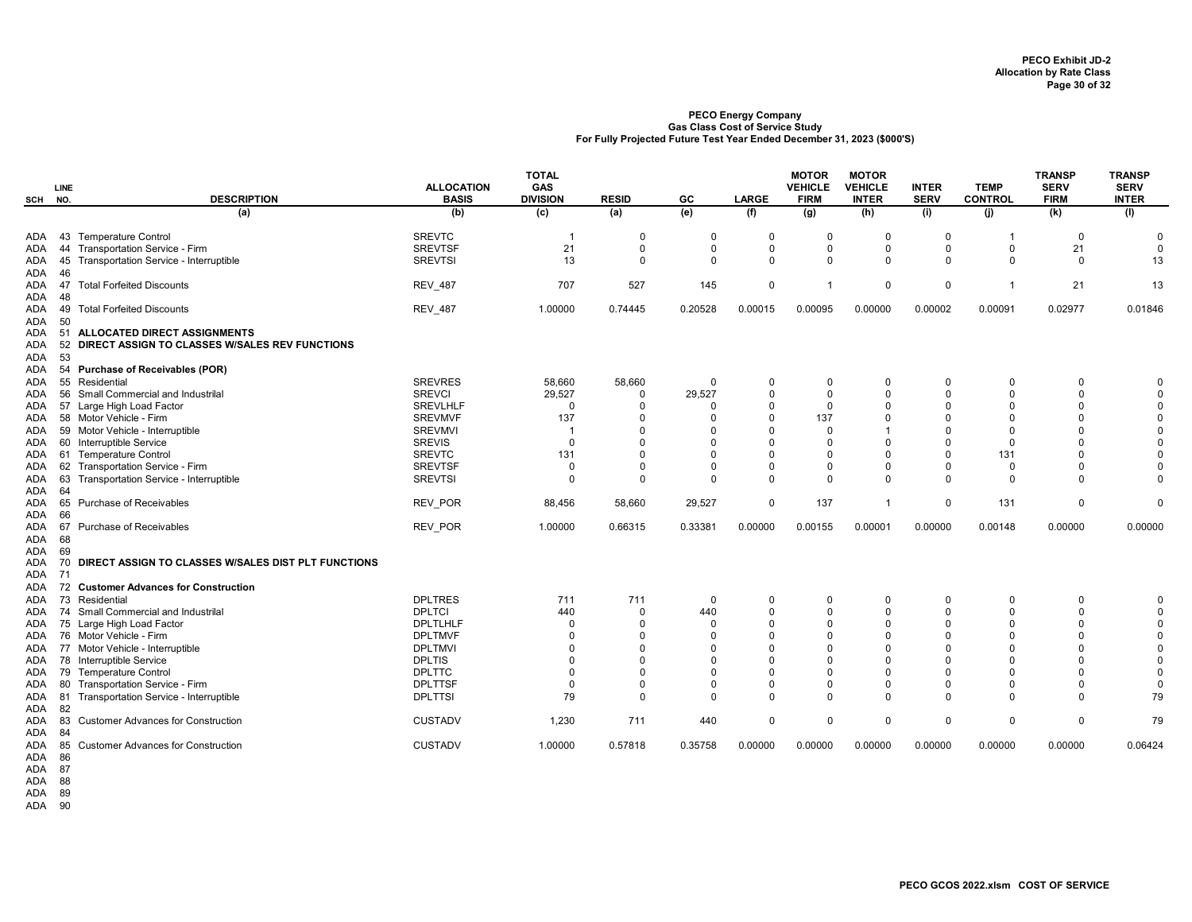**PECO Energy Company**
**Gas Class Cost of Service Study**
**For Fully Projected Future Test Year Ended December 31, 2023 ($000'S)**

| SCH | LINE NO. | DESCRIPTION | ALLOCATION BASIS | TOTAL GAS DIVISION | RESID | GC | LARGE | MOTOR VEHICLE FIRM | MOTOR VEHICLE INTER | INTER SERV | TEMP CONTROL | TRANSP SERV FIRM | TRANSP SERV INTER |
|---|---|---|---|---|---|---|---|---|---|---|---|---|---|
| | | (a) | (b) | (c) | (a) | (e) | (f) | (g) | (h) | (i) | (j) | (k) | (l) |
| ADA | 43 | Temperature Control | SREVTC | 1 | 0 | 0 | 0 | 0 | 0 | 0 | 1 | 0 | 0 |
| ADA | 44 | Transportation Service - Firm | SREVTSF | 21 | 0 | 0 | 0 | 0 | 0 | 0 | 0 | 21 | 0 |
| ADA | 45 | Transportation Service - Interruptible | SREVTSI | 13 | 0 | 0 | 0 | 0 | 0 | 0 | 0 | 0 | 13 |
| ADA | 46 | | | | | | | | | | | | |
| ADA | 47 | Total Forfeited Discounts | REV_487 | 707 | 527 | 145 | 0 | 1 | 0 | 0 | 1 | 21 | 13 |
| ADA | 48 | | | | | | | | | | | | |
| ADA | 49 | Total Forfeited Discounts | REV_487 | 1.00000 | 0.74445 | 0.20528 | 0.00015 | 0.00095 | 0.00000 | 0.00002 | 0.00091 | 0.02977 | 0.01846 |
| ADA | 50 | | | | | | | | | | | | |
| ADA | 51 | **ALLOCATED DIRECT ASSIGNMENTS** | | | | | | | | | | | |
| ADA | 52 | **DIRECT ASSIGN TO CLASSES W/SALES REV FUNCTIONS** | | | | | | | | | | | |
| ADA | 53 | | | | | | | | | | | | |
| ADA | 54 | **Purchase of Receivables (POR)** | | | | | | | | | | | |
| ADA | 55 | Residential | SREVRES | 58,660 | 58,660 | 0 | 0 | 0 | 0 | 0 | 0 | 0 | 0 |
| ADA | 56 | Small Commercial and Industrilal | SREVCI | 29,527 | 0 | 29,527 | 0 | 0 | 0 | 0 | 0 | 0 | 0 |
| ADA | 57 | Large High Load Factor | SREVLHLF | 0 | 0 | 0 | 0 | 0 | 0 | 0 | 0 | 0 | 0 |
| ADA | 58 | Motor Vehicle - Firm | SREVMVF | 137 | 0 | 0 | 0 | 137 | 0 | 0 | 0 | 0 | 0 |
| ADA | 59 | Motor Vehicle - Interruptible | SREVMVI | 1 | 0 | 0 | 0 | 0 | 1 | 0 | 0 | 0 | 0 |
| ADA | 60 | Interruptible Service | SREVIS | 0 | 0 | 0 | 0 | 0 | 0 | 0 | 0 | 0 | 0 |
| ADA | 61 | Temperature Control | SREVTC | 131 | 0 | 0 | 0 | 0 | 0 | 0 | 131 | 0 | 0 |
| ADA | 62 | Transportation Service - Firm | SREVTSF | 0 | 0 | 0 | 0 | 0 | 0 | 0 | 0 | 0 | 0 |
| ADA | 63 | Transportation Service - Interruptible | SREVTSI | 0 | 0 | 0 | 0 | 0 | 0 | 0 | 0 | 0 | 0 |
| ADA | 64 | | | | | | | | | | | | |
| ADA | 65 | Purchase of Receivables | REV_POR | 88,456 | 58,660 | 29,527 | 0 | 137 | 1 | 0 | 131 | 0 | 0 |
| ADA | 66 | | | | | | | | | | | | |
| ADA | 67 | Purchase of Receivables | REV_POR | 1.00000 | 0.66315 | 0.33381 | 0.00000 | 0.00155 | 0.00001 | 0.00000 | 0.00148 | 0.00000 | 0.00000 |
| ADA | 68 | | | | | | | | | | | | |
| ADA | 69 | | | | | | | | | | | | |
| ADA | 70 | **DIRECT ASSIGN TO CLASSES W/SALES DIST PLT FUNCTIONS** | | | | | | | | | | | |
| ADA | 71 | | | | | | | | | | | | |
| ADA | 72 | **Customer Advances for Construction** | | | | | | | | | | | |
| ADA | 73 | Residential | DPLTRES | 711 | 711 | 0 | 0 | 0 | 0 | 0 | 0 | 0 | 0 |
| ADA | 74 | Small Commercial and Industrilal | DPLTCI | 440 | 0 | 440 | 0 | 0 | 0 | 0 | 0 | 0 | 0 |
| ADA | 75 | Large High Load Factor | DPLTLHLF | 0 | 0 | 0 | 0 | 0 | 0 | 0 | 0 | 0 | 0 |
| ADA | 76 | Motor Vehicle - Firm | DPLTMVF | 0 | 0 | 0 | 0 | 0 | 0 | 0 | 0 | 0 | 0 |
| ADA | 77 | Motor Vehicle - Interruptible | DPLTMVI | 0 | 0 | 0 | 0 | 0 | 0 | 0 | 0 | 0 | 0 |
| ADA | 78 | Interruptible Service | DPLTIS | 0 | 0 | 0 | 0 | 0 | 0 | 0 | 0 | 0 | 0 |
| ADA | 79 | Temperature Control | DPLTTC | 0 | 0 | 0 | 0 | 0 | 0 | 0 | 0 | 0 | 0 |
| ADA | 80 | Transportation Service - Firm | DPLTTSF | 0 | 0 | 0 | 0 | 0 | 0 | 0 | 0 | 0 | 0 |
| ADA | 81 | Transportation Service - Interruptible | DPLTTSI | 79 | 0 | 0 | 0 | 0 | 0 | 0 | 0 | 0 | 79 |
| ADA | 82 | | | | | | | | | | | | |
| ADA | 83 | Customer Advances for Construction | CUSTADV | 1,230 | 711 | 440 | 0 | 0 | 0 | 0 | 0 | 0 | 79 |
| ADA | 84 | | | | | | | | | | | | |
| ADA | 85 | Customer Advances for Construction | CUSTADV | 1.00000 | 0.57818 | 0.35758 | 0.00000 | 0.00000 | 0.00000 | 0.00000 | 0.00000 | 0.00000 | 0.06424 |
| ADA | 86 | | | | | | | | | | | | |
| ADA | 87 | | | | | | | | | | | | |
| ADA | 88 | | | | | | | | | | | | |
| ADA | 89 | | | | | | | | | | | | |
| ADA | 90 | | | | | | | | | | | | |

PECO GCOS 2022.xlsm COST OF SERVICE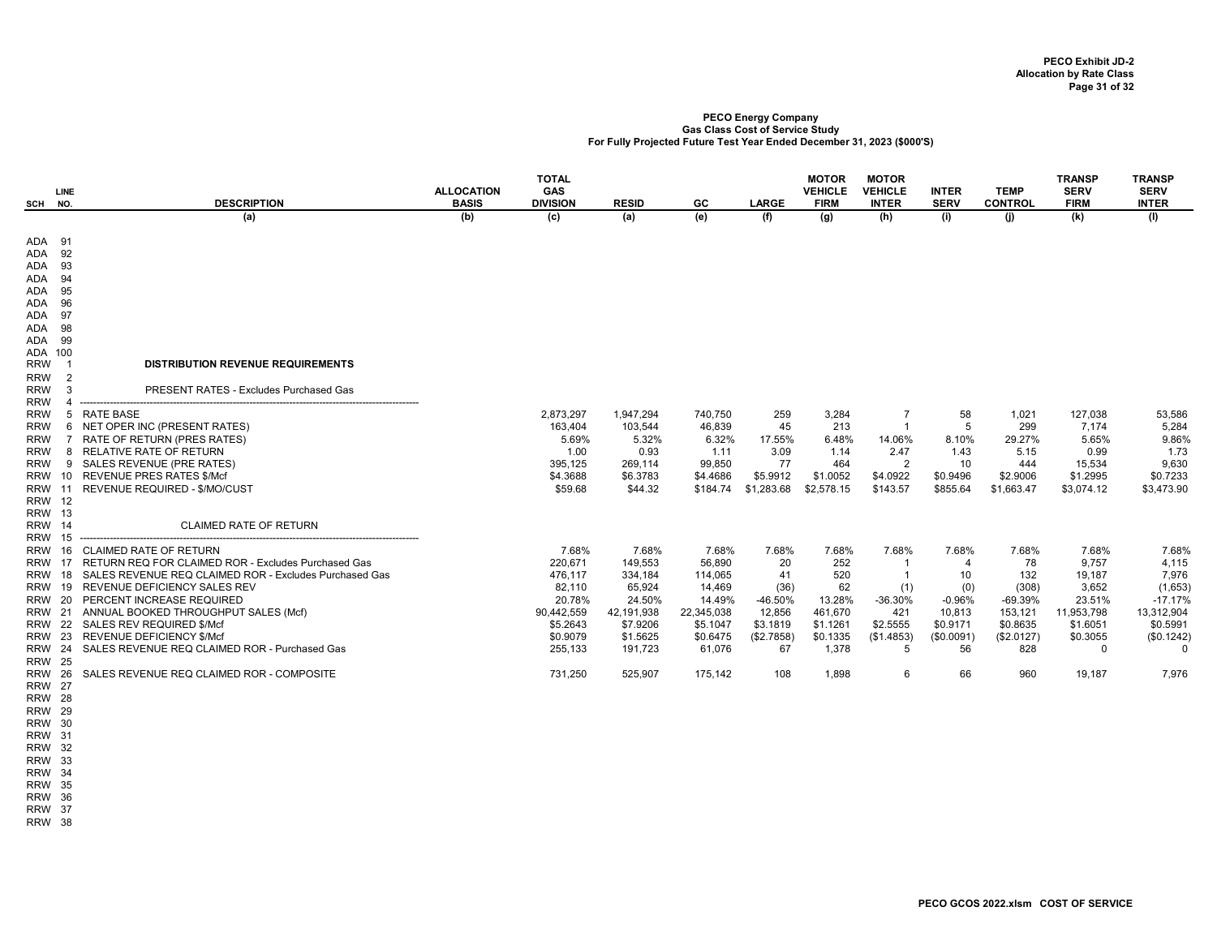**PECO Exhibit JD-2**
**Allocation by Rate Class**

**PECO Energy Company**
**Gas Class Cost of Service Study**
**For Fully Projected Future Test Year Ended December 31, 2023 ($000'S)**

| SCH | LINE NO. | DESCRIPTION | ALLOCATION BASIS | TOTAL GAS DIVISION | RESID | GC | LARGE | MOTOR VEHICLE FIRM | MOTOR VEHICLE INTER | INTER SERV | TEMP CONTROL | TRANSP SERV FIRM | TRANSP SERV INTER |
|---|---|---|---|---|---|---|---|---|---|---|---|---|---|
| | | (a) | (b) | (c) | (a) | (e) | (f) | (g) | (h) | (i) | (j) | (k) | (l) |
| ADA | 91 | | | | | | | | | | | | |
| ADA | 92 | | | | | | | | | | | | |
| ADA | 93 | | | | | | | | | | | | |
| ADA | 94 | | | | | | | | | | | | |
| ADA | 95 | | | | | | | | | | | | |
| ADA | 96 | | | | | | | | | | | | |
| ADA | 97 | | | | | | | | | | | | |
| ADA | 98 | | | | | | | | | | | | |
| ADA | 99 | | | | | | | | | | | | |
| ADA | 100 | | | | | | | | | | | | |
| RRW | 1 | **DISTRIBUTION REVENUE REQUIREMENTS** | | | | | | | | | | | |
| RRW | 2 | | | | | | | | | | | | |
| RRW | 3 | PRESENT RATES - Excludes Purchased Gas | | | | | | | | | | | |
| RRW | 4 | ------------------------------------------------------------ | | | | | | | | | | | |
| RRW | 5 | RATE BASE | | 2,873,297 | 1,947,294 | 740,750 | 259 | 3,284 | 7 | 58 | 1,021 | 127,038 | 53,586 |
| RRW | 6 | NET OPER INC (PRESENT RATES) | | 163,404 | 103,544 | 46,839 | 45 | 213 | 1 | 5 | 299 | 7,174 | 5,284 |
| RRW | 7 | RATE OF RETURN (PRES RATES) | | 5.69% | 5.32% | 6.32% | 17.55% | 6.48% | 14.06% | 8.10% | 29.27% | 5.65% | 9.86% |
| RRW | 8 | RELATIVE RATE OF RETURN | | 1.00 | 0.93 | 1.11 | 3.09 | 1.14 | 2.47 | 1.43 | 5.15 | 0.99 | 1.73 |
| RRW | 9 | SALES REVENUE (PRE RATES) | | 395,125 | 269,114 | 99,850 | 77 | 464 | 2 | 10 | 444 | 15,534 | 9,630 |
| RRW | 10 | REVENUE PRES RATES $/Mcf | | $4.3688 | $6.3783 | $4.4686 | $5.9912 | $1.0052 | $4.0922 | $0.9496 | $2.9006 | $1.2995 | $0.7233 |
| RRW | 11 | REVENUE REQUIRED - $/MO/CUST | | $59.68 | $44.32 | $184.74 | $1,283.68 | $2,578.15 | $143.57 | $855.64 | $1,663.47 | $3,074.12 | $3,473.90 |
| RRW | 12 | | | | | | | | | | | | |
| RRW | 13 | | | | | | | | | | | | |
| RRW | 14 | CLAIMED RATE OF RETURN | | | | | | | | | | | |
| RRW | 15 | ------------------------------------------------------------ | | | | | | | | | | | |
| RRW | 16 | CLAIMED RATE OF RETURN | | 7.68% | 7.68% | 7.68% | 7.68% | 7.68% | 7.68% | 7.68% | 7.68% | 7.68% | 7.68% |
| RRW | 17 | RETURN REQ FOR CLAIMED ROR - Excludes Purchased Gas | | 220,671 | 149,553 | 56,890 | 20 | 252 | 1 | 4 | 78 | 9,757 | 4,115 |
| RRW | 18 | SALES REVENUE REQ CLAIMED ROR - Excludes Purchased Gas | | 476,117 | 334,184 | 114,065 | 41 | 520 | 1 | 10 | 132 | 19,187 | 7,976 |
| RRW | 19 | REVENUE DEFICIENCY SALES REV | | 82,110 | 65,924 | 14,469 | (36) | 62 | (1) | (0) | (308) | 3,652 | (1,653) |
| RRW | 20 | PERCENT INCREASE REQUIRED | | 20.78% | 24.50% | 14.49% | -46.50% | 13.28% | -36.30% | -0.96% | -69.39% | 23.51% | -17.17% |
| RRW | 21 | ANNUAL BOOKED THROUGHPUT SALES (Mcf) | | 90,442,559 | 42,191,938 | 22,345,038 | 12,856 | 461,670 | 421 | 10,813 | 153,121 | 11,953,798 | 13,312,904 |
| RRW | 22 | SALES REV REQUIRED $/Mcf | | $5.2643 | $7.9206 | $5.1047 | $3.1819 | $1.1261 | $2.5555 | $0.9171 | $0.8635 | $1.6051 | $0.5991 |
| RRW | 23 | REVENUE DEFICIENCY $/Mcf | | $0.9079 | $1.5625 | $0.6475 | ($2.7858) | $0.1335 | ($1.4853) | ($0.0091) | ($2.0127) | $0.3055 | ($0.1242) |
| RRW | 24 | SALES REVENUE REQ CLAIMED ROR - Purchased Gas | | 255,133 | 191,723 | 61,076 | 67 | 1,378 | 5 | 56 | 828 | 0 | 0 |
| RRW | 25 | | | | | | | | | | | | |
| RRW | 26 | SALES REVENUE REQ CLAIMED ROR - COMPOSITE | | 731,250 | 525,907 | 175,142 | 108 | 1,898 | 6 | 66 | 960 | 19,187 | 7,976 |
| RRW | 27 | | | | | | | | | | | | |
| RRW | 28 | | | | | | | | | | | | |
| RRW | 29 | | | | | | | | | | | | |
| RRW | 30 | | | | | | | | | | | | |
| RRW | 31 | | | | | | | | | | | | |
| RRW | 32 | | | | | | | | | | | | |
| RRW | 33 | | | | | | | | | | | | |
| RRW | 34 | | | | | | | | | | | | |
| RRW | 35 | | | | | | | | | | | | |
| RRW | 36 | | | | | | | | | | | | |
| RRW | 37 | | | | | | | | | | | | |
| RRW | 38 | | | | | | | | | | | | |

PECO GCOS 2022.xlsm COST OF SERVICE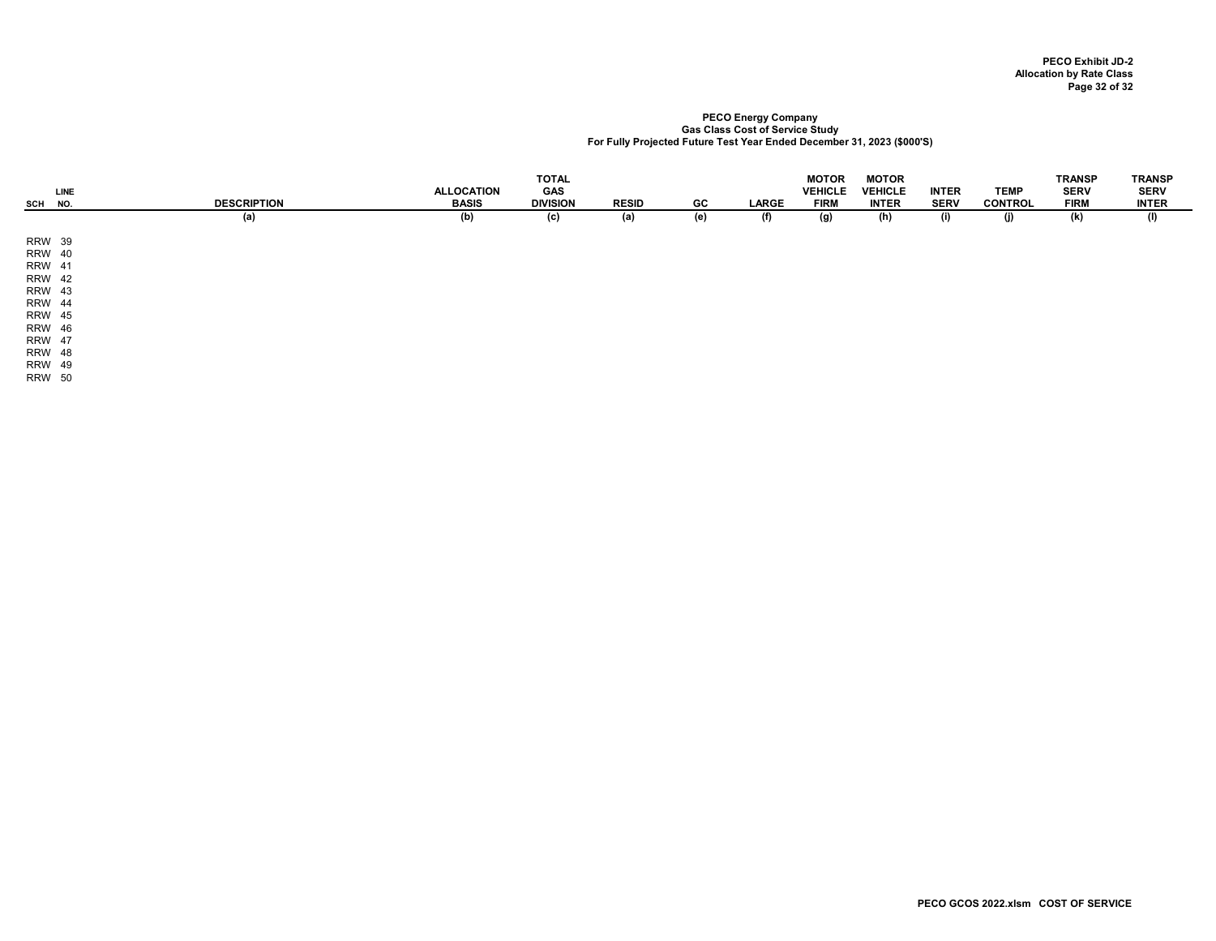**PECO Exhibit JD-2**
**Allocation by Rate Class**

**PECO Energy Company**
**Gas Class Cost of Service Study**
**For Fully Projected Future Test Year Ended December 31, 2023 ($000'S)**

| SCH | LINE NO. | DESCRIPTION | ALLOCATION BASIS | TOTAL GAS DIVISION | RESID | GC | LARGE | MOTOR VEHICLE FIRM | MOTOR VEHICLE INTER | INTER SERV | TEMP CONTROL | TRANSP SERV FIRM | TRANSP SERV INTER |
|---|---|---|---|---|---|---|---|---|---|---|---|---|---|
| | | (a) | (b) | (c) | (a) | (e) | (f) | (g) | (h) | (i) | (j) | (k) | (l) |
| RRW | 39 | | | | | | | | | | | | |
| RRW | 40 | | | | | | | | | | | | |
| RRW | 41 | | | | | | | | | | | | |
| RRW | 42 | | | | | | | | | | | | |
| RRW | 43 | | | | | | | | | | | | |
| RRW | 44 | | | | | | | | | | | | |
| RRW | 45 | | | | | | | | | | | | |
| RRW | 46 | | | | | | | | | | | | |
| RRW | 47 | | | | | | | | | | | | |
| RRW | 48 | | | | | | | | | | | | |
| RRW | 49 | | | | | | | | | | | | |
| RRW | 50 | | | | | | | | | | | | |

PECO GCOS 2022.xlsm COST OF SERVICE